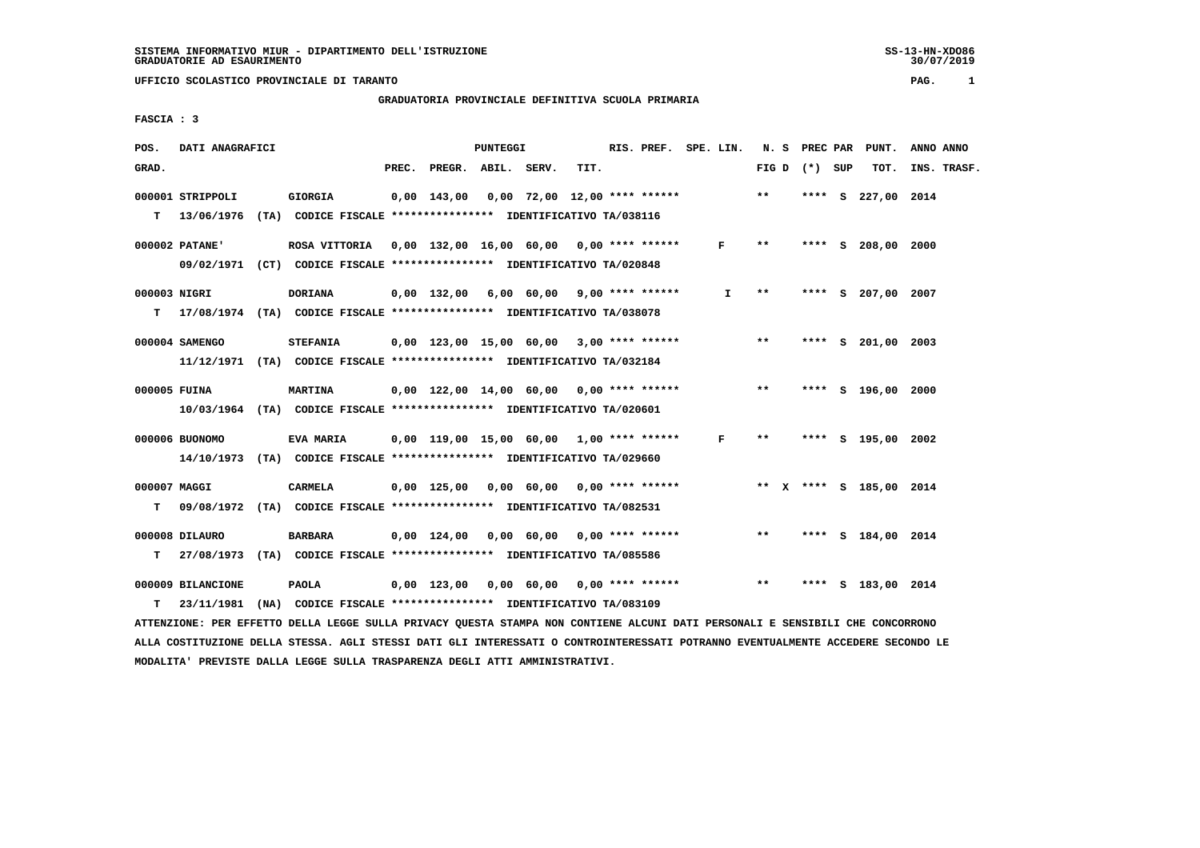SISTEMA INFORMATIVO MIUR - DIPARTIMENTO DELL'ISTRUZIONE
GRADUATORIE AD ESAURIMENTO

UFFICIO SCOLASTICO PROVINCIALE DI TARANTO

GRADUATORIA PROVINCIALE DEFINITIVA SCUOLA PRIMARIA

FASCIA : 3

| POS. GRAD. | DATI ANAGRAFICI | | PREC. | PREGR. | ABIL. | SERV. | TIT. | RIS. PREF. | SPE. LIN. | N. S FIG D | PREC PAR (*) SUP | PUNT. TOT. | ANNO INS. | ANNO TRASF. |
|---|---|---|---|---|---|---|---|---|---|---|---|---|---|---|
| 000001 | STRIPPOLI | GIORGIA | 0,00 | 143,00 | 0,00 | 72,00 | 12,00 | **** ****** | | ** | **** S | 227,00 | 2014 | |
| T | 13/06/1976 (TA) CODICE FISCALE **************** | IDENTIFICATIVO TA/038116 | | | | | | | | | | | | |
| 000002 | PATANE' | ROSA VITTORIA | 0,00 | 132,00 | 16,00 | 60,00 | 0,00 | **** ****** | F | ** | **** S | 208,00 | 2000 | |
| | 09/02/1971 (CT) CODICE FISCALE **************** | IDENTIFICATIVO TA/020848 | | | | | | | | | | | | |
| 000003 | NIGRI | DORIANA | 0,00 | 132,00 | 6,00 | 60,00 | 9,00 | **** ****** | I | ** | **** S | 207,00 | 2007 | |
| T | 17/08/1974 (TA) CODICE FISCALE **************** | IDENTIFICATIVO TA/038078 | | | | | | | | | | | | |
| 000004 | SAMENGO | STEFANIA | 0,00 | 123,00 | 15,00 | 60,00 | 3,00 | **** ****** | | ** | **** S | 201,00 | 2003 | |
| | 11/12/1971 (TA) CODICE FISCALE **************** | IDENTIFICATIVO TA/032184 | | | | | | | | | | | | |
| 000005 | FUINA | MARTINA | 0,00 | 122,00 | 14,00 | 60,00 | 0,00 | **** ****** | | ** | **** S | 196,00 | 2000 | |
| | 10/03/1964 (TA) CODICE FISCALE **************** | IDENTIFICATIVO TA/020601 | | | | | | | | | | | | |
| 000006 | BUONOMO | EVA MARIA | 0,00 | 119,00 | 15,00 | 60,00 | 1,00 | **** ****** | F | ** | **** S | 195,00 | 2002 | |
| | 14/10/1973 (TA) CODICE FISCALE **************** | IDENTIFICATIVO TA/029660 | | | | | | | | | | | | |
| 000007 | MAGGI | CARMELA | 0,00 | 125,00 | 0,00 | 60,00 | 0,00 | **** ****** | | ** X | **** S | 185,00 | 2014 | |
| T | 09/08/1972 (TA) CODICE FISCALE **************** | IDENTIFICATIVO TA/082531 | | | | | | | | | | | | |
| 000008 | DILAURO | BARBARA | 0,00 | 124,00 | 0,00 | 60,00 | 0,00 | **** ****** | | ** | **** S | 184,00 | 2014 | |
| T | 27/08/1973 (TA) CODICE FISCALE **************** | IDENTIFICATIVO TA/085586 | | | | | | | | | | | | |
| 000009 | BILANCIONE | PAOLA | 0,00 | 123,00 | 0,00 | 60,00 | 0,00 | **** ****** | | ** | **** S | 183,00 | 2014 | |
| T | 23/11/1981 (NA) CODICE FISCALE **************** | IDENTIFICATIVO TA/083109 | | | | | | | | | | | | |

ATTENZIONE: PER EFFETTO DELLA LEGGE SULLA PRIVACY QUESTA STAMPA NON CONTIENE ALCUNI DATI PERSONALI E SENSIBILI CHE CONCORRONO ALLA COSTITUZIONE DELLA STESSA. AGLI STESSI DATI GLI INTERESSATI O CONTROINTERESSATI POTRANNO EVENTUALMENTE ACCEDERE SECONDO LE MODALITA' PREVISTE DALLA LEGGE SULLA TRASPARENZA DEGLI ATTI AMMINISTRATIVI.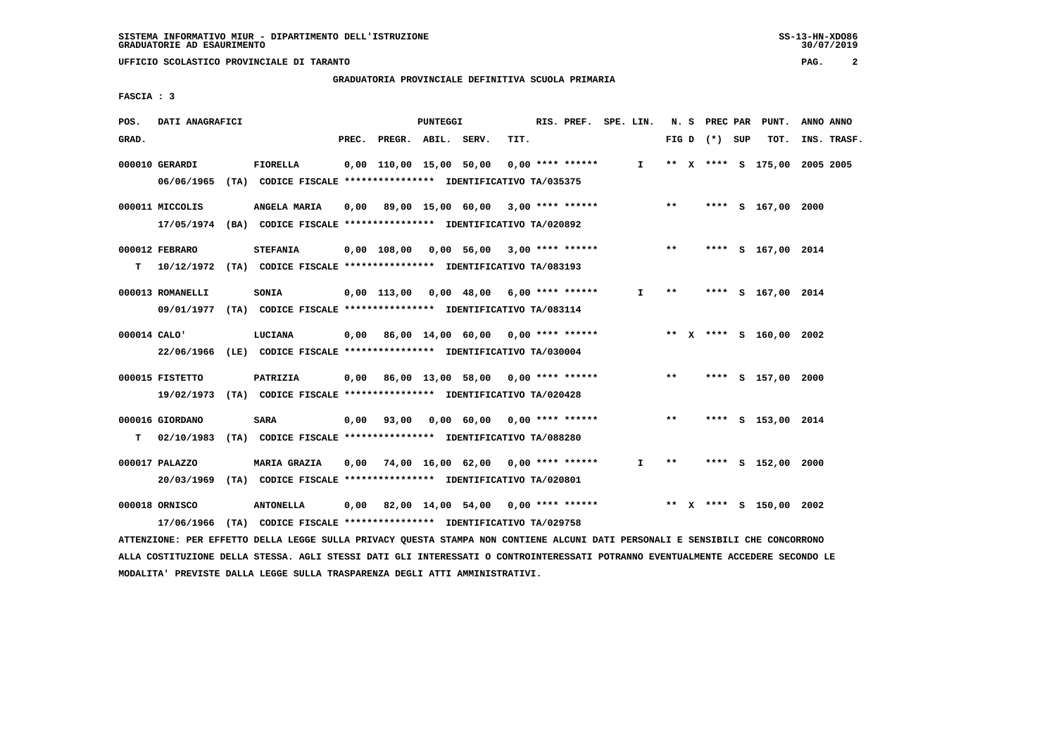SISTEMA INFORMATIVO MIUR - DIPARTIMENTO DELL'ISTRUZIONE
GRADUATORIE AD ESAURIMENTO

UFFICIO SCOLASTICO PROVINCIALE DI TARANTO

GRADUATORIA PROVINCIALE DEFINITIVA SCUOLA PRIMARIA

FASCIA : 3

| POS. GRAD. | DATI ANAGRAFICI | | PREC. | PREGR. | ABIL. | SERV. | TIT. | RIS. PREF. | SPE. LIN. | N. S FIG D | PREC PAR (*) SUP | PUNT. TOT. | ANNO ANNO INS. TRASF. |
|---|---|---|---|---|---|---|---|---|---|---|---|---|---|
| 000010 | GERARDI 06/06/1965 (TA) CODICE FISCALE **************** IDENTIFICATIVO TA/035375 | FIORELLA | 0,00 | 110,00 | 15,00 | 50,00 | 0,00 | **** ****** | I | ** X | **** S | 175,00 | 2005 2005 |
| 000011 | MICCOLIS 17/05/1974 (BA) CODICE FISCALE **************** IDENTIFICATIVO TA/020892 | ANGELA MARIA | 0,00 | 89,00 | 15,00 | 60,00 | 3,00 | **** ****** | | ** | **** S | 167,00 | 2000 |
| 000012 T | FEBRARO 10/12/1972 (TA) CODICE FISCALE **************** IDENTIFICATIVO TA/083193 | STEFANIA | 0,00 | 108,00 | 0,00 | 56,00 | 3,00 | **** ****** | | ** | **** S | 167,00 | 2014 |
| 000013 | ROMANELLI 09/01/1977 (TA) CODICE FISCALE **************** IDENTIFICATIVO TA/083114 | SONIA | 0,00 | 113,00 | 0,00 | 48,00 | 6,00 | **** ****** | I | ** | **** S | 167,00 | 2014 |
| 000014 | CALO' 22/06/1966 (LE) CODICE FISCALE **************** IDENTIFICATIVO TA/030004 | LUCIANA | 0,00 | 86,00 | 14,00 | 60,00 | 0,00 | **** ****** | | ** X | **** S | 160,00 | 2002 |
| 000015 | FISTETTO 19/02/1973 (TA) CODICE FISCALE **************** IDENTIFICATIVO TA/020428 | PATRIZIA | 0,00 | 86,00 | 13,00 | 58,00 | 0,00 | **** ****** | | ** | **** S | 157,00 | 2000 |
| 000016 T | GIORDANO 02/10/1983 (TA) CODICE FISCALE **************** IDENTIFICATIVO TA/088280 | SARA | 0,00 | 93,00 | 0,00 | 60,00 | 0,00 | **** ****** | | ** | **** S | 153,00 | 2014 |
| 000017 | PALAZZO 20/03/1969 (TA) CODICE FISCALE **************** IDENTIFICATIVO TA/020801 | MARIA GRAZIA | 0,00 | 74,00 | 16,00 | 62,00 | 0,00 | **** ****** | I | ** | **** S | 152,00 | 2000 |
| 000018 | ORNISCO 17/06/1966 (TA) CODICE FISCALE **************** IDENTIFICATIVO TA/029758 | ANTONELLA | 0,00 | 82,00 | 14,00 | 54,00 | 0,00 | **** ****** | | ** X | **** S | 150,00 | 2002 |

ATTENZIONE: PER EFFETTO DELLA LEGGE SULLA PRIVACY QUESTA STAMPA NON CONTIENE ALCUNI DATI PERSONALI E SENSIBILI CHE CONCORRONO ALLA COSTITUZIONE DELLA STESSA. AGLI STESSI DATI GLI INTERESSATI O CONTROINTERESSATI POTRANNO EVENTUALMENTE ACCEDERE SECONDO LE MODALITA' PREVISTE DALLA LEGGE SULLA TRASPARENZA DEGLI ATTI AMMINISTRATIVI.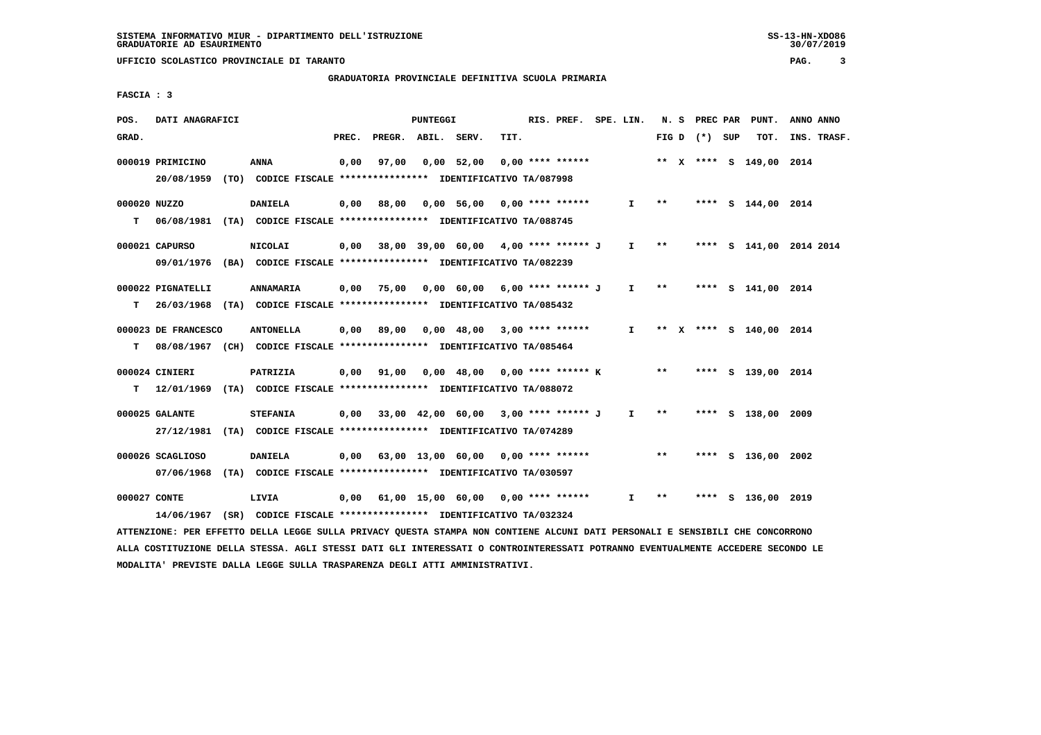SISTEMA INFORMATIVO MIUR - DIPARTIMENTO DELL'ISTRUZIONE
GRADUATORIE AD ESAURIMENTO

UFFICIO SCOLASTICO PROVINCIALE DI TARANTO

GRADUATORIA PROVINCIALE DEFINITIVA SCUOLA PRIMARIA

FASCIA : 3

| POS. GRAD. | DATI ANAGRAFICI | | PREC. | PREGR. | ABIL. | SERV. | TIT. | RIS. PREF. | SPE. LIN. | N. S FIG D | PREC PAR (*) | SUP | PUNT. TOT. | ANNO INS. | ANNO TRASF. |
|---|---|---|---|---|---|---|---|---|---|---|---|---|---|---|---|
| 000019 | PRIMICINO | ANNA | 0,00 | 97,00 | 0,00 | 52,00 | 0,00 | **** ****** | | ** X | **** | S | 149,00 | 2014 | |
| | 20/08/1959 (TO) CODICE FISCALE **************** IDENTIFICATIVO TA/087998 | | | | | | | | | | | | | | |
| 000020 | NUZZO | DANIELA | 0,00 | 88,00 | 0,00 | 56,00 | 0,00 | **** ****** | I | ** | **** | S | 144,00 | 2014 | |
| T | 06/08/1981 (TA) CODICE FISCALE **************** IDENTIFICATIVO TA/088745 | | | | | | | | | | | | | | |
| 000021 | CAPURSO | NICOLAI | 0,00 | 38,00 | 39,00 | 60,00 | 4,00 | **** ****** J | I | ** | **** | S | 141,00 | 2014 | 2014 |
| | 09/01/1976 (BA) CODICE FISCALE **************** IDENTIFICATIVO TA/082239 | | | | | | | | | | | | | | |
| 000022 | PIGNATELLI | ANNAMARIA | 0,00 | 75,00 | 0,00 | 60,00 | 6,00 | **** ****** J | I | ** | **** | S | 141,00 | 2014 | |
| T | 26/03/1968 (TA) CODICE FISCALE **************** IDENTIFICATIVO TA/085432 | | | | | | | | | | | | | | |
| 000023 | DE FRANCESCO | ANTONELLA | 0,00 | 89,00 | 0,00 | 48,00 | 3,00 | **** ****** | I | ** X | **** | S | 140,00 | 2014 | |
| T | 08/08/1967 (CH) CODICE FISCALE **************** IDENTIFICATIVO TA/085464 | | | | | | | | | | | | | | |
| 000024 | CINIERI | PATRIZIA | 0,00 | 91,00 | 0,00 | 48,00 | 0,00 | **** ****** K | | ** | **** | S | 139,00 | 2014 | |
| T | 12/01/1969 (TA) CODICE FISCALE **************** IDENTIFICATIVO TA/088072 | | | | | | | | | | | | | | |
| 000025 | GALANTE | STEFANIA | 0,00 | 33,00 | 42,00 | 60,00 | 3,00 | **** ****** J | I | ** | **** | S | 138,00 | 2009 | |
| | 27/12/1981 (TA) CODICE FISCALE **************** IDENTIFICATIVO TA/074289 | | | | | | | | | | | | | | |
| 000026 | SCAGLIOSO | DANIELA | 0,00 | 63,00 | 13,00 | 60,00 | 0,00 | **** ****** | | ** | **** | S | 136,00 | 2002 | |
| | 07/06/1968 (TA) CODICE FISCALE **************** IDENTIFICATIVO TA/030597 | | | | | | | | | | | | | | |
| 000027 | CONTE | LIVIA | 0,00 | 61,00 | 15,00 | 60,00 | 0,00 | **** ****** | I | ** | **** | S | 136,00 | 2019 | |
| | 14/06/1967 (SR) CODICE FISCALE **************** IDENTIFICATIVO TA/032324 | | | | | | | | | | | | | | |

ATTENZIONE: PER EFFETTO DELLA LEGGE SULLA PRIVACY QUESTA STAMPA NON CONTIENE ALCUNI DATI PERSONALI E SENSIBILI CHE CONCORRONO ALLA COSTITUZIONE DELLA STESSA. AGLI STESSI DATI GLI INTERESSATI O CONTROINTERESSATI POTRANNO EVENTUALMENTE ACCEDERE SECONDO LE MODALITA' PREVISTE DALLA LEGGE SULLA TRASPARENZA DEGLI ATTI AMMINISTRATIVI.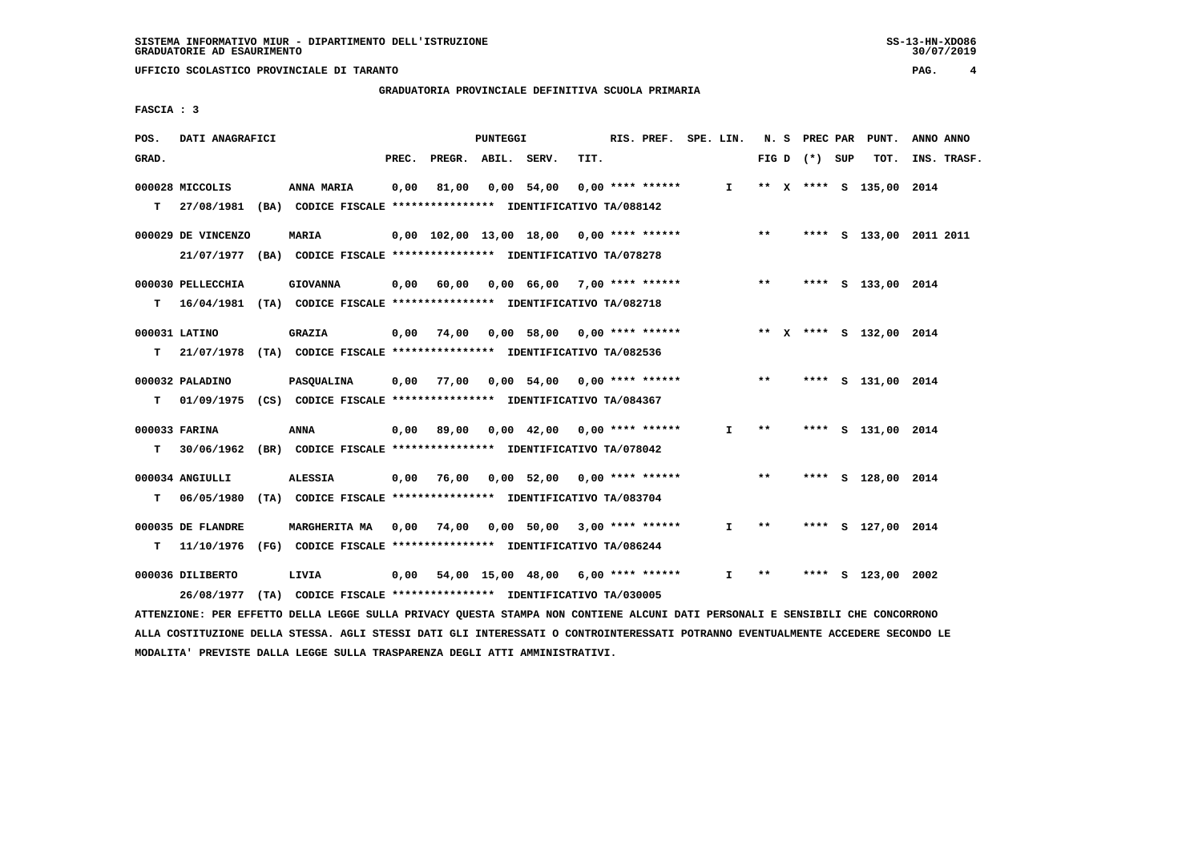SISTEMA INFORMATIVO MIUR - DIPARTIMENTO DELL'ISTRUZIONE
GRADUATORIE AD ESAURIMENTO

UFFICIO SCOLASTICO PROVINCIALE DI TARANTO

GRADUATORIA PROVINCIALE DEFINITIVA SCUOLA PRIMARIA

FASCIA : 3

| POS. GRAD. | DATI ANAGRAFICI | | PREC. | PREGR. | ABIL. | SERV. | TIT. | RIS. PREF. | SPE. LIN. | N. S FIG D | PREC PAR (*) | SUP | PUNT. TOT. | ANNO INS. | ANNO TRASF. |
|---|---|---|---|---|---|---|---|---|---|---|---|---|---|---|---|
| 000028 | MICCOLIS | ANNA MARIA | 0,00 | 81,00 | 0,00 | 54,00 | 0,00 | **** ****** | I | ** X | **** | S | 135,00 | 2014 | |
| T | 27/08/1981 (BA) CODICE FISCALE **************** IDENTIFICATIVO TA/088142 | | | | | | | | | | | | | | |
| 000029 | DE VINCENZO | MARIA | 0,00 | 102,00 | 13,00 | 18,00 | 0,00 | **** ****** | | ** | **** | S | 133,00 | 2011 | 2011 |
| | 21/07/1977 (BA) CODICE FISCALE **************** IDENTIFICATIVO TA/078278 | | | | | | | | | | | | | | |
| 000030 | PELLECCHIA | GIOVANNA | 0,00 | 60,00 | 0,00 | 66,00 | 7,00 | **** ****** | | ** | **** | S | 133,00 | 2014 | |
| T | 16/04/1981 (TA) CODICE FISCALE **************** IDENTIFICATIVO TA/082718 | | | | | | | | | | | | | | |
| 000031 | LATINO | GRAZIA | 0,00 | 74,00 | 0,00 | 58,00 | 0,00 | **** ****** | | ** X | **** | S | 132,00 | 2014 | |
| T | 21/07/1978 (TA) CODICE FISCALE **************** IDENTIFICATIVO TA/082536 | | | | | | | | | | | | | | |
| 000032 | PALADINO | PASQUALINA | 0,00 | 77,00 | 0,00 | 54,00 | 0,00 | **** ****** | | ** | **** | S | 131,00 | 2014 | |
| T | 01/09/1975 (CS) CODICE FISCALE **************** IDENTIFICATIVO TA/084367 | | | | | | | | | | | | | | |
| 000033 | FARINA | ANNA | 0,00 | 89,00 | 0,00 | 42,00 | 0,00 | **** ****** | I | ** | **** | S | 131,00 | 2014 | |
| T | 30/06/1962 (BR) CODICE FISCALE **************** IDENTIFICATIVO TA/078042 | | | | | | | | | | | | | | |
| 000034 | ANGIULLI | ALESSIA | 0,00 | 76,00 | 0,00 | 52,00 | 0,00 | **** ****** | | ** | **** | S | 128,00 | 2014 | |
| T | 06/05/1980 (TA) CODICE FISCALE **************** IDENTIFICATIVO TA/083704 | | | | | | | | | | | | | | |
| 000035 | DE FLANDRE | MARGHERITA MA | 0,00 | 74,00 | 0,00 | 50,00 | 3,00 | **** ****** | I | ** | **** | S | 127,00 | 2014 | |
| T | 11/10/1976 (FG) CODICE FISCALE **************** IDENTIFICATIVO TA/086244 | | | | | | | | | | | | | | |
| 000036 | DILIBERTO | LIVIA | 0,00 | 54,00 | 15,00 | 48,00 | 6,00 | **** ****** | I | ** | **** | S | 123,00 | 2002 | |
| | 26/08/1977 (TA) CODICE FISCALE **************** IDENTIFICATIVO TA/030005 | | | | | | | | | | | | | | |

ATTENZIONE: PER EFFETTO DELLA LEGGE SULLA PRIVACY QUESTA STAMPA NON CONTIENE ALCUNI DATI PERSONALI E SENSIBILI CHE CONCORRONO ALLA COSTITUZIONE DELLA STESSA. AGLI STESSI DATI GLI INTERESSATI O CONTROINTERESSATI POTRANNO EVENTUALMENTE ACCEDERE SECONDO LE MODALITA' PREVISTE DALLA LEGGE SULLA TRASPARENZA DEGLI ATTI AMMINISTRATIVI.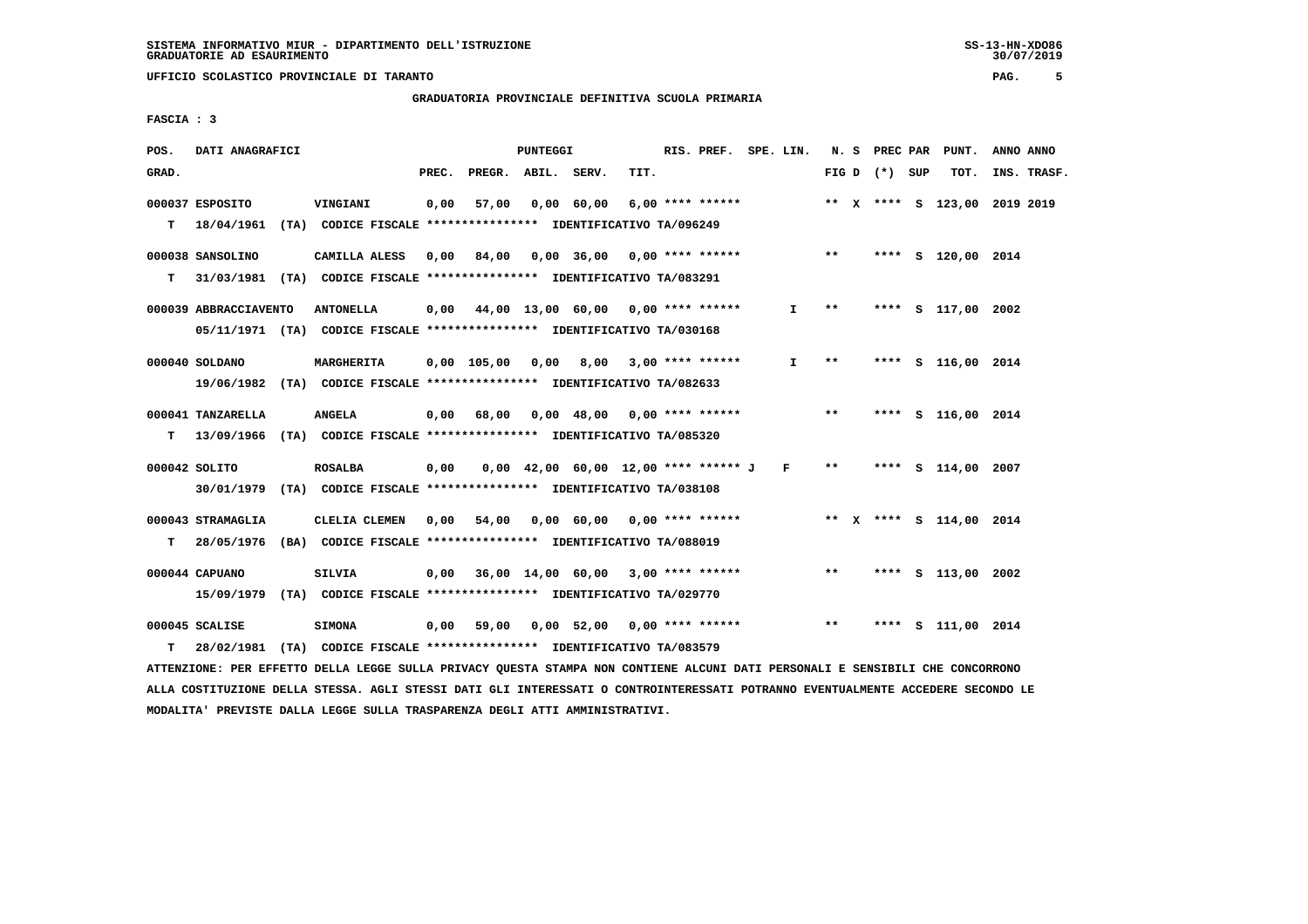SISTEMA INFORMATIVO MIUR - DIPARTIMENTO DELL'ISTRUZIONE
GRADUATORIE AD ESAURIMENTO

UFFICIO SCOLASTICO PROVINCIALE DI TARANTO

GRADUATORIA PROVINCIALE DEFINITIVA SCUOLA PRIMARIA

FASCIA : 3

| POS. GRAD. | DATI ANAGRAFICI | | PREC. | PREGR. | ABIL. | SERV. | TIT. | RIS. PREF. | SPE. LIN. | N. S FIG D | PREC PAR (*) | SUP | PUNT. TOT. | ANNO INS. | ANNO TRASF. |
|---|---|---|---|---|---|---|---|---|---|---|---|---|---|---|---|
| 000037 | ESPOSITO | VINGIANI | 0,00 | 57,00 | 0,00 | 60,00 | 6,00 | **** ****** | | ** X | **** | S | 123,00 | 2019 | 2019 |
| T | 18/04/1961 (TA) CODICE FISCALE **************** IDENTIFICATIVO TA/096249 | | | | | | | | | | | | | | |
| 000038 | SANSOLINO | CAMILLA ALESS | 0,00 | 84,00 | 0,00 | 36,00 | 0,00 | **** ****** | | ** | **** | S | 120,00 | 2014 | |
| T | 31/03/1981 (TA) CODICE FISCALE **************** IDENTIFICATIVO TA/083291 | | | | | | | | | | | | | | |
| 000039 | ABBRACCIAVENTO | ANTONELLA | 0,00 | 44,00 | 13,00 | 60,00 | 0,00 | **** ****** | I | ** | **** | S | 117,00 | 2002 | |
| | 05/11/1971 (TA) CODICE FISCALE **************** IDENTIFICATIVO TA/030168 | | | | | | | | | | | | | | |
| 000040 | SOLDANO | MARGHERITA | 0,00 | 105,00 | 0,00 | 8,00 | 3,00 | **** ****** | I | ** | **** | S | 116,00 | 2014 | |
| | 19/06/1982 (TA) CODICE FISCALE **************** IDENTIFICATIVO TA/082633 | | | | | | | | | | | | | | |
| 000041 | TANZARELLA | ANGELA | 0,00 | 68,00 | 0,00 | 48,00 | 0,00 | **** ****** | | ** | **** | S | 116,00 | 2014 | |
| T | 13/09/1966 (TA) CODICE FISCALE **************** IDENTIFICATIVO TA/085320 | | | | | | | | | | | | | | |
| 000042 | SOLITO | ROSALBA | 0,00 | 0,00 | 42,00 | 60,00 | 12,00 | **** ****** J | F | ** | **** | S | 114,00 | 2007 | |
| | 30/01/1979 (TA) CODICE FISCALE **************** IDENTIFICATIVO TA/038108 | | | | | | | | | | | | | | |
| 000043 | STRAMAGLIA | CLELIA CLEMEN | 0,00 | 54,00 | 0,00 | 60,00 | 0,00 | **** ****** | | ** X | **** | S | 114,00 | 2014 | |
| T | 28/05/1976 (BA) CODICE FISCALE **************** IDENTIFICATIVO TA/088019 | | | | | | | | | | | | | | |
| 000044 | CAPUANO | SILVIA | 0,00 | 36,00 | 14,00 | 60,00 | 3,00 | **** ****** | | ** | **** | S | 113,00 | 2002 | |
| | 15/09/1979 (TA) CODICE FISCALE **************** IDENTIFICATIVO TA/029770 | | | | | | | | | | | | | | |
| 000045 | SCALISE | SIMONA | 0,00 | 59,00 | 0,00 | 52,00 | 0,00 | **** ****** | | ** | **** | S | 111,00 | 2014 | |
| T | 28/02/1981 (TA) CODICE FISCALE **************** IDENTIFICATIVO TA/083579 | | | | | | | | | | | | | | |

ATTENZIONE: PER EFFETTO DELLA LEGGE SULLA PRIVACY QUESTA STAMPA NON CONTIENE ALCUNI DATI PERSONALI E SENSIBILI CHE CONCORRONO ALLA COSTITUZIONE DELLA STESSA. AGLI STESSI DATI GLI INTERESSATI O CONTROINTERESSATI POTRANNO EVENTUALMENTE ACCEDERE SECONDO LE MODALITA' PREVISTE DALLA LEGGE SULLA TRASPARENZA DEGLI ATTI AMMINISTRATIVI.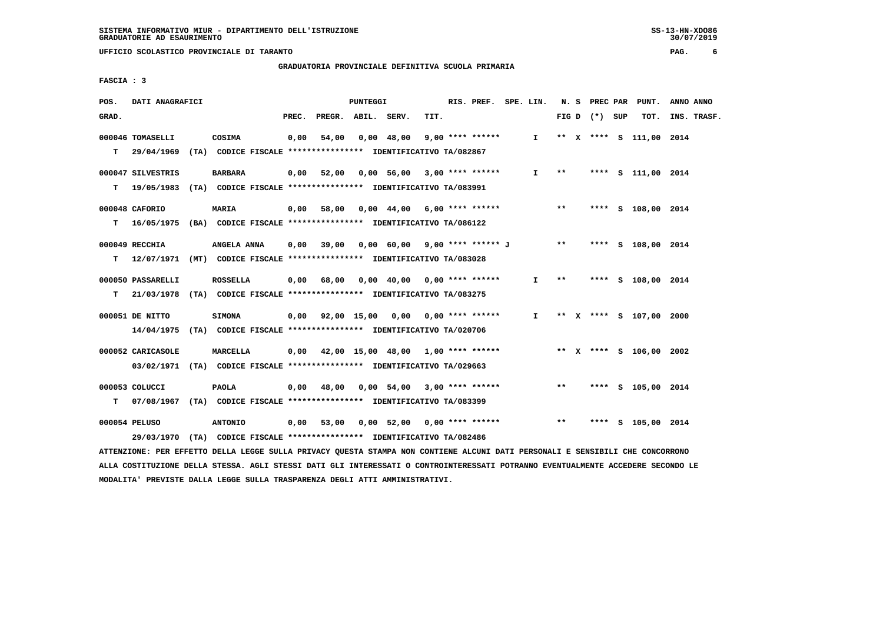SISTEMA INFORMATIVO MIUR - DIPARTIMENTO DELL'ISTRUZIONE
GRADUATORIE AD ESAURIMENTO

UFFICIO SCOLASTICO PROVINCIALE DI TARANTO

GRADUATORIA PROVINCIALE DEFINITIVA SCUOLA PRIMARIA

FASCIA : 3

| POS. GRAD. | DATI ANAGRAFICI | | PREC. | PREGR. | ABIL. | SERV. | TIT. | RIS. PREF. | SPE. LIN. | N. S FIG D | PREC PAR (*) | SUP | PUNT. TOT. | ANNO INS. | ANNO TRASF. |
|---|---|---|---|---|---|---|---|---|---|---|---|---|---|---|---|
| 000046 | TOMASELLI | COSIMA | 0,00 | 54,00 | 0,00 | 48,00 | 9,00 | **** ****** | I | ** X | **** | S | 111,00 | 2014 | |
| T | 29/04/1969 (TA) CODICE FISCALE **************** IDENTIFICATIVO TA/082867 | | | | | | | | | | | | | | |
| 000047 | SILVESTRIS | BARBARA | 0,00 | 52,00 | 0,00 | 56,00 | 3,00 | **** ****** | I | ** | **** | S | 111,00 | 2014 | |
| T | 19/05/1983 (TA) CODICE FISCALE **************** IDENTIFICATIVO TA/083991 | | | | | | | | | | | | | | |
| 000048 | CAFORIO | MARIA | 0,00 | 58,00 | 0,00 | 44,00 | 6,00 | **** ****** | | ** | **** | S | 108,00 | 2014 | |
| T | 16/05/1975 (BA) CODICE FISCALE **************** IDENTIFICATIVO TA/086122 | | | | | | | | | | | | | | |
| 000049 | RECCHIA | ANGELA ANNA | 0,00 | 39,00 | 0,00 | 60,00 | 9,00 | **** ****** J | | ** | **** | S | 108,00 | 2014 | |
| T | 12/07/1971 (MT) CODICE FISCALE **************** IDENTIFICATIVO TA/083028 | | | | | | | | | | | | | | |
| 000050 | PASSARELLI | ROSSELLA | 0,00 | 68,00 | 0,00 | 40,00 | 0,00 | **** ****** | I | ** | **** | S | 108,00 | 2014 | |
| T | 21/03/1978 (TA) CODICE FISCALE **************** IDENTIFICATIVO TA/083275 | | | | | | | | | | | | | | |
| 000051 | DE NITTO | SIMONA | 0,00 | 92,00 | 15,00 | 0,00 | 0,00 | **** ****** | I | ** X | **** | S | 107,00 | 2000 | |
| | 14/04/1975 (TA) CODICE FISCALE **************** IDENTIFICATIVO TA/020706 | | | | | | | | | | | | | | |
| 000052 | CARICASOLE | MARCELLA | 0,00 | 42,00 | 15,00 | 48,00 | 1,00 | **** ****** | | ** X | **** | S | 106,00 | 2002 | |
| | 03/02/1971 (TA) CODICE FISCALE **************** IDENTIFICATIVO TA/029663 | | | | | | | | | | | | | | |
| 000053 | COLUCCI | PAOLA | 0,00 | 48,00 | 0,00 | 54,00 | 3,00 | **** ****** | | ** | **** | S | 105,00 | 2014 | |
| T | 07/08/1967 (TA) CODICE FISCALE **************** IDENTIFICATIVO TA/083399 | | | | | | | | | | | | | | |
| 000054 | PELUSO | ANTONIO | 0,00 | 53,00 | 0,00 | 52,00 | 0,00 | **** ****** | | ** | **** | S | 105,00 | 2014 | |
| | 29/03/1970 (TA) CODICE FISCALE **************** IDENTIFICATIVO TA/082486 | | | | | | | | | | | | | | |

ATTENZIONE: PER EFFETTO DELLA LEGGE SULLA PRIVACY QUESTA STAMPA NON CONTIENE ALCUNI DATI PERSONALI E SENSIBILI CHE CONCORRONO ALLA COSTITUZIONE DELLA STESSA. AGLI STESSI DATI GLI INTERESSATI O CONTROINTERESSATI POTRANNO EVENTUALMENTE ACCEDERE SECONDO LE MODALITA' PREVISTE DALLA LEGGE SULLA TRASPARENZA DEGLI ATTI AMMINISTRATIVI.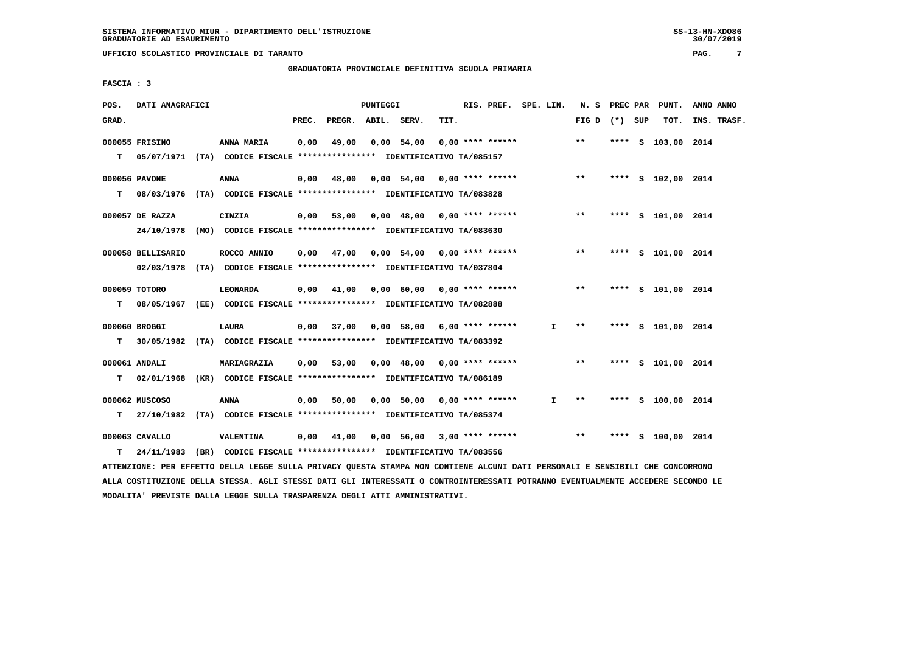SISTEMA INFORMATIVO MIUR - DIPARTIMENTO DELL'ISTRUZIONE
GRADUATORIE AD ESAURIMENTO

UFFICIO SCOLASTICO PROVINCIALE DI TARANTO

GRADUATORIA PROVINCIALE DEFINITIVA SCUOLA PRIMARIA

FASCIA : 3

| POS. GRAD. | DATI ANAGRAFICI | | PREC. | PREGR. | ABIL. | SERV. | TIT. | RIS. PREF. | SPE. LIN. | N. S FIG D | PREC PAR (*) | SUP | PUNT. TOT. | ANNO INS. | ANNO TRASF. |
|---|---|---|---|---|---|---|---|---|---|---|---|---|---|---|---|
| 000055 FRISINO | ANNA MARIA | | 0,00 | 49,00 | 0,00 | 54,00 | 0,00 | **** ****** | | ** | **** | S | 103,00 | 2014 | |
| T | 05/07/1971 (TA) | CODICE FISCALE **************** IDENTIFICATIVO TA/085157 | | | | | | | | | | | | | |
| 000056 PAVONE | ANNA | | 0,00 | 48,00 | 0,00 | 54,00 | 0,00 | **** ****** | | ** | **** | S | 102,00 | 2014 | |
| T | 08/03/1976 (TA) | CODICE FISCALE **************** IDENTIFICATIVO TA/083828 | | | | | | | | | | | | | |
| 000057 DE RAZZA | CINZIA | | 0,00 | 53,00 | 0,00 | 48,00 | 0,00 | **** ****** | | ** | **** | S | 101,00 | 2014 | |
| | 24/10/1978 (MO) | CODICE FISCALE **************** IDENTIFICATIVO TA/083630 | | | | | | | | | | | | | |
| 000058 BELLISARIO | ROCCO ANNIO | | 0,00 | 47,00 | 0,00 | 54,00 | 0,00 | **** ****** | | ** | **** | S | 101,00 | 2014 | |
| | 02/03/1978 (TA) | CODICE FISCALE **************** IDENTIFICATIVO TA/037804 | | | | | | | | | | | | | |
| 000059 TOTORO | LEONARDA | | 0,00 | 41,00 | 0,00 | 60,00 | 0,00 | **** ****** | | ** | **** | S | 101,00 | 2014 | |
| T | 08/05/1967 (EE) | CODICE FISCALE **************** IDENTIFICATIVO TA/082888 | | | | | | | | | | | | | |
| 000060 BROGGI | LAURA | | 0,00 | 37,00 | 0,00 | 58,00 | 6,00 | **** ****** | I | ** | **** | S | 101,00 | 2014 | |
| T | 30/05/1982 (TA) | CODICE FISCALE **************** IDENTIFICATIVO TA/083392 | | | | | | | | | | | | | |
| 000061 ANDALI | MARIAGRAZIA | | 0,00 | 53,00 | 0,00 | 48,00 | 0,00 | **** ****** | | ** | **** | S | 101,00 | 2014 | |
| T | 02/01/1968 (KR) | CODICE FISCALE **************** IDENTIFICATIVO TA/086189 | | | | | | | | | | | | | |
| 000062 MUSCOSO | ANNA | | 0,00 | 50,00 | 0,00 | 50,00 | 0,00 | **** ****** | I | ** | **** | S | 100,00 | 2014 | |
| T | 27/10/1982 (TA) | CODICE FISCALE **************** IDENTIFICATIVO TA/085374 | | | | | | | | | | | | | |
| 000063 CAVALLO | VALENTINA | | 0,00 | 41,00 | 0,00 | 56,00 | 3,00 | **** ****** | | ** | **** | S | 100,00 | 2014 | |
| T | 24/11/1983 (BR) | CODICE FISCALE **************** IDENTIFICATIVO TA/083556 | | | | | | | | | | | | | |

ATTENZIONE: PER EFFETTO DELLA LEGGE SULLA PRIVACY QUESTA STAMPA NON CONTIENE ALCUNI DATI PERSONALI E SENSIBILI CHE CONCORRONO ALLA COSTITUZIONE DELLA STESSA. AGLI STESSI DATI GLI INTERESSATI O CONTROINTERESSATI POTRANNO EVENTUALMENTE ACCEDERE SECONDO LE MODALITA' PREVISTE DALLA LEGGE SULLA TRASPARENZA DEGLI ATTI AMMINISTRATIVI.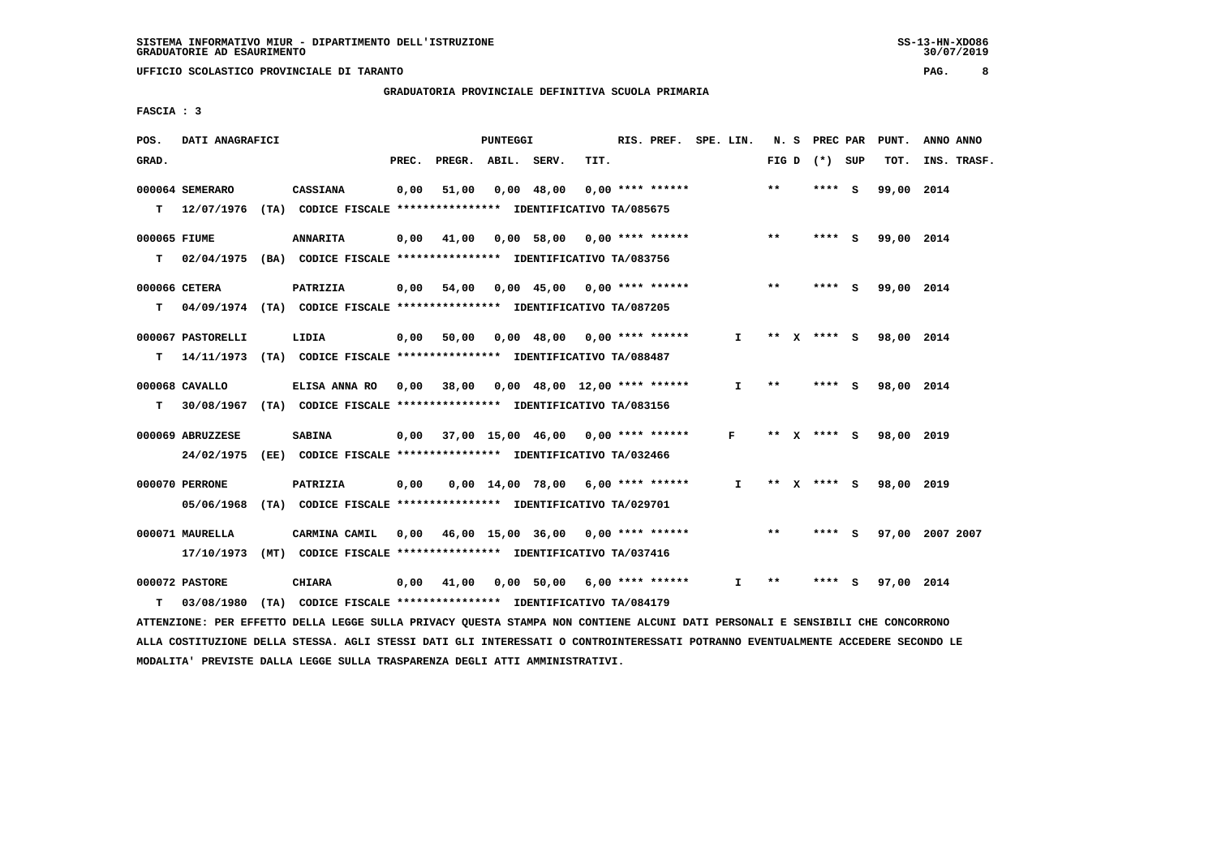SISTEMA INFORMATIVO MIUR - DIPARTIMENTO DELL'ISTRUZIONE
GRADUATORIE AD ESAURIMENTO

UFFICIO SCOLASTICO PROVINCIALE DI TARANTO

GRADUATORIA PROVINCIALE DEFINITIVA SCUOLA PRIMARIA

FASCIA : 3

| POS. GRAD. | DATI ANAGRAFICI | | PREC. | PREGR. | ABIL. | SERV. | TIT. | RIS. PREF. | SPE. LIN. | N. S FIG D | PREC PAR (*) SUP | PUNT. TOT. | ANNO ANNO INS. TRASF. |
|---|---|---|---|---|---|---|---|---|---|---|---|---|---|
| 000064 | SEMERARO | CASSIANA | 0,00 | 51,00 | 0,00 | 48,00 | 0,00 | **** ****** | | ** | **** S | 99,00 | 2014 |
| T | 12/07/1976 (TA) CODICE FISCALE **************** IDENTIFICATIVO TA/085675 | | | | | | | | | | | | |
| 000065 | FIUME | ANNARITA | 0,00 | 41,00 | 0,00 | 58,00 | 0,00 | **** ****** | | ** | **** S | 99,00 | 2014 |
| T | 02/04/1975 (BA) CODICE FISCALE **************** IDENTIFICATIVO TA/083756 | | | | | | | | | | | | |
| 000066 | CETERA | PATRIZIA | 0,00 | 54,00 | 0,00 | 45,00 | 0,00 | **** ****** | | ** | **** S | 99,00 | 2014 |
| T | 04/09/1974 (TA) CODICE FISCALE **************** IDENTIFICATIVO TA/087205 | | | | | | | | | | | | |
| 000067 | PASTORELLI | LIDIA | 0,00 | 50,00 | 0,00 | 48,00 | 0,00 | **** ****** | I | ** X | **** S | 98,00 | 2014 |
| T | 14/11/1973 (TA) CODICE FISCALE **************** IDENTIFICATIVO TA/088487 | | | | | | | | | | | | |
| 000068 | CAVALLO | ELISA ANNA RO | 0,00 | 38,00 | 0,00 | 48,00 | 12,00 | **** ****** | I | ** | **** S | 98,00 | 2014 |
| T | 30/08/1967 (TA) CODICE FISCALE **************** IDENTIFICATIVO TA/083156 | | | | | | | | | | | | |
| 000069 | ABRUZZESE | SABINA | 0,00 | 37,00 | 15,00 | 46,00 | 0,00 | **** ****** | F | ** X | **** S | 98,00 | 2019 |
| | 24/02/1975 (EE) CODICE FISCALE **************** IDENTIFICATIVO TA/032466 | | | | | | | | | | | | |
| 000070 | PERRONE | PATRIZIA | 0,00 | 0,00 | 14,00 | 78,00 | 6,00 | **** ****** | I | ** X | **** S | 98,00 | 2019 |
| | 05/06/1968 (TA) CODICE FISCALE **************** IDENTIFICATIVO TA/029701 | | | | | | | | | | | | |
| 000071 | MAURELLA | CARMINA CAMIL | 0,00 | 46,00 | 15,00 | 36,00 | 0,00 | **** ****** | | ** | **** S | 97,00 | 2007 2007 |
| | 17/10/1973 (MT) CODICE FISCALE **************** IDENTIFICATIVO TA/037416 | | | | | | | | | | | | |
| 000072 | PASTORE | CHIARA | 0,00 | 41,00 | 0,00 | 50,00 | 6,00 | **** ****** | I | ** | **** S | 97,00 | 2014 |
| T | 03/08/1980 (TA) CODICE FISCALE **************** IDENTIFICATIVO TA/084179 | | | | | | | | | | | | |

ATTENZIONE: PER EFFETTO DELLA LEGGE SULLA PRIVACY QUESTA STAMPA NON CONTIENE ALCUNI DATI PERSONALI E SENSIBILI CHE CONCORRONO ALLA COSTITUZIONE DELLA STESSA. AGLI STESSI DATI GLI INTERESSATI O CONTROINTERESSATI POTRANNO EVENTUALMENTE ACCEDERE SECONDO LE MODALITA' PREVISTE DALLA LEGGE SULLA TRASPARENZA DEGLI ATTI AMMINISTRATIVI.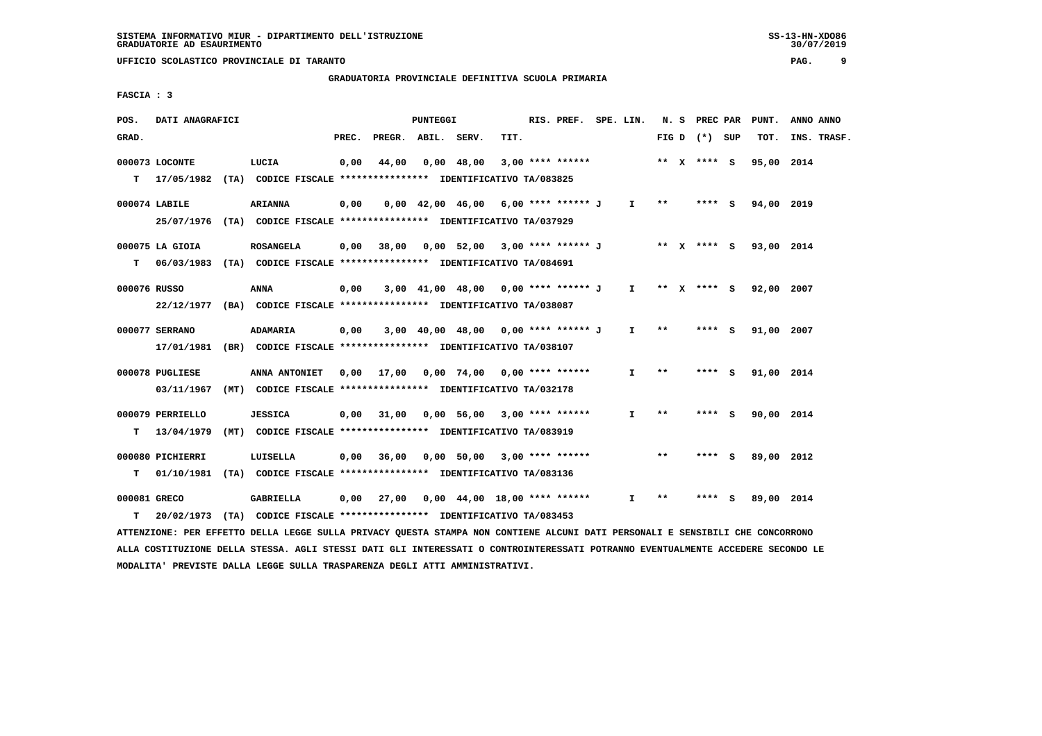SISTEMA INFORMATIVO MIUR - DIPARTIMENTO DELL'ISTRUZIONE
GRADUATORIE AD ESAURIMENTO

UFFICIO SCOLASTICO PROVINCIALE DI TARANTO

GRADUATORIA PROVINCIALE DEFINITIVA SCUOLA PRIMARIA

FASCIA : 3

| POS. GRAD. | DATI ANAGRAFICI | | PREC. | PREGR. | ABIL. | SERV. | TIT. | RIS. PREF. | SPE. LIN. | N. S FIG D | PREC PAR (*) | SUP | PUNT. TOT. | ANNO INS. | ANNO TRASF. |
|---|---|---|---|---|---|---|---|---|---|---|---|---|---|---|---|
| 000073 | LOCONTE | LUCIA | 0,00 | 44,00 | 0,00 | 48,00 | 3,00 | **** ****** | | ** X | **** | S | 95,00 | 2014 | |
| T | 17/05/1982 (TA) | CODICE FISCALE **************** IDENTIFICATIVO TA/083825 | | | | | | | | | | | | | |
| 000074 | LABILE | ARIANNA | 0,00 | 0,00 | 42,00 | 46,00 | 6,00 | **** ****** J | I | ** | **** | S | 94,00 | 2019 | |
| | 25/07/1976 (TA) | CODICE FISCALE **************** IDENTIFICATIVO TA/037929 | | | | | | | | | | | | | |
| 000075 | LA GIOIA | ROSANGELA | 0,00 | 38,00 | 0,00 | 52,00 | 3,00 | **** ****** J | | ** X | **** | S | 93,00 | 2014 | |
| T | 06/03/1983 (TA) | CODICE FISCALE **************** IDENTIFICATIVO TA/084691 | | | | | | | | | | | | | |
| 000076 | RUSSO | ANNA | 0,00 | 3,00 | 41,00 | 48,00 | 0,00 | **** ****** J | I | ** X | **** | S | 92,00 | 2007 | |
| | 22/12/1977 (BA) | CODICE FISCALE **************** IDENTIFICATIVO TA/038087 | | | | | | | | | | | | | |
| 000077 | SERRANO | ADAMARIA | 0,00 | 3,00 | 40,00 | 48,00 | 0,00 | **** ****** J | I | ** | **** | S | 91,00 | 2007 | |
| | 17/01/1981 (BR) | CODICE FISCALE **************** IDENTIFICATIVO TA/038107 | | | | | | | | | | | | | |
| 000078 | PUGLIESE | ANNA ANTONIET | 0,00 | 17,00 | 0,00 | 74,00 | 0,00 | **** ****** | I | ** | **** | S | 91,00 | 2014 | |
| | 03/11/1967 (MT) | CODICE FISCALE **************** IDENTIFICATIVO TA/032178 | | | | | | | | | | | | | |
| 000079 | PERRIELLO | JESSICA | 0,00 | 31,00 | 0,00 | 56,00 | 3,00 | **** ****** | I | ** | **** | S | 90,00 | 2014 | |
| T | 13/04/1979 (MT) | CODICE FISCALE **************** IDENTIFICATIVO TA/083919 | | | | | | | | | | | | | |
| 000080 | PICHIERRI | LUISELLA | 0,00 | 36,00 | 0,00 | 50,00 | 3,00 | **** ****** | | ** | **** | S | 89,00 | 2012 | |
| T | 01/10/1981 (TA) | CODICE FISCALE **************** IDENTIFICATIVO TA/083136 | | | | | | | | | | | | | |
| 000081 | GRECO | GABRIELLA | 0,00 | 27,00 | 0,00 | 44,00 | 18,00 | **** ****** | I | ** | **** | S | 89,00 | 2014 | |
| T | 20/02/1973 (TA) | CODICE FISCALE **************** IDENTIFICATIVO TA/083453 | | | | | | | | | | | | | |

ATTENZIONE: PER EFFETTO DELLA LEGGE SULLA PRIVACY QUESTA STAMPA NON CONTIENE ALCUNI DATI PERSONALI E SENSIBILI CHE CONCORRONO ALLA COSTITUZIONE DELLA STESSA. AGLI STESSI DATI GLI INTERESSATI O CONTROINTERESSATI POTRANNO EVENTUALMENTE ACCEDERE SECONDO LE MODALITA' PREVISTE DALLA LEGGE SULLA TRASPARENZA DEGLI ATTI AMMINISTRATIVI.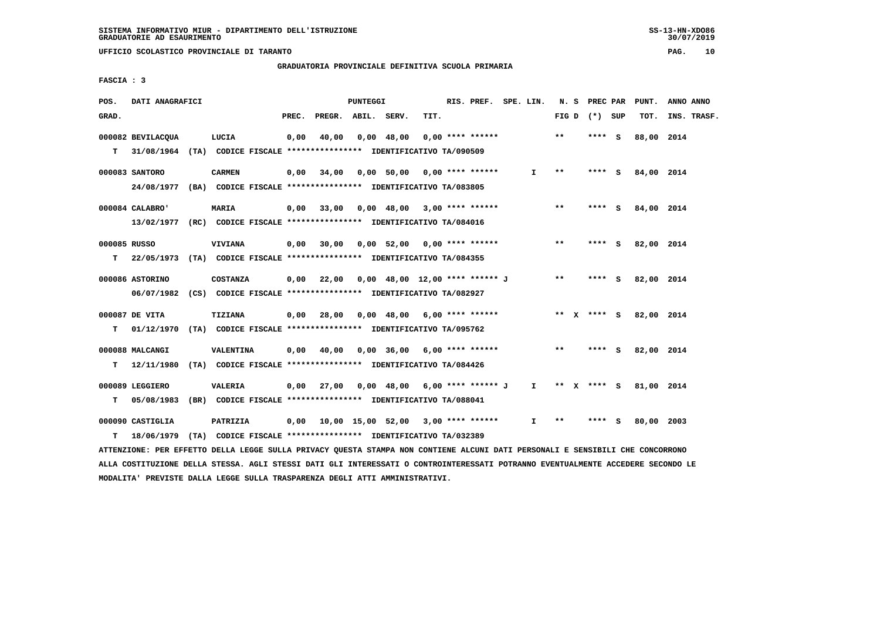SISTEMA INFORMATIVO MIUR - DIPARTIMENTO DELL'ISTRUZIONE
GRADUATORIE AD ESAURIMENTO

UFFICIO SCOLASTICO PROVINCIALE DI TARANTO

GRADUATORIA PROVINCIALE DEFINITIVA SCUOLA PRIMARIA

FASCIA : 3

| POS. GRAD. | DATI ANAGRAFICI | | PREC. | PREGR. | ABIL. | SERV. | TIT. | RIS. PREF. | SPE. LIN. | N. S FIG D | PREC PAR (*) SUP | PUNT. TOT. | ANNO ANNO INS. TRASF. |
|---|---|---|---|---|---|---|---|---|---|---|---|---|---|
| 000082 | BEVILACQUA | LUCIA | 0,00 | 40,00 | 0,00 | 48,00 | 0,00 | **** ****** | | ** | **** S | 88,00 | 2014 |
| T | 31/08/1964 (TA) CODICE FISCALE **************** IDENTIFICATIVO TA/090509 | | | | | | | | | | | | |
| 000083 | SANTORO | CARMEN | 0,00 | 34,00 | 0,00 | 50,00 | 0,00 | **** ****** | I | ** | **** S | 84,00 | 2014 |
| | 24/08/1977 (BA) CODICE FISCALE **************** IDENTIFICATIVO TA/083805 | | | | | | | | | | | | |
| 000084 | CALABRO' | MARIA | 0,00 | 33,00 | 0,00 | 48,00 | 3,00 | **** ****** | | ** | **** S | 84,00 | 2014 |
| | 13/02/1977 (RC) CODICE FISCALE **************** IDENTIFICATIVO TA/084016 | | | | | | | | | | | | |
| 000085 | RUSSO | VIVIANA | 0,00 | 30,00 | 0,00 | 52,00 | 0,00 | **** ****** | | ** | **** S | 82,00 | 2014 |
| T | 22/05/1973 (TA) CODICE FISCALE **************** IDENTIFICATIVO TA/084355 | | | | | | | | | | | | |
| 000086 | ASTORINO | COSTANZA | 0,00 | 22,00 | 0,00 | 48,00 | 12,00 | **** ****** J | | ** | **** S | 82,00 | 2014 |
| | 06/07/1982 (CS) CODICE FISCALE **************** IDENTIFICATIVO TA/082927 | | | | | | | | | | | | |
| 000087 | DE VITA | TIZIANA | 0,00 | 28,00 | 0,00 | 48,00 | 6,00 | **** ****** | | ** X | **** S | 82,00 | 2014 |
| T | 01/12/1970 (TA) CODICE FISCALE **************** IDENTIFICATIVO TA/095762 | | | | | | | | | | | | |
| 000088 | MALCANGI | VALENTINA | 0,00 | 40,00 | 0,00 | 36,00 | 6,00 | **** ****** | | ** | **** S | 82,00 | 2014 |
| T | 12/11/1980 (TA) CODICE FISCALE **************** IDENTIFICATIVO TA/084426 | | | | | | | | | | | | |
| 000089 | LEGGIERO | VALERIA | 0,00 | 27,00 | 0,00 | 48,00 | 6,00 | **** ****** J | I | ** X | **** S | 81,00 | 2014 |
| T | 05/08/1983 (BR) CODICE FISCALE **************** IDENTIFICATIVO TA/088041 | | | | | | | | | | | | |
| 000090 | CASTIGLIA | PATRIZIA | 0,00 | 10,00 | 15,00 | 52,00 | 3,00 | **** ****** | I | ** | **** S | 80,00 | 2003 |
| T | 18/06/1979 (TA) CODICE FISCALE **************** IDENTIFICATIVO TA/032389 | | | | | | | | | | | | |

ATTENZIONE: PER EFFETTO DELLA LEGGE SULLA PRIVACY QUESTA STAMPA NON CONTIENE ALCUNI DATI PERSONALI E SENSIBILI CHE CONCORRONO ALLA COSTITUZIONE DELLA STESSA. AGLI STESSI DATI GLI INTERESSATI O CONTROINTERESSATI POTRANNO EVENTUALMENTE ACCEDERE SECONDO LE MODALITA' PREVISTE DALLA LEGGE SULLA TRASPARENZA DEGLI ATTI AMMINISTRATIVI.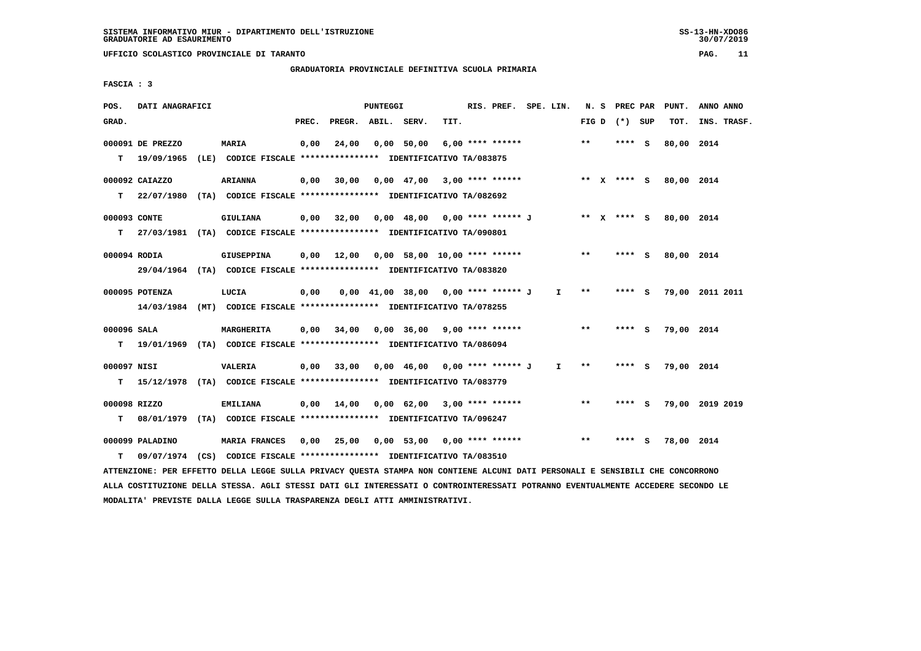SISTEMA INFORMATIVO MIUR - DIPARTIMENTO DELL'ISTRUZIONE
GRADUATORIE AD ESAURIMENTO

UFFICIO SCOLASTICO PROVINCIALE DI TARANTO

GRADUATORIA PROVINCIALE DEFINITIVA SCUOLA PRIMARIA

FASCIA : 3

| POS. GRAD. | DATI ANAGRAFICI | | PREC. | PREGR. | ABIL. | SERV. | TIT. | RIS. PREF. | SPE. LIN. | N. S FIG D | PREC PAR (*) SUP | PUNT. TOT. | ANNO INS. | ANNO TRASF. |
|---|---|---|---|---|---|---|---|---|---|---|---|---|---|---|
| 000091 | DE PREZZO | MARIA | 0,00 | 24,00 | 0,00 | 50,00 | 6,00 | **** ****** | | ** | **** S | 80,00 | 2014 | |
| T | 19/09/1965 (LE) CODICE FISCALE **************** IDENTIFICATIVO TA/083875 | | | | | | | | | | | | | |
| 000092 | CAIAZZO | ARIANNA | 0,00 | 30,00 | 0,00 | 47,00 | 3,00 | **** ****** | | ** X | **** S | 80,00 | 2014 | |
| T | 22/07/1980 (TA) CODICE FISCALE **************** IDENTIFICATIVO TA/082692 | | | | | | | | | | | | | |
| 000093 | CONTE | GIULIANA | 0,00 | 32,00 | 0,00 | 48,00 | 0,00 | **** ****** J | | ** X | **** S | 80,00 | 2014 | |
| T | 27/03/1981 (TA) CODICE FISCALE **************** IDENTIFICATIVO TA/090801 | | | | | | | | | | | | | |
| 000094 | RODIA | GIUSEPPINA | 0,00 | 12,00 | 0,00 | 58,00 | 10,00 | **** ****** | | ** | **** S | 80,00 | 2014 | |
| | 29/04/1964 (TA) CODICE FISCALE **************** IDENTIFICATIVO TA/083820 | | | | | | | | | | | | | |
| 000095 | POTENZA | LUCIA | 0,00 | 0,00 | 41,00 | 38,00 | 0,00 | **** ****** J | I | ** | **** S | 79,00 | 2011 | 2011 |
| | 14/03/1984 (MT) CODICE FISCALE **************** IDENTIFICATIVO TA/078255 | | | | | | | | | | | | | |
| 000096 | SALA | MARGHERITA | 0,00 | 34,00 | 0,00 | 36,00 | 9,00 | **** ****** | | ** | **** S | 79,00 | 2014 | |
| T | 19/01/1969 (TA) CODICE FISCALE **************** IDENTIFICATIVO TA/086094 | | | | | | | | | | | | | |
| 000097 | NISI | VALERIA | 0,00 | 33,00 | 0,00 | 46,00 | 0,00 | **** ****** J | I | ** | **** S | 79,00 | 2014 | |
| T | 15/12/1978 (TA) CODICE FISCALE **************** IDENTIFICATIVO TA/083779 | | | | | | | | | | | | | |
| 000098 | RIZZO | EMILIANA | 0,00 | 14,00 | 0,00 | 62,00 | 3,00 | **** ****** | | ** | **** S | 79,00 | 2019 | 2019 |
| T | 08/01/1979 (TA) CODICE FISCALE **************** IDENTIFICATIVO TA/096247 | | | | | | | | | | | | | |
| 000099 | PALADINO | MARIA FRANCES | 0,00 | 25,00 | 0,00 | 53,00 | 0,00 | **** ****** | | ** | **** S | 78,00 | 2014 | |
| T | 09/07/1974 (CS) CODICE FISCALE **************** IDENTIFICATIVO TA/083510 | | | | | | | | | | | | | |

ATTENZIONE: PER EFFETTO DELLA LEGGE SULLA PRIVACY QUESTA STAMPA NON CONTIENE ALCUNI DATI PERSONALI E SENSIBILI CHE CONCORRONO ALLA COSTITUZIONE DELLA STESSA. AGLI STESSI DATI GLI INTERESSATI O CONTROINTERESSATI POTRANNO EVENTUALMENTE ACCEDERE SECONDO LE MODALITA' PREVISTE DALLA LEGGE SULLA TRASPARENZA DEGLI ATTI AMMINISTRATIVI.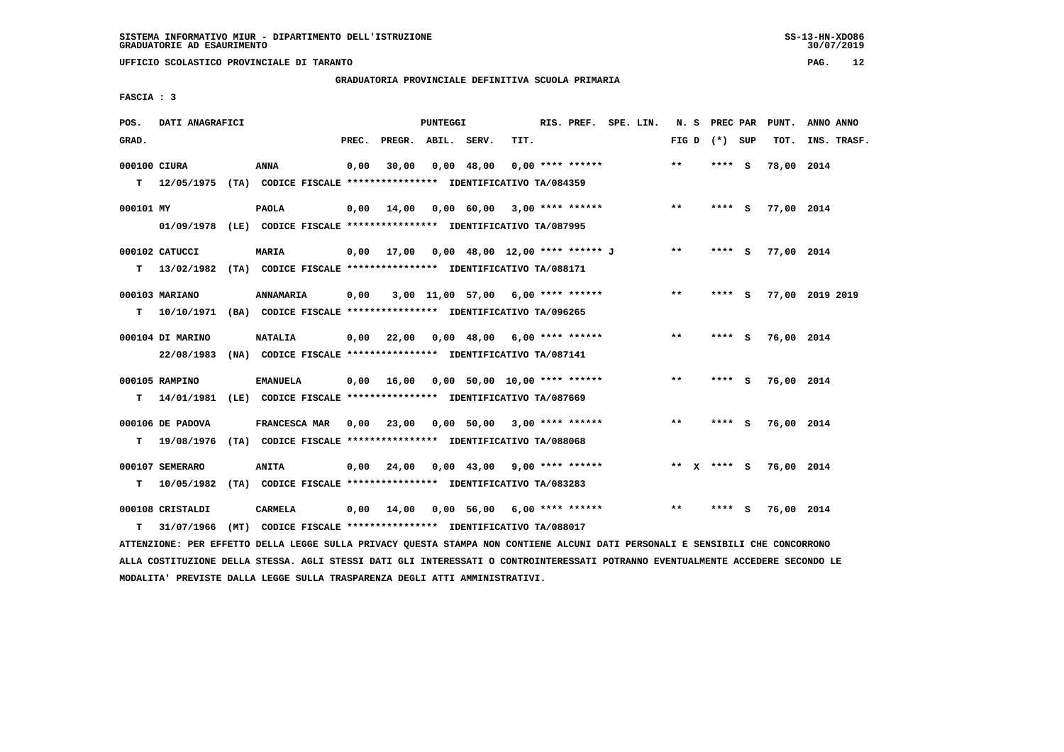SISTEMA INFORMATIVO MIUR - DIPARTIMENTO DELL'ISTRUZIONE
GRADUATORIE AD ESAURIMENTO

UFFICIO SCOLASTICO PROVINCIALE DI TARANTO

GRADUATORIA PROVINCIALE DEFINITIVA SCUOLA PRIMARIA

FASCIA : 3

| POS. GRAD. | DATI ANAGRAFICI | | PREC. | PREGR. | ABIL. | SERV. | TIT. | RIS. PREF. | SPE. LIN. | N. S FIG D | PREC PAR (*) SUP | PUNT. TOT. | ANNO ANNO INS. TRASF. |
|---|---|---|---|---|---|---|---|---|---|---|---|---|---|
| 000100 | CIURA | ANNA | 0,00 | 30,00 | 0,00 | 48,00 | 0,00 | **** ****** | | ** | **** S | 78,00 | 2014 |
| T | 12/05/1975 (TA) CODICE FISCALE **************** IDENTIFICATIVO TA/084359 | | | | | | | | | | | | |
| 000101 | MY | PAOLA | 0,00 | 14,00 | 0,00 | 60,00 | 3,00 | **** ****** | | ** | **** S | 77,00 | 2014 |
| | 01/09/1978 (LE) CODICE FISCALE **************** IDENTIFICATIVO TA/087995 | | | | | | | | | | | | |
| 000102 | CATUCCI | MARIA | 0,00 | 17,00 | 0,00 | 48,00 | 12,00 | **** ****** J | | ** | **** S | 77,00 | 2014 |
| T | 13/02/1982 (TA) CODICE FISCALE **************** IDENTIFICATIVO TA/088171 | | | | | | | | | | | | |
| 000103 | MARIANO | ANNAMARIA | 0,00 | 3,00 | 11,00 | 57,00 | 6,00 | **** ****** | | ** | **** S | 77,00 | 2019 2019 |
| T | 10/10/1971 (BA) CODICE FISCALE **************** IDENTIFICATIVO TA/096265 | | | | | | | | | | | | |
| 000104 | DI MARINO | NATALIA | 0,00 | 22,00 | 0,00 | 48,00 | 6,00 | **** ****** | | ** | **** S | 76,00 | 2014 |
| | 22/08/1983 (NA) CODICE FISCALE **************** IDENTIFICATIVO TA/087141 | | | | | | | | | | | | |
| 000105 | RAMPINO | EMANUELA | 0,00 | 16,00 | 0,00 | 50,00 | 10,00 | **** ****** | | ** | **** S | 76,00 | 2014 |
| T | 14/01/1981 (LE) CODICE FISCALE **************** IDENTIFICATIVO TA/087669 | | | | | | | | | | | | |
| 000106 | DE PADOVA | FRANCESCA MAR | 0,00 | 23,00 | 0,00 | 50,00 | 3,00 | **** ****** | | ** | **** S | 76,00 | 2014 |
| T | 19/08/1976 (TA) CODICE FISCALE **************** IDENTIFICATIVO TA/088068 | | | | | | | | | | | | |
| 000107 | SEMERARO | ANITA | 0,00 | 24,00 | 0,00 | 43,00 | 9,00 | **** ****** | | ** X | **** S | 76,00 | 2014 |
| T | 10/05/1982 (TA) CODICE FISCALE **************** IDENTIFICATIVO TA/083283 | | | | | | | | | | | | |
| 000108 | CRISTALDI | CARMELA | 0,00 | 14,00 | 0,00 | 56,00 | 6,00 | **** ****** | | ** | **** S | 76,00 | 2014 |
| T | 31/07/1966 (MT) CODICE FISCALE **************** IDENTIFICATIVO TA/088017 | | | | | | | | | | | | |

ATTENZIONE: PER EFFETTO DELLA LEGGE SULLA PRIVACY QUESTA STAMPA NON CONTIENE ALCUNI DATI PERSONALI E SENSIBILI CHE CONCORRONO ALLA COSTITUZIONE DELLA STESSA. AGLI STESSI DATI GLI INTERESSATI O CONTROINTERESSATI POTRANNO EVENTUALMENTE ACCEDERE SECONDO LE MODALITA' PREVISTE DALLA LEGGE SULLA TRASPARENZA DEGLI ATTI AMMINISTRATIVI.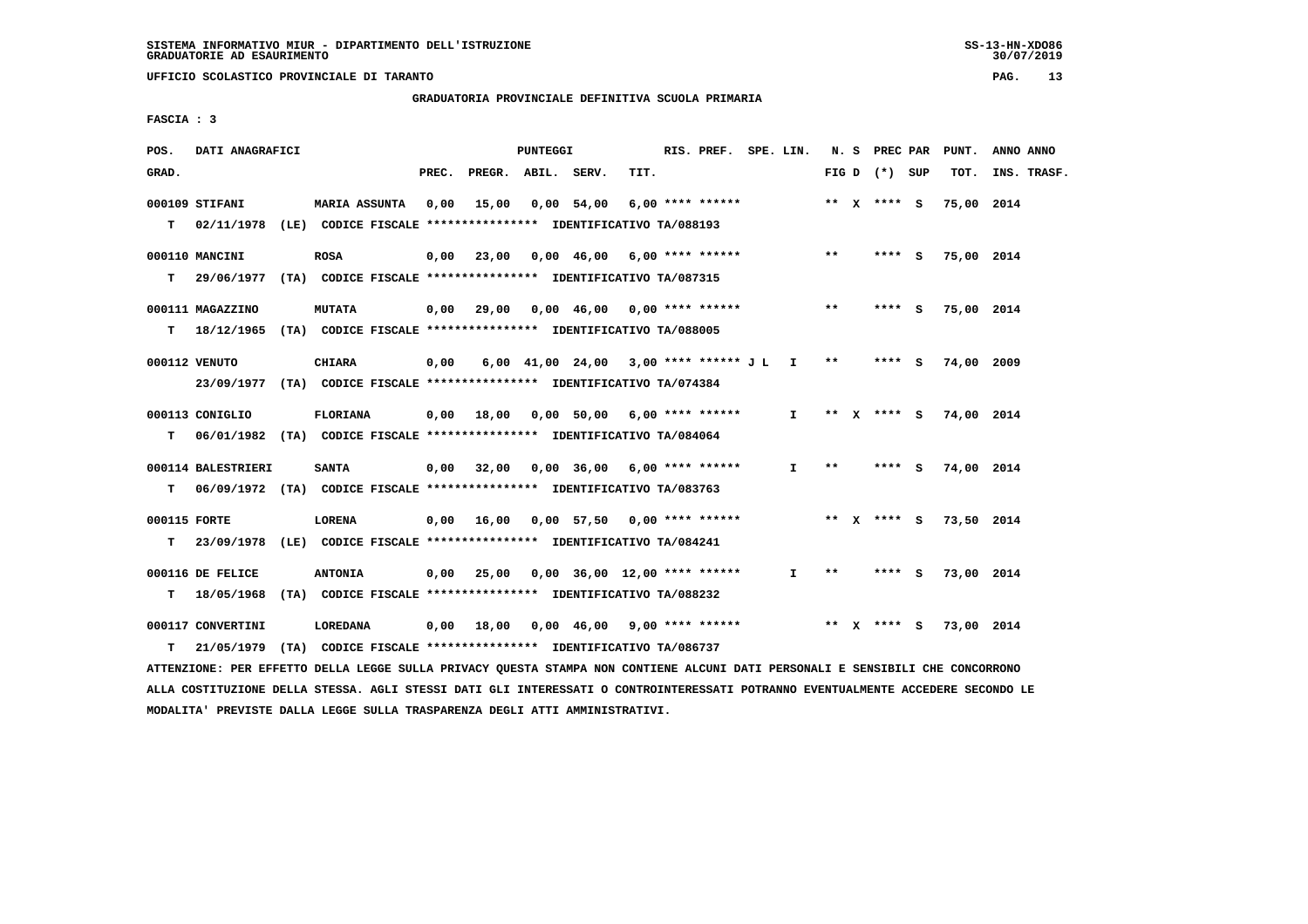SISTEMA INFORMATIVO MIUR - DIPARTIMENTO DELL'ISTRUZIONE
GRADUATORIE AD ESAURIMENTO

UFFICIO SCOLASTICO PROVINCIALE DI TARANTO

GRADUATORIA PROVINCIALE DEFINITIVA SCUOLA PRIMARIA

FASCIA : 3

| POS. GRAD. | DATI ANAGRAFICI | | PREC. | PREGR. | ABIL. | SERV. | TIT. | RIS. PREF. | SPE. LIN. | N. S FIG D | PREC PAR (*) SUP | PUNT. TOT. | ANNO ANNO INS. TRASF. |
|---|---|---|---|---|---|---|---|---|---|---|---|---|---|
| 000109 | STIFANI | MARIA ASSUNTA | 0,00 | 15,00 | 0,00 | 54,00 | 6,00 | **** ****** | | ** X | **** S | 75,00 | 2014 |
| T | 02/11/1978 (LE) CODICE FISCALE **************** IDENTIFICATIVO TA/088193 | | | | | | | | | | | | |
| 000110 | MANCINI | ROSA | 0,00 | 23,00 | 0,00 | 46,00 | 6,00 | **** ****** | | ** | **** S | 75,00 | 2014 |
| T | 29/06/1977 (TA) CODICE FISCALE **************** IDENTIFICATIVO TA/087315 | | | | | | | | | | | | |
| 000111 | MAGAZZINO | MUTATA | 0,00 | 29,00 | 0,00 | 46,00 | 0,00 | **** ****** | | ** | **** S | 75,00 | 2014 |
| T | 18/12/1965 (TA) CODICE FISCALE **************** IDENTIFICATIVO TA/088005 | | | | | | | | | | | | |
| 000112 | VENUTO | CHIARA | 0,00 | 6,00 | 41,00 | 24,00 | 3,00 | **** ****** J L | I | ** | **** S | 74,00 | 2009 |
| | 23/09/1977 (TA) CODICE FISCALE **************** IDENTIFICATIVO TA/074384 | | | | | | | | | | | | |
| 000113 | CONIGLIO | FLORIANA | 0,00 | 18,00 | 0,00 | 50,00 | 6,00 | **** ****** | I | ** X | **** S | 74,00 | 2014 |
| T | 06/01/1982 (TA) CODICE FISCALE **************** IDENTIFICATIVO TA/084064 | | | | | | | | | | | | |
| 000114 | BALESTRIERI | SANTA | 0,00 | 32,00 | 0,00 | 36,00 | 6,00 | **** ****** | I | ** | **** S | 74,00 | 2014 |
| T | 06/09/1972 (TA) CODICE FISCALE **************** IDENTIFICATIVO TA/083763 | | | | | | | | | | | | |
| 000115 | FORTE | LORENA | 0,00 | 16,00 | 0,00 | 57,50 | 0,00 | **** ****** | | ** X | **** S | 73,50 | 2014 |
| T | 23/09/1978 (LE) CODICE FISCALE **************** IDENTIFICATIVO TA/084241 | | | | | | | | | | | | |
| 000116 | DE FELICE | ANTONIA | 0,00 | 25,00 | 0,00 | 36,00 | 12,00 | **** ****** | I | ** | **** S | 73,00 | 2014 |
| T | 18/05/1968 (TA) CODICE FISCALE **************** IDENTIFICATIVO TA/088232 | | | | | | | | | | | | |
| 000117 | CONVERTINI | LOREDANA | 0,00 | 18,00 | 0,00 | 46,00 | 9,00 | **** ****** | | ** X | **** S | 73,00 | 2014 |
| T | 21/05/1979 (TA) CODICE FISCALE **************** IDENTIFICATIVO TA/086737 | | | | | | | | | | | | |

ATTENZIONE: PER EFFETTO DELLA LEGGE SULLA PRIVACY QUESTA STAMPA NON CONTIENE ALCUNI DATI PERSONALI E SENSIBILI CHE CONCORRONO ALLA COSTITUZIONE DELLA STESSA. AGLI STESSI DATI GLI INTERESSATI O CONTROINTERESSATI POTRANNO EVENTUALMENTE ACCEDERE SECONDO LE MODALITA' PREVISTE DALLA LEGGE SULLA TRASPARENZA DEGLI ATTI AMMINISTRATIVI.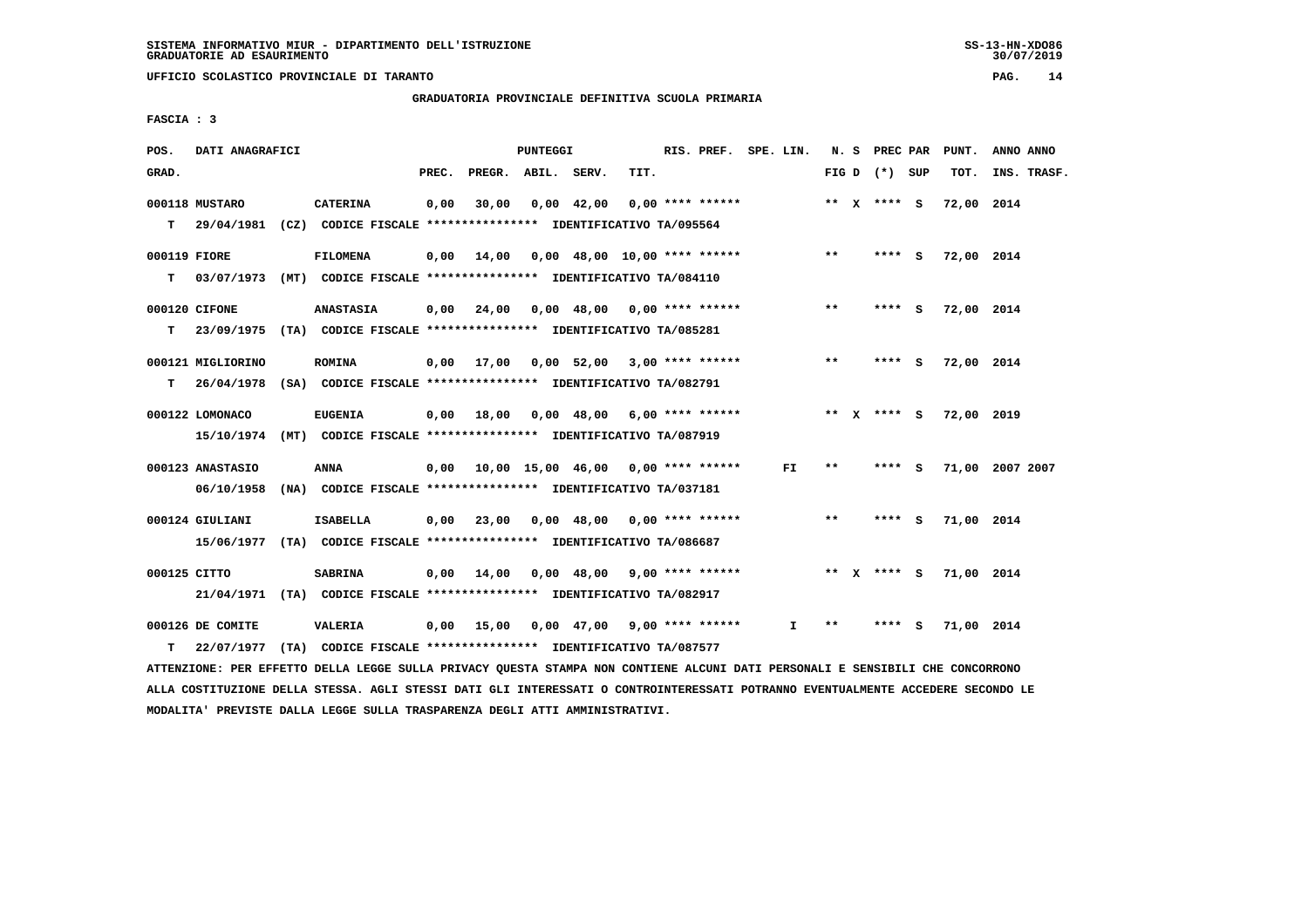SISTEMA INFORMATIVO MIUR - DIPARTIMENTO DELL'ISTRUZIONE
GRADUATORIE AD ESAURIMENTO

UFFICIO SCOLASTICO PROVINCIALE DI TARANTO

GRADUATORIA PROVINCIALE DEFINITIVA SCUOLA PRIMARIA

FASCIA : 3

| POS. GRAD. | DATI ANAGRAFICI | | PREC. | PREGR. | ABIL. | SERV. | TIT. | RIS. PREF. | SPE. LIN. | N. S FIG D | PREC PAR (*) | SUP | PUNT. TOT. | ANNO ANNO INS. TRASF. |
|---|---|---|---|---|---|---|---|---|---|---|---|---|---|---|
| 000118 | MUSTARO | CATERINA | 0,00 | 30,00 | 0,00 | 42,00 | 0,00 | **** ****** | | ** X | **** | S | 72,00 | 2014 |
| T | 29/04/1981 (CZ) CODICE FISCALE **************** IDENTIFICATIVO TA/095564 | | | | | | | | | | | | | |
| 000119 | FIORE | FILOMENA | 0,00 | 14,00 | 0,00 | 48,00 | 10,00 | **** ****** | | ** | **** | S | 72,00 | 2014 |
| T | 03/07/1973 (MT) CODICE FISCALE **************** IDENTIFICATIVO TA/084110 | | | | | | | | | | | | | |
| 000120 | CIFONE | ANASTASIA | 0,00 | 24,00 | 0,00 | 48,00 | 0,00 | **** ****** | | ** | **** | S | 72,00 | 2014 |
| T | 23/09/1975 (TA) CODICE FISCALE **************** IDENTIFICATIVO TA/085281 | | | | | | | | | | | | | |
| 000121 | MIGLIORINO | ROMINA | 0,00 | 17,00 | 0,00 | 52,00 | 3,00 | **** ****** | | ** | **** | S | 72,00 | 2014 |
| T | 26/04/1978 (SA) CODICE FISCALE **************** IDENTIFICATIVO TA/082791 | | | | | | | | | | | | | |
| 000122 | LOMONACO | EUGENIA | 0,00 | 18,00 | 0,00 | 48,00 | 6,00 | **** ****** | | ** X | **** | S | 72,00 | 2019 |
| | 15/10/1974 (MT) CODICE FISCALE **************** IDENTIFICATIVO TA/087919 | | | | | | | | | | | | | |
| 000123 | ANASTASIO | ANNA | 0,00 | 10,00 | 15,00 | 46,00 | 0,00 | **** ****** | FI | ** | **** | S | 71,00 | 2007 2007 |
| | 06/10/1958 (NA) CODICE FISCALE **************** IDENTIFICATIVO TA/037181 | | | | | | | | | | | | | |
| 000124 | GIULIANI | ISABELLA | 0,00 | 23,00 | 0,00 | 48,00 | 0,00 | **** ****** | | ** | **** | S | 71,00 | 2014 |
| | 15/06/1977 (TA) CODICE FISCALE **************** IDENTIFICATIVO TA/086687 | | | | | | | | | | | | | |
| 000125 | CITTO | SABRINA | 0,00 | 14,00 | 0,00 | 48,00 | 9,00 | **** ****** | | ** X | **** | S | 71,00 | 2014 |
| | 21/04/1971 (TA) CODICE FISCALE **************** IDENTIFICATIVO TA/082917 | | | | | | | | | | | | | |
| 000126 | DE COMITE | VALERIA | 0,00 | 15,00 | 0,00 | 47,00 | 9,00 | **** ****** | I | ** | **** | S | 71,00 | 2014 |
| T | 22/07/1977 (TA) CODICE FISCALE **************** IDENTIFICATIVO TA/087577 | | | | | | | | | | | | | |

ATTENZIONE: PER EFFETTO DELLA LEGGE SULLA PRIVACY QUESTA STAMPA NON CONTIENE ALCUNI DATI PERSONALI E SENSIBILI CHE CONCORRONO ALLA COSTITUZIONE DELLA STESSA. AGLI STESSI DATI GLI INTERESSATI O CONTROINTERESSATI POTRANNO EVENTUALMENTE ACCEDERE SECONDO LE MODALITA' PREVISTE DALLA LEGGE SULLA TRASPARENZA DEGLI ATTI AMMINISTRATIVI.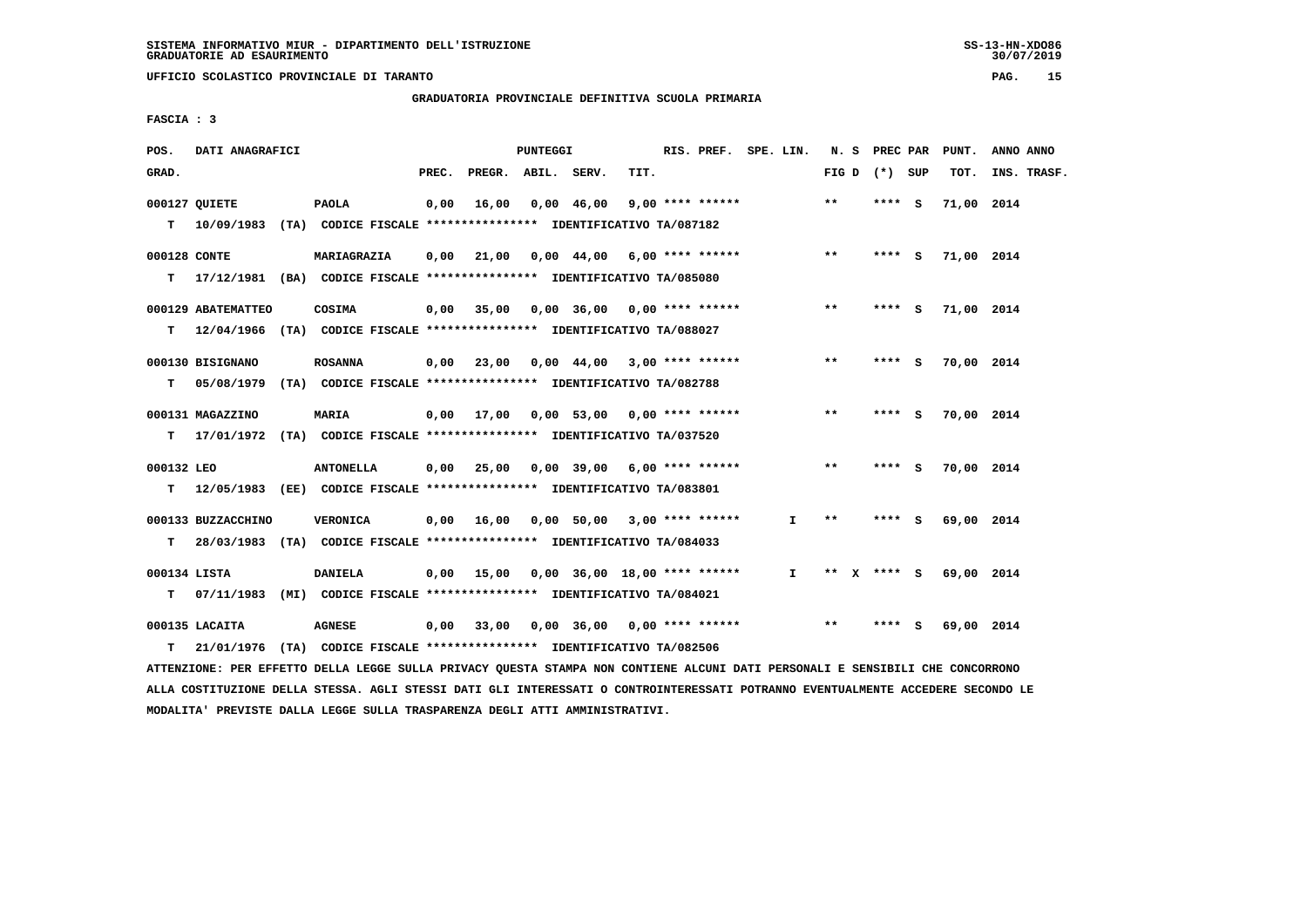SISTEMA INFORMATIVO MIUR - DIPARTIMENTO DELL'ISTRUZIONE
GRADUATORIE AD ESAURIMENTO

UFFICIO SCOLASTICO PROVINCIALE DI TARANTO

GRADUATORIA PROVINCIALE DEFINITIVA SCUOLA PRIMARIA

FASCIA : 3

| POS. GRAD. | DATI ANAGRAFICI | | PREC. | PREGR. | ABIL. | SERV. | TIT. | RIS. PREF. | SPE. LIN. | N. S FIG D | PREC PAR (*) SUP | PUNT. TOT. | ANNO ANNO INS. TRASF. |
|---|---|---|---|---|---|---|---|---|---|---|---|---|---|
| 000127 | QUIETE | PAOLA | 0,00 | 16,00 | 0,00 | 46,00 | 9,00 | **** ****** | | ** | **** S | 71,00 | 2014 |
| T | 10/09/1983 (TA) CODICE FISCALE **************** IDENTIFICATIVO TA/087182 | | | | | | | | | | | | |
| 000128 | CONTE | MARIAGRAZIA | 0,00 | 21,00 | 0,00 | 44,00 | 6,00 | **** ****** | | ** | **** S | 71,00 | 2014 |
| T | 17/12/1981 (BA) CODICE FISCALE **************** IDENTIFICATIVO TA/085080 | | | | | | | | | | | | |
| 000129 | ABATEMATTEO | COSIMA | 0,00 | 35,00 | 0,00 | 36,00 | 0,00 | **** ****** | | ** | **** S | 71,00 | 2014 |
| T | 12/04/1966 (TA) CODICE FISCALE **************** IDENTIFICATIVO TA/088027 | | | | | | | | | | | | |
| 000130 | BISIGNANO | ROSANNA | 0,00 | 23,00 | 0,00 | 44,00 | 3,00 | **** ****** | | ** | **** S | 70,00 | 2014 |
| T | 05/08/1979 (TA) CODICE FISCALE **************** IDENTIFICATIVO TA/082788 | | | | | | | | | | | | |
| 000131 | MAGAZZINO | MARIA | 0,00 | 17,00 | 0,00 | 53,00 | 0,00 | **** ****** | | ** | **** S | 70,00 | 2014 |
| T | 17/01/1972 (TA) CODICE FISCALE **************** IDENTIFICATIVO TA/037520 | | | | | | | | | | | | |
| 000132 | LEO | ANTONELLA | 0,00 | 25,00 | 0,00 | 39,00 | 6,00 | **** ****** | | ** | **** S | 70,00 | 2014 |
| T | 12/05/1983 (EE) CODICE FISCALE **************** IDENTIFICATIVO TA/083801 | | | | | | | | | | | | |
| 000133 | BUZZACCHINO | VERONICA | 0,00 | 16,00 | 0,00 | 50,00 | 3,00 | **** ****** | I | ** | **** S | 69,00 | 2014 |
| T | 28/03/1983 (TA) CODICE FISCALE **************** IDENTIFICATIVO TA/084033 | | | | | | | | | | | | |
| 000134 | LISTA | DANIELA | 0,00 | 15,00 | 0,00 | 36,00 | 18,00 | **** ****** | I | ** X | **** S | 69,00 | 2014 |
| T | 07/11/1983 (MI) CODICE FISCALE **************** IDENTIFICATIVO TA/084021 | | | | | | | | | | | | |
| 000135 | LACAITA | AGNESE | 0,00 | 33,00 | 0,00 | 36,00 | 0,00 | **** ****** | | ** | **** S | 69,00 | 2014 |
| T | 21/01/1976 (TA) CODICE FISCALE **************** IDENTIFICATIVO TA/082506 | | | | | | | | | | | | |

ATTENZIONE: PER EFFETTO DELLA LEGGE SULLA PRIVACY QUESTA STAMPA NON CONTIENE ALCUNI DATI PERSONALI E SENSIBILI CHE CONCORRONO ALLA COSTITUZIONE DELLA STESSA. AGLI STESSI DATI GLI INTERESSATI O CONTROINTERESSATI POTRANNO EVENTUALMENTE ACCEDERE SECONDO LE MODALITA' PREVISTE DALLA LEGGE SULLA TRASPARENZA DEGLI ATTI AMMINISTRATIVI.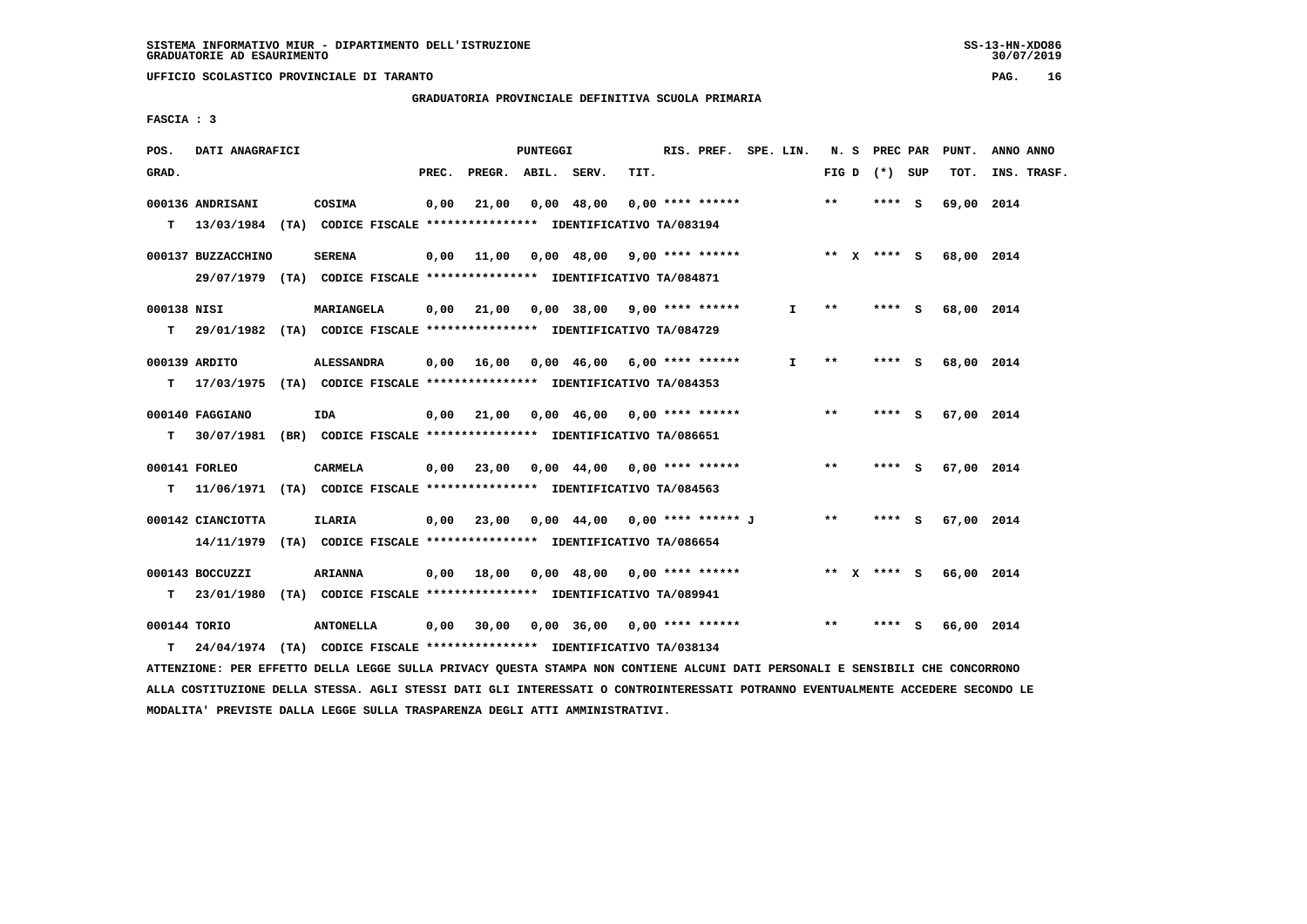SISTEMA INFORMATIVO MIUR - DIPARTIMENTO DELL'ISTRUZIONE
GRADUATORIE AD ESAURIMENTO

UFFICIO SCOLASTICO PROVINCIALE DI TARANTO

GRADUATORIA PROVINCIALE DEFINITIVA SCUOLA PRIMARIA

FASCIA : 3

| POS. GRAD. | DATI ANAGRAFICI | | PREC. | PREGR. | ABIL. | SERV. | TIT. | RIS. PREF. | SPE. LIN. | N. S FIG D | PREC PAR (*) SUP | PUNT. TOT. | ANNO ANNO INS. TRASF. |
|---|---|---|---|---|---|---|---|---|---|---|---|---|---|
| 000136 | ANDRISANI | COSIMA | 0,00 | 21,00 | 0,00 | 48,00 | 0,00 | **** ****** | | ** | **** S | 69,00 | 2014 |
| T | 13/03/1984 (TA) CODICE FISCALE **************** IDENTIFICATIVO TA/083194 | | | | | | | | | | | | |
| 000137 | BUZZACCHINO | SERENA | 0,00 | 11,00 | 0,00 | 48,00 | 9,00 | **** ****** | | ** X | **** S | 68,00 | 2014 |
| | 29/07/1979 (TA) CODICE FISCALE **************** IDENTIFICATIVO TA/084871 | | | | | | | | | | | | |
| 000138 | NISI | MARIANGELA | 0,00 | 21,00 | 0,00 | 38,00 | 9,00 | **** ****** | I | ** | **** S | 68,00 | 2014 |
| T | 29/01/1982 (TA) CODICE FISCALE **************** IDENTIFICATIVO TA/084729 | | | | | | | | | | | | |
| 000139 | ARDITO | ALESSANDRA | 0,00 | 16,00 | 0,00 | 46,00 | 6,00 | **** ****** | I | ** | **** S | 68,00 | 2014 |
| T | 17/03/1975 (TA) CODICE FISCALE **************** IDENTIFICATIVO TA/084353 | | | | | | | | | | | | |
| 000140 | FAGGIANO | IDA | 0,00 | 21,00 | 0,00 | 46,00 | 0,00 | **** ****** | | ** | **** S | 67,00 | 2014 |
| T | 30/07/1981 (BR) CODICE FISCALE **************** IDENTIFICATIVO TA/086651 | | | | | | | | | | | | |
| 000141 | FORLEO | CARMELA | 0,00 | 23,00 | 0,00 | 44,00 | 0,00 | **** ****** | | ** | **** S | 67,00 | 2014 |
| T | 11/06/1971 (TA) CODICE FISCALE **************** IDENTIFICATIVO TA/084563 | | | | | | | | | | | | |
| 000142 | CIANCIOTTA | ILARIA | 0,00 | 23,00 | 0,00 | 44,00 | 0,00 | **** ****** J | | ** | **** S | 67,00 | 2014 |
| | 14/11/1979 (TA) CODICE FISCALE **************** IDENTIFICATIVO TA/086654 | | | | | | | | | | | | |
| 000143 | BOCCUZZI | ARIANNA | 0,00 | 18,00 | 0,00 | 48,00 | 0,00 | **** ****** | | ** X | **** S | 66,00 | 2014 |
| T | 23/01/1980 (TA) CODICE FISCALE **************** IDENTIFICATIVO TA/089941 | | | | | | | | | | | | |
| 000144 | TORIO | ANTONELLA | 0,00 | 30,00 | 0,00 | 36,00 | 0,00 | **** ****** | | ** | **** S | 66,00 | 2014 |
| T | 24/04/1974 (TA) CODICE FISCALE **************** IDENTIFICATIVO TA/038134 | | | | | | | | | | | | |

ATTENZIONE: PER EFFETTO DELLA LEGGE SULLA PRIVACY QUESTA STAMPA NON CONTIENE ALCUNI DATI PERSONALI E SENSIBILI CHE CONCORRONO ALLA COSTITUZIONE DELLA STESSA. AGLI STESSI DATI GLI INTERESSATI O CONTROINTERESSATI POTRANNO EVENTUALMENTE ACCEDERE SECONDO LE MODALITA' PREVISTE DALLA LEGGE SULLA TRASPARENZA DEGLI ATTI AMMINISTRATIVI.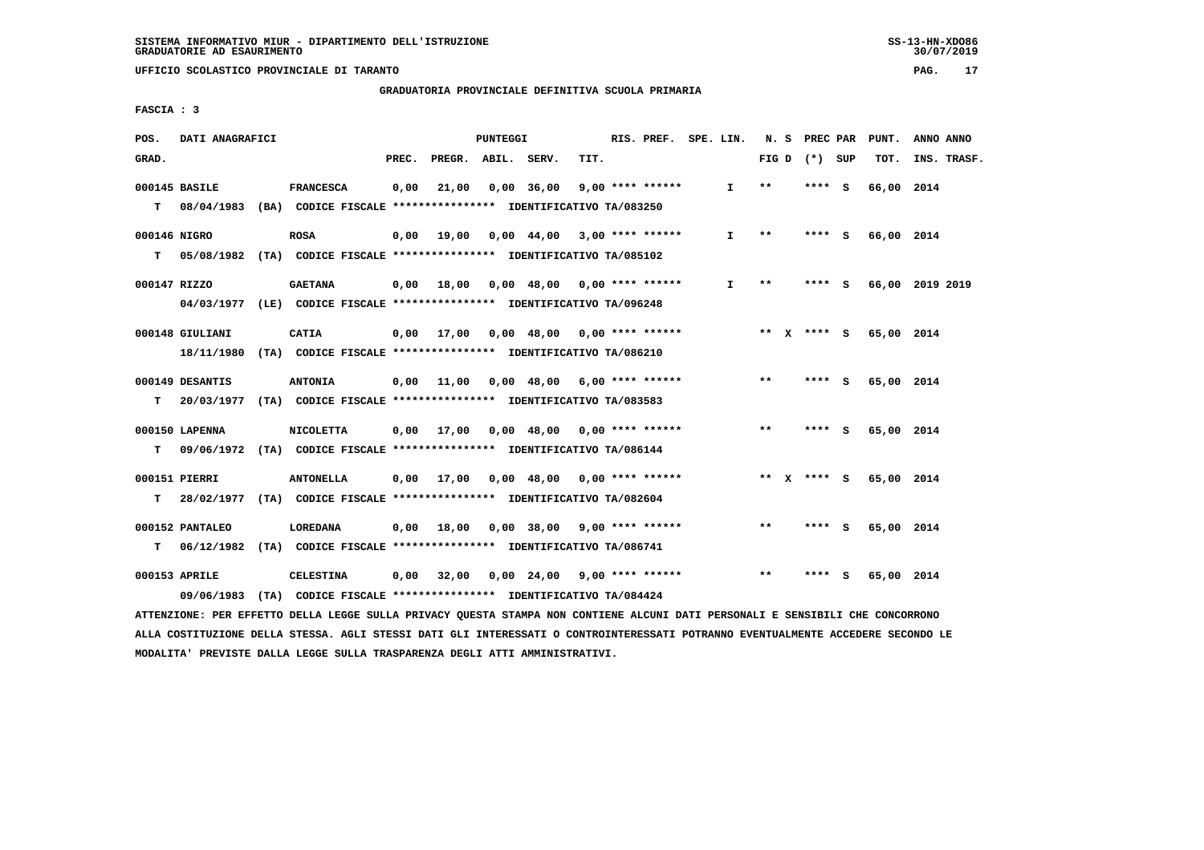SISTEMA INFORMATIVO MIUR - DIPARTIMENTO DELL'ISTRUZIONE
GRADUATORIE AD ESAURIMENTO

UFFICIO SCOLASTICO PROVINCIALE DI TARANTO

GRADUATORIA PROVINCIALE DEFINITIVA SCUOLA PRIMARIA

FASCIA : 3

| POS. GRAD. | DATI ANAGRAFICI | | PREC. | PREGR. | ABIL. | SERV. | TIT. | RIS. PREF. | SPE. LIN. | N. S FIG D | PREC PAR (*) SUP | PUNT. TOT. | ANNO ANNO INS. TRASF. |
|---|---|---|---|---|---|---|---|---|---|---|---|---|---|
| 000145 | BASILE | FRANCESCA | 0,00 | 21,00 | 0,00 | 36,00 | 9,00 | **** ****** | I | ** | **** S | 66,00 | 2014 |
| T | 08/04/1983 (BA) CODICE FISCALE **************** IDENTIFICATIVO TA/083250 | | | | | | | | | | | | |
| 000146 | NIGRO | ROSA | 0,00 | 19,00 | 0,00 | 44,00 | 3,00 | **** ****** | I | ** | **** S | 66,00 | 2014 |
| T | 05/08/1982 (TA) CODICE FISCALE **************** IDENTIFICATIVO TA/085102 | | | | | | | | | | | | |
| 000147 | RIZZO | GAETANA | 0,00 | 18,00 | 0,00 | 48,00 | 0,00 | **** ****** | I | ** | **** S | 66,00 | 2019 2019 |
| | 04/03/1977 (LE) CODICE FISCALE **************** IDENTIFICATIVO TA/096248 | | | | | | | | | | | | |
| 000148 | GIULIANI | CATIA | 0,00 | 17,00 | 0,00 | 48,00 | 0,00 | **** ****** | | ** X | **** S | 65,00 | 2014 |
| | 18/11/1980 (TA) CODICE FISCALE **************** IDENTIFICATIVO TA/086210 | | | | | | | | | | | | |
| 000149 | DESANTIS | ANTONIA | 0,00 | 11,00 | 0,00 | 48,00 | 6,00 | **** ****** | | ** | **** S | 65,00 | 2014 |
| T | 20/03/1977 (TA) CODICE FISCALE **************** IDENTIFICATIVO TA/083583 | | | | | | | | | | | | |
| 000150 | LAPENNA | NICOLETTA | 0,00 | 17,00 | 0,00 | 48,00 | 0,00 | **** ****** | | ** | **** S | 65,00 | 2014 |
| T | 09/06/1972 (TA) CODICE FISCALE **************** IDENTIFICATIVO TA/086144 | | | | | | | | | | | | |
| 000151 | PIERRI | ANTONELLA | 0,00 | 17,00 | 0,00 | 48,00 | 0,00 | **** ****** | | ** X | **** S | 65,00 | 2014 |
| T | 28/02/1977 (TA) CODICE FISCALE **************** IDENTIFICATIVO TA/082604 | | | | | | | | | | | | |
| 000152 | PANTALEO | LOREDANA | 0,00 | 18,00 | 0,00 | 38,00 | 9,00 | **** ****** | | ** | **** S | 65,00 | 2014 |
| T | 06/12/1982 (TA) CODICE FISCALE **************** IDENTIFICATIVO TA/086741 | | | | | | | | | | | | |
| 000153 | APRILE | CELESTINA | 0,00 | 32,00 | 0,00 | 24,00 | 9,00 | **** ****** | | ** | **** S | 65,00 | 2014 |
| | 09/06/1983 (TA) CODICE FISCALE **************** IDENTIFICATIVO TA/084424 | | | | | | | | | | | | |

ATTENZIONE: PER EFFETTO DELLA LEGGE SULLA PRIVACY QUESTA STAMPA NON CONTIENE ALCUNI DATI PERSONALI E SENSIBILI CHE CONCORRONO ALLA COSTITUZIONE DELLA STESSA. AGLI STESSI DATI GLI INTERESSATI O CONTROINTERESSATI POTRANNO EVENTUALMENTE ACCEDERE SECONDO LE MODALITA' PREVISTE DALLA LEGGE SULLA TRASPARENZA DEGLI ATTI AMMINISTRATIVI.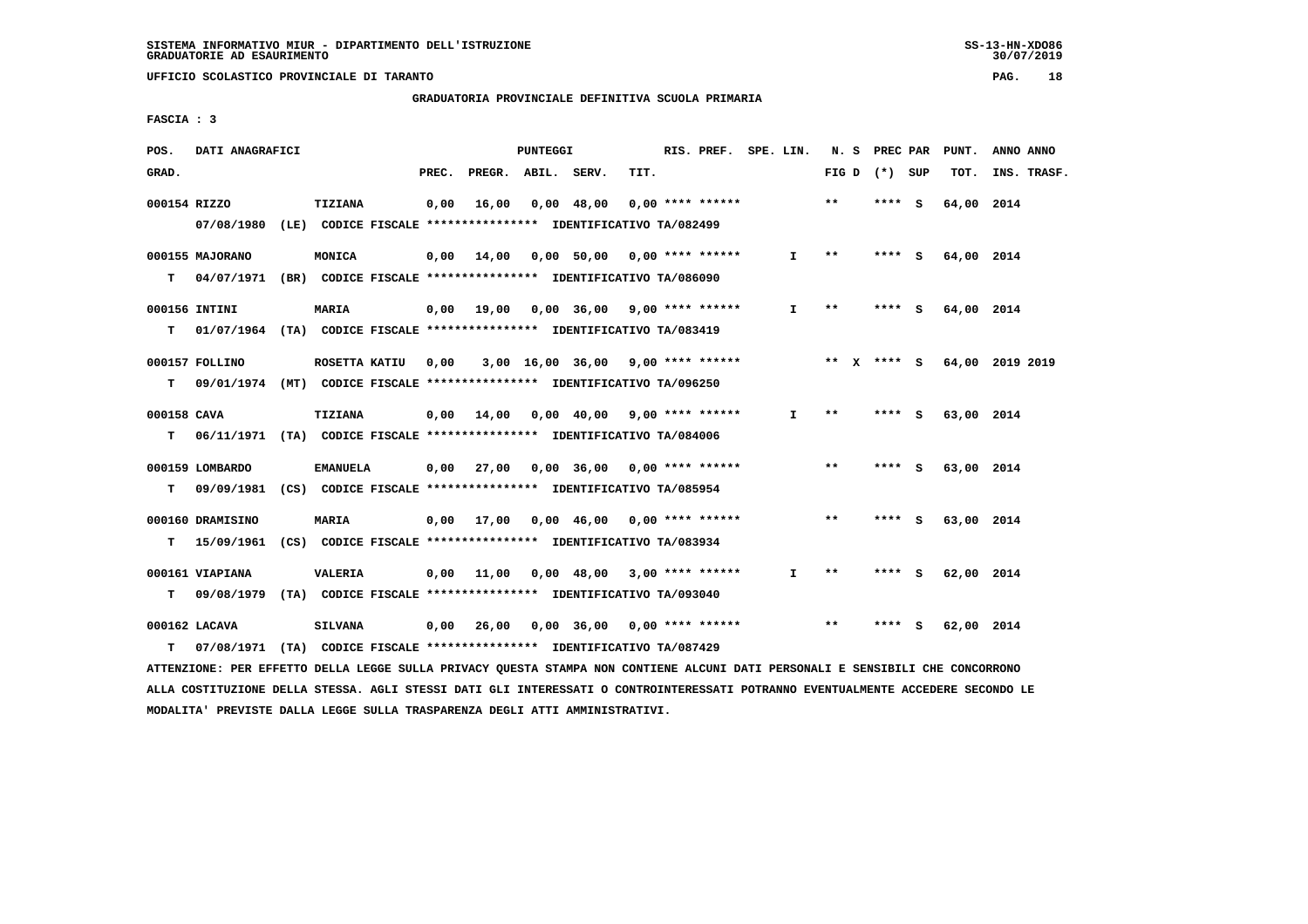SISTEMA INFORMATIVO MIUR - DIPARTIMENTO DELL'ISTRUZIONE
GRADUATORIE AD ESAURIMENTO

UFFICIO SCOLASTICO PROVINCIALE DI TARANTO

GRADUATORIA PROVINCIALE DEFINITIVA SCUOLA PRIMARIA

FASCIA : 3

| POS. GRAD. | DATI ANAGRAFICI | | PREC. | PREGR. | ABIL. | SERV. | TIT. | RIS. PREF. | SPE. LIN. | N. S FIG D | PREC PAR (*) SUP | PUNT. TOT. | ANNO ANNO INS. TRASF. |
|---|---|---|---|---|---|---|---|---|---|---|---|---|---|
| 000154 | RIZZO | TIZIANA | 0,00 | 16,00 | 0,00 | 48,00 | 0,00 | **** ****** | | ** | **** S | 64,00 | 2014 |
| | 07/08/1980 (LE) CODICE FISCALE **************** IDENTIFICATIVO TA/082499 | | | | | | | | | | | | |
| 000155 | MAJORANO | MONICA | 0,00 | 14,00 | 0,00 | 50,00 | 0,00 | **** ****** | I | ** | **** S | 64,00 | 2014 |
| T | 04/07/1971 (BR) CODICE FISCALE **************** IDENTIFICATIVO TA/086090 | | | | | | | | | | | | |
| 000156 | INTINI | MARIA | 0,00 | 19,00 | 0,00 | 36,00 | 9,00 | **** ****** | I | ** | **** S | 64,00 | 2014 |
| T | 01/07/1964 (TA) CODICE FISCALE **************** IDENTIFICATIVO TA/083419 | | | | | | | | | | | | |
| 000157 | FOLLINO | ROSETTA KATIU | 0,00 | 3,00 | 16,00 | 36,00 | 9,00 | **** ****** | | ** X | **** S | 64,00 | 2019 2019 |
| T | 09/01/1974 (MT) CODICE FISCALE **************** IDENTIFICATIVO TA/096250 | | | | | | | | | | | | |
| 000158 | CAVA | TIZIANA | 0,00 | 14,00 | 0,00 | 40,00 | 9,00 | **** ****** | I | ** | **** S | 63,00 | 2014 |
| T | 06/11/1971 (TA) CODICE FISCALE **************** IDENTIFICATIVO TA/084006 | | | | | | | | | | | | |
| 000159 | LOMBARDO | EMANUELA | 0,00 | 27,00 | 0,00 | 36,00 | 0,00 | **** ****** | | ** | **** S | 63,00 | 2014 |
| T | 09/09/1981 (CS) CODICE FISCALE **************** IDENTIFICATIVO TA/085954 | | | | | | | | | | | | |
| 000160 | DRAMISINO | MARIA | 0,00 | 17,00 | 0,00 | 46,00 | 0,00 | **** ****** | | ** | **** S | 63,00 | 2014 |
| T | 15/09/1961 (CS) CODICE FISCALE **************** IDENTIFICATIVO TA/083934 | | | | | | | | | | | | |
| 000161 | VIAPIANA | VALERIA | 0,00 | 11,00 | 0,00 | 48,00 | 3,00 | **** ****** | I | ** | **** S | 62,00 | 2014 |
| T | 09/08/1979 (TA) CODICE FISCALE **************** IDENTIFICATIVO TA/093040 | | | | | | | | | | | | |
| 000162 | LACAVA | SILVANA | 0,00 | 26,00 | 0,00 | 36,00 | 0,00 | **** ****** | | ** | **** S | 62,00 | 2014 |
| T | 07/08/1971 (TA) CODICE FISCALE **************** IDENTIFICATIVO TA/087429 | | | | | | | | | | | | |

ATTENZIONE: PER EFFETTO DELLA LEGGE SULLA PRIVACY QUESTA STAMPA NON CONTIENE ALCUNI DATI PERSONALI E SENSIBILI CHE CONCORRONO ALLA COSTITUZIONE DELLA STESSA. AGLI STESSI DATI GLI INTERESSATI O CONTROINTERESSATI POTRANNO EVENTUALMENTE ACCEDERE SECONDO LE MODALITA' PREVISTE DALLA LEGGE SULLA TRASPARENZA DEGLI ATTI AMMINISTRATIVI.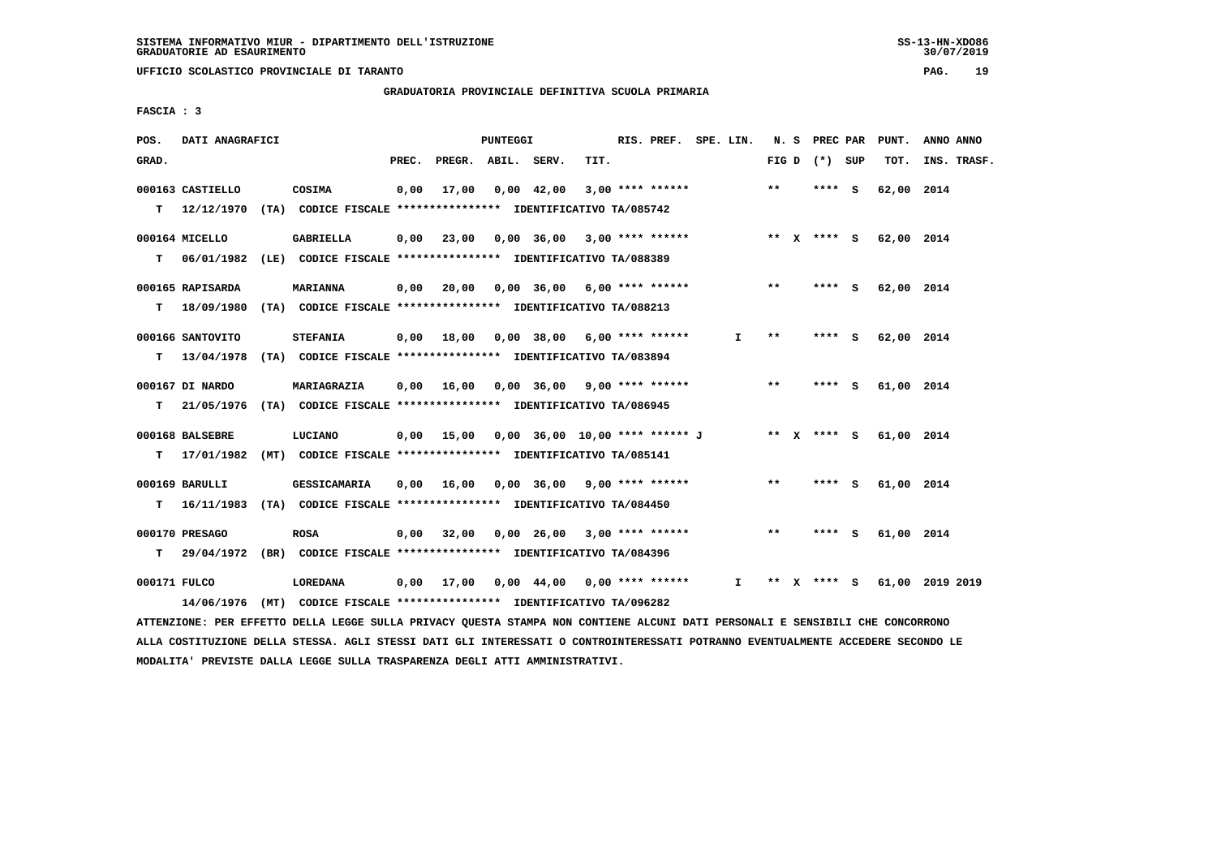SISTEMA INFORMATIVO MIUR - DIPARTIMENTO DELL'ISTRUZIONE
GRADUATORIE AD ESAURIMENTO

UFFICIO SCOLASTICO PROVINCIALE DI TARANTO

GRADUATORIA PROVINCIALE DEFINITIVA SCUOLA PRIMARIA

FASCIA : 3

| POS. GRAD. | DATI ANAGRAFICI | | PREC. | PREGR. | ABIL. | SERV. | TIT. | RIS. PREF. | SPE. LIN. | N. S FIG D | PREC PAR (*) | SUP | PUNT. TOT. | ANNO INS. | ANNO TRASF. |
|---|---|---|---|---|---|---|---|---|---|---|---|---|---|---|---|
| 000163 | CASTIELLO | COSIMA | 0,00 | 17,00 | 0,00 | 42,00 | 3,00 | **** ****** | | ** | **** | S | 62,00 | 2014 | |
| T | 12/12/1970 (TA) | CODICE FISCALE **************** IDENTIFICATIVO TA/085742 | | | | | | | | | | | | | |
| 000164 | MICELLO | GABRIELLA | 0,00 | 23,00 | 0,00 | 36,00 | 3,00 | **** ****** | | ** X | **** | S | 62,00 | 2014 | |
| T | 06/01/1982 (LE) | CODICE FISCALE **************** IDENTIFICATIVO TA/088389 | | | | | | | | | | | | | |
| 000165 | RAPISARDA | MARIANNA | 0,00 | 20,00 | 0,00 | 36,00 | 6,00 | **** ****** | | ** | **** | S | 62,00 | 2014 | |
| T | 18/09/1980 (TA) | CODICE FISCALE **************** IDENTIFICATIVO TA/088213 | | | | | | | | | | | | | |
| 000166 | SANTOVITO | STEFANIA | 0,00 | 18,00 | 0,00 | 38,00 | 6,00 | **** ****** | I | ** | **** | S | 62,00 | 2014 | |
| T | 13/04/1978 (TA) | CODICE FISCALE **************** IDENTIFICATIVO TA/083894 | | | | | | | | | | | | | |
| 000167 | DI NARDO | MARIAGRAZIA | 0,00 | 16,00 | 0,00 | 36,00 | 9,00 | **** ****** | | ** | **** | S | 61,00 | 2014 | |
| T | 21/05/1976 (TA) | CODICE FISCALE **************** IDENTIFICATIVO TA/086945 | | | | | | | | | | | | | |
| 000168 | BALSEBRE | LUCIANO | 0,00 | 15,00 | 0,00 | 36,00 | 10,00 | **** ****** J | | ** X | **** | S | 61,00 | 2014 | |
| T | 17/01/1982 (MT) | CODICE FISCALE **************** IDENTIFICATIVO TA/085141 | | | | | | | | | | | | | |
| 000169 | BARULLI | GESSICAMARIA | 0,00 | 16,00 | 0,00 | 36,00 | 9,00 | **** ****** | | ** | **** | S | 61,00 | 2014 | |
| T | 16/11/1983 (TA) | CODICE FISCALE **************** IDENTIFICATIVO TA/084450 | | | | | | | | | | | | | |
| 000170 | PRESAGO | ROSA | 0,00 | 32,00 | 0,00 | 26,00 | 3,00 | **** ****** | | ** | **** | S | 61,00 | 2014 | |
| T | 29/04/1972 (BR) | CODICE FISCALE **************** IDENTIFICATIVO TA/084396 | | | | | | | | | | | | | |
| 000171 | FULCO | LOREDANA | 0,00 | 17,00 | 0,00 | 44,00 | 0,00 | **** ****** | I | ** X | **** | S | 61,00 | 2019 | 2019 |
| | 14/06/1976 (MT) | CODICE FISCALE **************** IDENTIFICATIVO TA/096282 | | | | | | | | | | | | | |

ATTENZIONE: PER EFFETTO DELLA LEGGE SULLA PRIVACY QUESTA STAMPA NON CONTIENE ALCUNI DATI PERSONALI E SENSIBILI CHE CONCORRONO ALLA COSTITUZIONE DELLA STESSA. AGLI STESSI DATI GLI INTERESSATI O CONTROINTERESSATI POTRANNO EVENTUALMENTE ACCEDERE SECONDO LE MODALITA' PREVISTE DALLA LEGGE SULLA TRASPARENZA DEGLI ATTI AMMINISTRATIVI.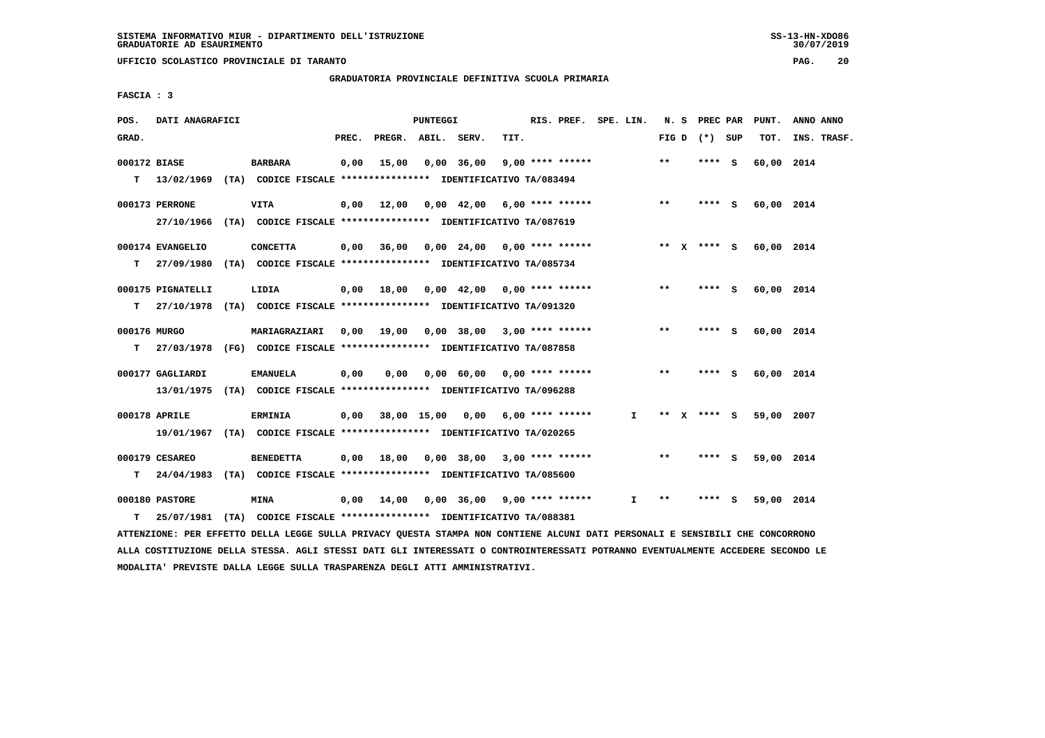SISTEMA INFORMATIVO MIUR - DIPARTIMENTO DELL'ISTRUZIONE
GRADUATORIE AD ESAURIMENTO

UFFICIO SCOLASTICO PROVINCIALE DI TARANTO

GRADUATORIA PROVINCIALE DEFINITIVA SCUOLA PRIMARIA

FASCIA : 3

| POS. GRAD. | DATI ANAGRAFICI | | PREC. | PREGR. | ABIL. | SERV. | TIT. | RIS. PREF. | SPE. LIN. | N. S FIG D | PREC PAR (*) SUP | PUNT. TOT. | ANNO ANNO INS. TRASF. |
|---|---|---|---|---|---|---|---|---|---|---|---|---|---|
| 000172 | BIASE | BARBARA | 0,00 | 15,00 | 0,00 | 36,00 | 9,00 | **** ****** | | ** | **** S | 60,00 | 2014 |
| T | 13/02/1969 (TA) CODICE FISCALE **************** IDENTIFICATIVO TA/083494 | | | | | | | | | | | | |
| 000173 | PERRONE | VITA | 0,00 | 12,00 | 0,00 | 42,00 | 6,00 | **** ****** | | ** | **** S | 60,00 | 2014 |
| | 27/10/1966 (TA) CODICE FISCALE **************** IDENTIFICATIVO TA/087619 | | | | | | | | | | | | |
| 000174 | EVANGELIO | CONCETTA | 0,00 | 36,00 | 0,00 | 24,00 | 0,00 | **** ****** | | ** X | **** S | 60,00 | 2014 |
| T | 27/09/1980 (TA) CODICE FISCALE **************** IDENTIFICATIVO TA/085734 | | | | | | | | | | | | |
| 000175 | PIGNATELLI | LIDIA | 0,00 | 18,00 | 0,00 | 42,00 | 0,00 | **** ****** | | ** | **** S | 60,00 | 2014 |
| T | 27/10/1978 (TA) CODICE FISCALE **************** IDENTIFICATIVO TA/091320 | | | | | | | | | | | | |
| 000176 | MURGO | MARIAGRAZIARI | 0,00 | 19,00 | 0,00 | 38,00 | 3,00 | **** ****** | | ** | **** S | 60,00 | 2014 |
| T | 27/03/1978 (FG) CODICE FISCALE **************** IDENTIFICATIVO TA/087858 | | | | | | | | | | | | |
| 000177 | GAGLIARDI | EMANUELA | 0,00 | 0,00 | 0,00 | 60,00 | 0,00 | **** ****** | | ** | **** S | 60,00 | 2014 |
| | 13/01/1975 (TA) CODICE FISCALE **************** IDENTIFICATIVO TA/096288 | | | | | | | | | | | | |
| 000178 | APRILE | ERMINIA | 0,00 | 38,00 | 15,00 | 0,00 | 6,00 | **** ****** | I | ** X | **** S | 59,00 | 2007 |
| | 19/01/1967 (TA) CODICE FISCALE **************** IDENTIFICATIVO TA/020265 | | | | | | | | | | | | |
| 000179 | CESAREO | BENEDETTA | 0,00 | 18,00 | 0,00 | 38,00 | 3,00 | **** ****** | | ** | **** S | 59,00 | 2014 |
| T | 24/04/1983 (TA) CODICE FISCALE **************** IDENTIFICATIVO TA/085600 | | | | | | | | | | | | |
| 000180 | PASTORE | MINA | 0,00 | 14,00 | 0,00 | 36,00 | 9,00 | **** ****** | I | ** | **** S | 59,00 | 2014 |
| T | 25/07/1981 (TA) CODICE FISCALE **************** IDENTIFICATIVO TA/088381 | | | | | | | | | | | | |

ATTENZIONE: PER EFFETTO DELLA LEGGE SULLA PRIVACY QUESTA STAMPA NON CONTIENE ALCUNI DATI PERSONALI E SENSIBILI CHE CONCORRONO ALLA COSTITUZIONE DELLA STESSA. AGLI STESSI DATI GLI INTERESSATI O CONTROINTERESSATI POTRANNO EVENTUALMENTE ACCEDERE SECONDO LE MODALITA' PREVISTE DALLA LEGGE SULLA TRASPARENZA DEGLI ATTI AMMINISTRATIVI.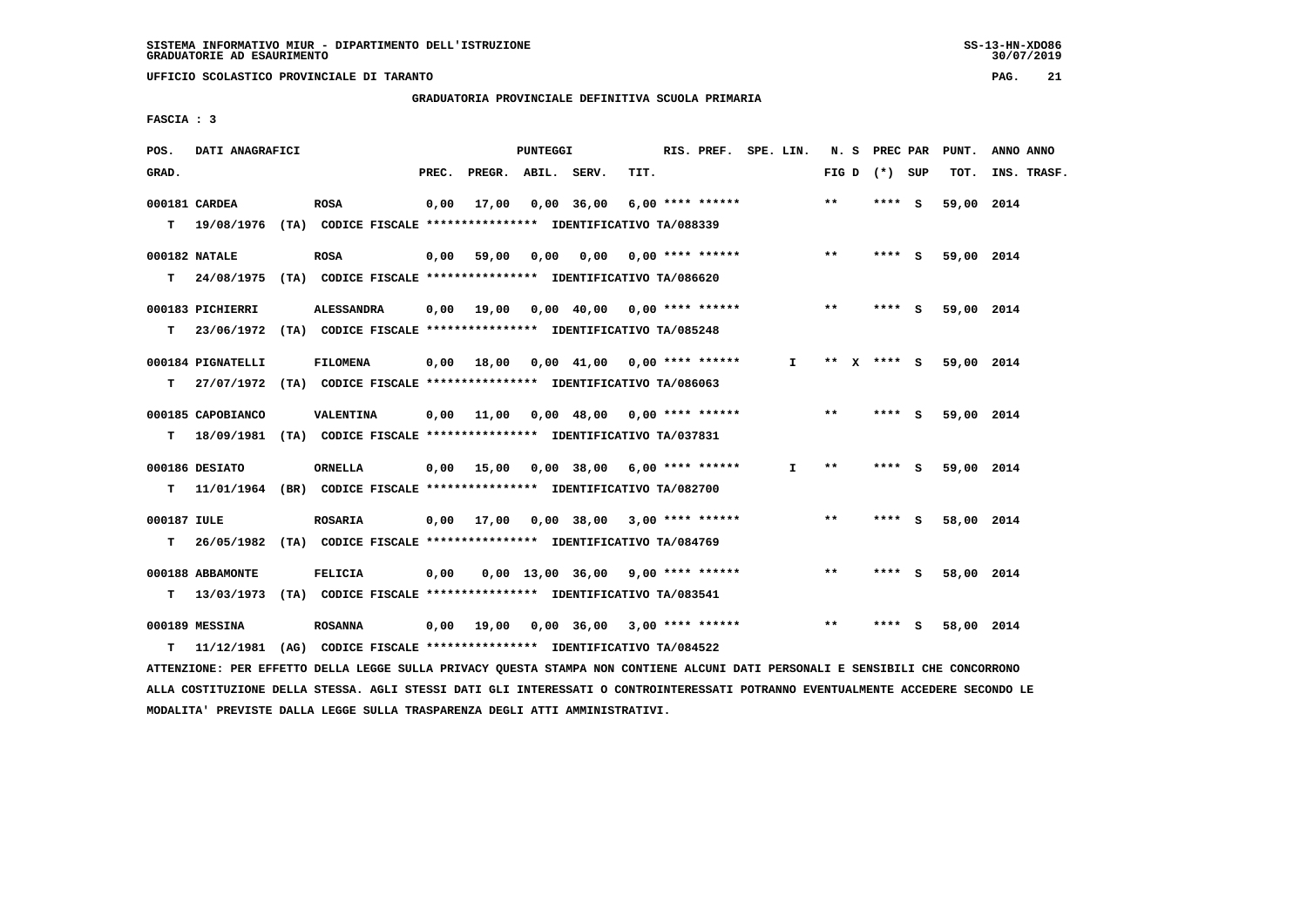SISTEMA INFORMATIVO MIUR - DIPARTIMENTO DELL'ISTRUZIONE
GRADUATORIE AD ESAURIMENTO

UFFICIO SCOLASTICO PROVINCIALE DI TARANTO

GRADUATORIA PROVINCIALE DEFINITIVA SCUOLA PRIMARIA

FASCIA : 3

| POS. GRAD. | DATI ANAGRAFICI | | PREC. | PREGR. | ABIL. | SERV. | TIT. | RIS. PREF. | SPE. LIN. | N. S FIG D | PREC PAR (*) SUP | PUNT. TOT. | ANNO ANNO INS. TRASF. |
|---|---|---|---|---|---|---|---|---|---|---|---|---|---|
| 000181 | CARDEA | ROSA | 0,00 | 17,00 | 0,00 | 36,00 | 6,00 | **** ****** | | ** | **** S | 59,00 | 2014 |
| T | 19/08/1976 (TA) CODICE FISCALE **************** IDENTIFICATIVO TA/088339 | | | | | | | | | | | | |
| 000182 | NATALE | ROSA | 0,00 | 59,00 | 0,00 | 0,00 | 0,00 | **** ****** | | ** | **** S | 59,00 | 2014 |
| T | 24/08/1975 (TA) CODICE FISCALE **************** IDENTIFICATIVO TA/086620 | | | | | | | | | | | | |
| 000183 | PICHIERRI | ALESSANDRA | 0,00 | 19,00 | 0,00 | 40,00 | 0,00 | **** ****** | | ** | **** S | 59,00 | 2014 |
| T | 23/06/1972 (TA) CODICE FISCALE **************** IDENTIFICATIVO TA/085248 | | | | | | | | | | | | |
| 000184 | PIGNATELLI | FILOMENA | 0,00 | 18,00 | 0,00 | 41,00 | 0,00 | **** ****** | I | ** X | **** S | 59,00 | 2014 |
| T | 27/07/1972 (TA) CODICE FISCALE **************** IDENTIFICATIVO TA/086063 | | | | | | | | | | | | |
| 000185 | CAPOBIANCO | VALENTINA | 0,00 | 11,00 | 0,00 | 48,00 | 0,00 | **** ****** | | ** | **** S | 59,00 | 2014 |
| T | 18/09/1981 (TA) CODICE FISCALE **************** IDENTIFICATIVO TA/037831 | | | | | | | | | | | | |
| 000186 | DESIATO | ORNELLA | 0,00 | 15,00 | 0,00 | 38,00 | 6,00 | **** ****** | I | ** | **** S | 59,00 | 2014 |
| T | 11/01/1964 (BR) CODICE FISCALE **************** IDENTIFICATIVO TA/082700 | | | | | | | | | | | | |
| 000187 | IULE | ROSARIA | 0,00 | 17,00 | 0,00 | 38,00 | 3,00 | **** ****** | | ** | **** S | 58,00 | 2014 |
| T | 26/05/1982 (TA) CODICE FISCALE **************** IDENTIFICATIVO TA/084769 | | | | | | | | | | | | |
| 000188 | ABBAMONTE | FELICIA | 0,00 | 0,00 | 13,00 | 36,00 | 9,00 | **** ****** | | ** | **** S | 58,00 | 2014 |
| T | 13/03/1973 (TA) CODICE FISCALE **************** IDENTIFICATIVO TA/083541 | | | | | | | | | | | | |
| 000189 | MESSINA | ROSANNA | 0,00 | 19,00 | 0,00 | 36,00 | 3,00 | **** ****** | | ** | **** S | 58,00 | 2014 |
| T | 11/12/1981 (AG) CODICE FISCALE **************** IDENTIFICATIVO TA/084522 | | | | | | | | | | | | |

ATTENZIONE: PER EFFETTO DELLA LEGGE SULLA PRIVACY QUESTA STAMPA NON CONTIENE ALCUNI DATI PERSONALI E SENSIBILI CHE CONCORRONO ALLA COSTITUZIONE DELLA STESSA. AGLI STESSI DATI GLI INTERESSATI O CONTROINTERESSATI POTRANNO EVENTUALMENTE ACCEDERE SECONDO LE MODALITA' PREVISTE DALLA LEGGE SULLA TRASPARENZA DEGLI ATTI AMMINISTRATIVI.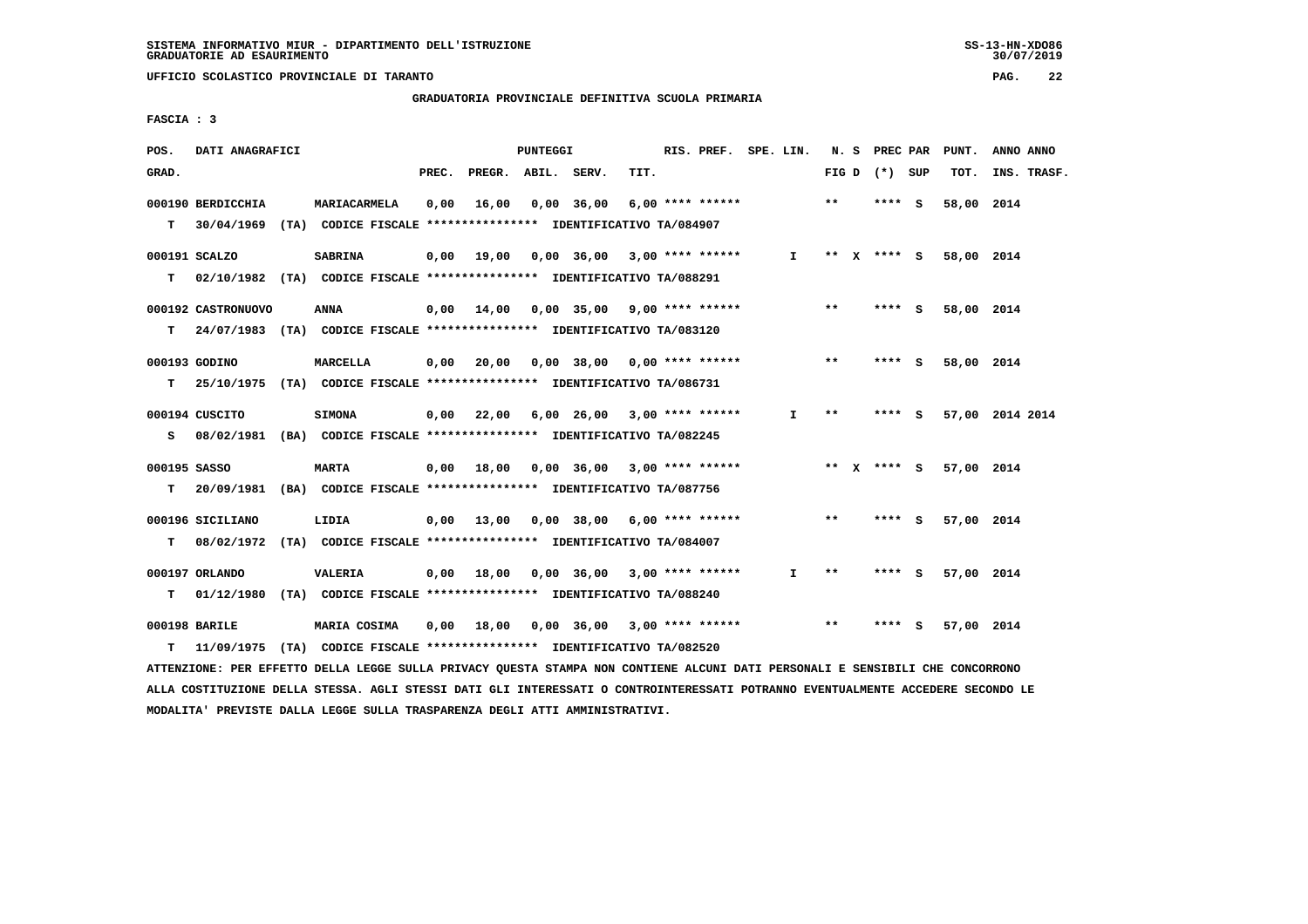SISTEMA INFORMATIVO MIUR - DIPARTIMENTO DELL'ISTRUZIONE
GRADUATORIE AD ESAURIMENTO

UFFICIO SCOLASTICO PROVINCIALE DI TARANTO

GRADUATORIA PROVINCIALE DEFINITIVA SCUOLA PRIMARIA

FASCIA : 3

| POS. GRAD. | DATI ANAGRAFICI | | PREC. | PREGR. | ABIL. | SERV. | TIT. | RIS. PREF. | SPE. LIN. | N. S FIG D | PREC PAR (*) | SUP | PUNT. TOT. | ANNO INS. | ANNO TRASF. |
|---|---|---|---|---|---|---|---|---|---|---|---|---|---|---|---|
| 000190 | BERDICCHIA | MARIACARMELA | 0,00 | 16,00 | 0,00 | 36,00 | 6,00 | **** ****** | | ** | **** | S | 58,00 | 2014 | |
| T | 30/04/1969 (TA) CODICE FISCALE **************** IDENTIFICATIVO TA/084907 | | | | | | | | | | | | | | |
| 000191 | SCALZO | SABRINA | 0,00 | 19,00 | 0,00 | 36,00 | 3,00 | **** ****** | I | ** X | **** | S | 58,00 | 2014 | |
| T | 02/10/1982 (TA) CODICE FISCALE **************** IDENTIFICATIVO TA/088291 | | | | | | | | | | | | | | |
| 000192 | CASTRONUOVO | ANNA | 0,00 | 14,00 | 0,00 | 35,00 | 9,00 | **** ****** | | ** | **** | S | 58,00 | 2014 | |
| T | 24/07/1983 (TA) CODICE FISCALE **************** IDENTIFICATIVO TA/083120 | | | | | | | | | | | | | | |
| 000193 | GODINO | MARCELLA | 0,00 | 20,00 | 0,00 | 38,00 | 0,00 | **** ****** | | ** | **** | S | 58,00 | 2014 | |
| T | 25/10/1975 (TA) CODICE FISCALE **************** IDENTIFICATIVO TA/086731 | | | | | | | | | | | | | | |
| 000194 | CUSCITO | SIMONA | 0,00 | 22,00 | 6,00 | 26,00 | 3,00 | **** ****** | I | ** | **** | S | 57,00 | 2014 | 2014 |
| S | 08/02/1981 (BA) CODICE FISCALE **************** IDENTIFICATIVO TA/082245 | | | | | | | | | | | | | | |
| 000195 | SASSO | MARTA | 0,00 | 18,00 | 0,00 | 36,00 | 3,00 | **** ****** | | ** X | **** | S | 57,00 | 2014 | |
| T | 20/09/1981 (BA) CODICE FISCALE **************** IDENTIFICATIVO TA/087756 | | | | | | | | | | | | | | |
| 000196 | SICILIANO | LIDIA | 0,00 | 13,00 | 0,00 | 38,00 | 6,00 | **** ****** | | ** | **** | S | 57,00 | 2014 | |
| T | 08/02/1972 (TA) CODICE FISCALE **************** IDENTIFICATIVO TA/084007 | | | | | | | | | | | | | | |
| 000197 | ORLANDO | VALERIA | 0,00 | 18,00 | 0,00 | 36,00 | 3,00 | **** ****** | I | ** | **** | S | 57,00 | 2014 | |
| T | 01/12/1980 (TA) CODICE FISCALE **************** IDENTIFICATIVO TA/088240 | | | | | | | | | | | | | | |
| 000198 | BARILE | MARIA COSIMA | 0,00 | 18,00 | 0,00 | 36,00 | 3,00 | **** ****** | | ** | **** | S | 57,00 | 2014 | |
| T | 11/09/1975 (TA) CODICE FISCALE **************** IDENTIFICATIVO TA/082520 | | | | | | | | | | | | | | |

ATTENZIONE: PER EFFETTO DELLA LEGGE SULLA PRIVACY QUESTA STAMPA NON CONTIENE ALCUNI DATI PERSONALI E SENSIBILI CHE CONCORRONO ALLA COSTITUZIONE DELLA STESSA. AGLI STESSI DATI GLI INTERESSATI O CONTROINTERESSATI POTRANNO EVENTUALMENTE ACCEDERE SECONDO LE MODALITA' PREVISTE DALLA LEGGE SULLA TRASPARENZA DEGLI ATTI AMMINISTRATIVI.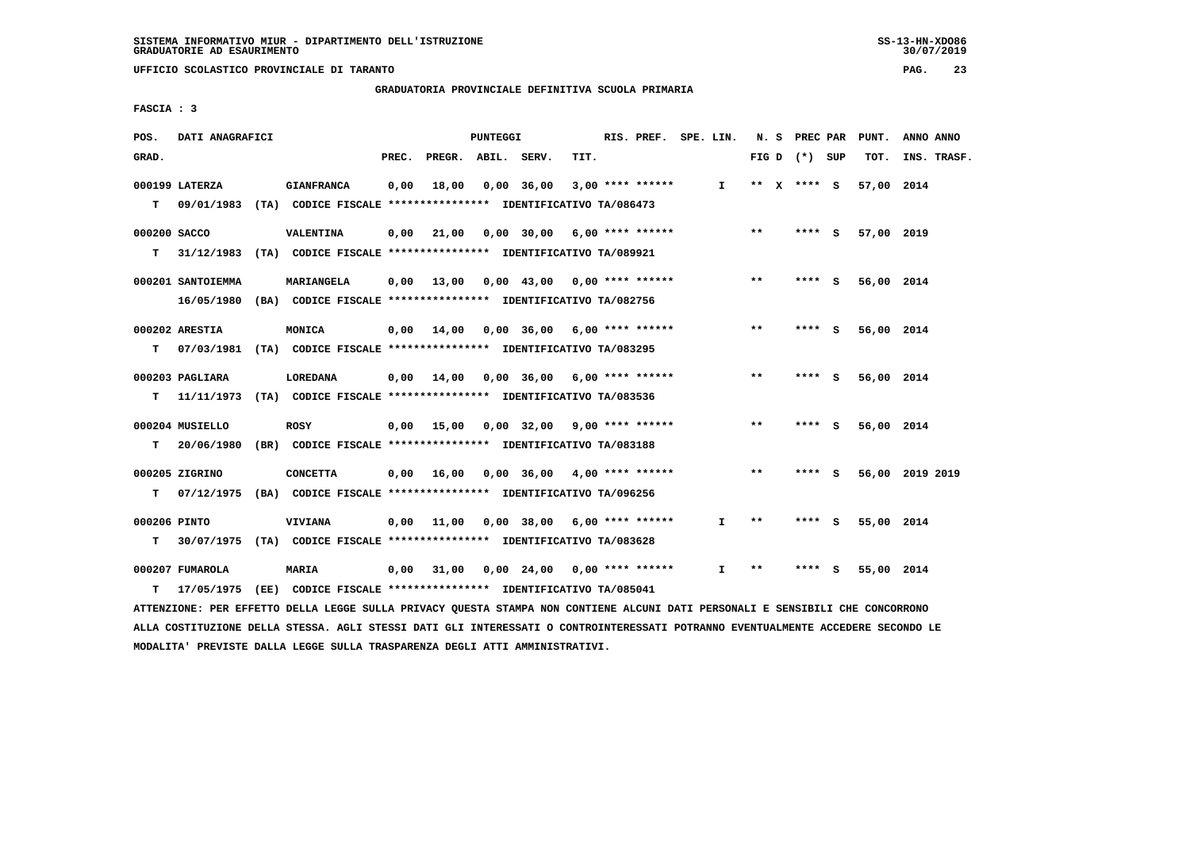SISTEMA INFORMATIVO MIUR - DIPARTIMENTO DELL'ISTRUZIONE
GRADUATORIE AD ESAURIMENTO

UFFICIO SCOLASTICO PROVINCIALE DI TARANTO

GRADUATORIA PROVINCIALE DEFINITIVA SCUOLA PRIMARIA

FASCIA : 3

| POS. GRAD. | DATI ANAGRAFICI | | PREC. | PREGR. | ABIL. | SERV. | TIT. | RIS. PREF. | SPE. LIN. | N. S FIG D | PREC PAR (*) SUP | PUNT. TOT. | ANNO ANNO INS. TRASF. |
|---|---|---|---|---|---|---|---|---|---|---|---|---|---|
| 000199 | LATERZA | GIANFRANCA | 0,00 | 18,00 | 0,00 | 36,00 | 3,00 | **** ****** | I | ** X | **** S | 57,00 | 2014 |
| T | 09/01/1983 (TA) CODICE FISCALE **************** IDENTIFICATIVO TA/086473 | | | | | | | | | | | | |
| 000200 | SACCO | VALENTINA | 0,00 | 21,00 | 0,00 | 30,00 | 6,00 | **** ****** | | ** | **** S | 57,00 | 2019 |
| T | 31/12/1983 (TA) CODICE FISCALE **************** IDENTIFICATIVO TA/089921 | | | | | | | | | | | | |
| 000201 | SANTOIEMMA | MARIANGELA | 0,00 | 13,00 | 0,00 | 43,00 | 0,00 | **** ****** | | ** | **** S | 56,00 | 2014 |
| | 16/05/1980 (BA) CODICE FISCALE **************** IDENTIFICATIVO TA/082756 | | | | | | | | | | | | |
| 000202 | ARESTIA | MONICA | 0,00 | 14,00 | 0,00 | 36,00 | 6,00 | **** ****** | | ** | **** S | 56,00 | 2014 |
| T | 07/03/1981 (TA) CODICE FISCALE **************** IDENTIFICATIVO TA/083295 | | | | | | | | | | | | |
| 000203 | PAGLIARA | LOREDANA | 0,00 | 14,00 | 0,00 | 36,00 | 6,00 | **** ****** | | ** | **** S | 56,00 | 2014 |
| T | 11/11/1973 (TA) CODICE FISCALE **************** IDENTIFICATIVO TA/083536 | | | | | | | | | | | | |
| 000204 | MUSIELLO | ROSY | 0,00 | 15,00 | 0,00 | 32,00 | 9,00 | **** ****** | | ** | **** S | 56,00 | 2014 |
| T | 20/06/1980 (BR) CODICE FISCALE **************** IDENTIFICATIVO TA/083188 | | | | | | | | | | | | |
| 000205 | ZIGRINO | CONCETTA | 0,00 | 16,00 | 0,00 | 36,00 | 4,00 | **** ****** | | ** | **** S | 56,00 | 2019 2019 |
| T | 07/12/1975 (BA) CODICE FISCALE **************** IDENTIFICATIVO TA/096256 | | | | | | | | | | | | |
| 000206 | PINTO | VIVIANA | 0,00 | 11,00 | 0,00 | 38,00 | 6,00 | **** ****** | I | ** | **** S | 55,00 | 2014 |
| T | 30/07/1975 (TA) CODICE FISCALE **************** IDENTIFICATIVO TA/083628 | | | | | | | | | | | | |
| 000207 | FUMAROLA | MARIA | 0,00 | 31,00 | 0,00 | 24,00 | 0,00 | **** ****** | I | ** | **** S | 55,00 | 2014 |
| T | 17/05/1975 (EE) CODICE FISCALE **************** IDENTIFICATIVO TA/085041 | | | | | | | | | | | | |

ATTENZIONE: PER EFFETTO DELLA LEGGE SULLA PRIVACY QUESTA STAMPA NON CONTIENE ALCUNI DATI PERSONALI E SENSIBILI CHE CONCORRONO ALLA COSTITUZIONE DELLA STESSA. AGLI STESSI DATI GLI INTERESSATI O CONTROINTERESSATI POTRANNO EVENTUALMENTE ACCEDERE SECONDO LE MODALITA' PREVISTE DALLA LEGGE SULLA TRASPARENZA DEGLI ATTI AMMINISTRATIVI.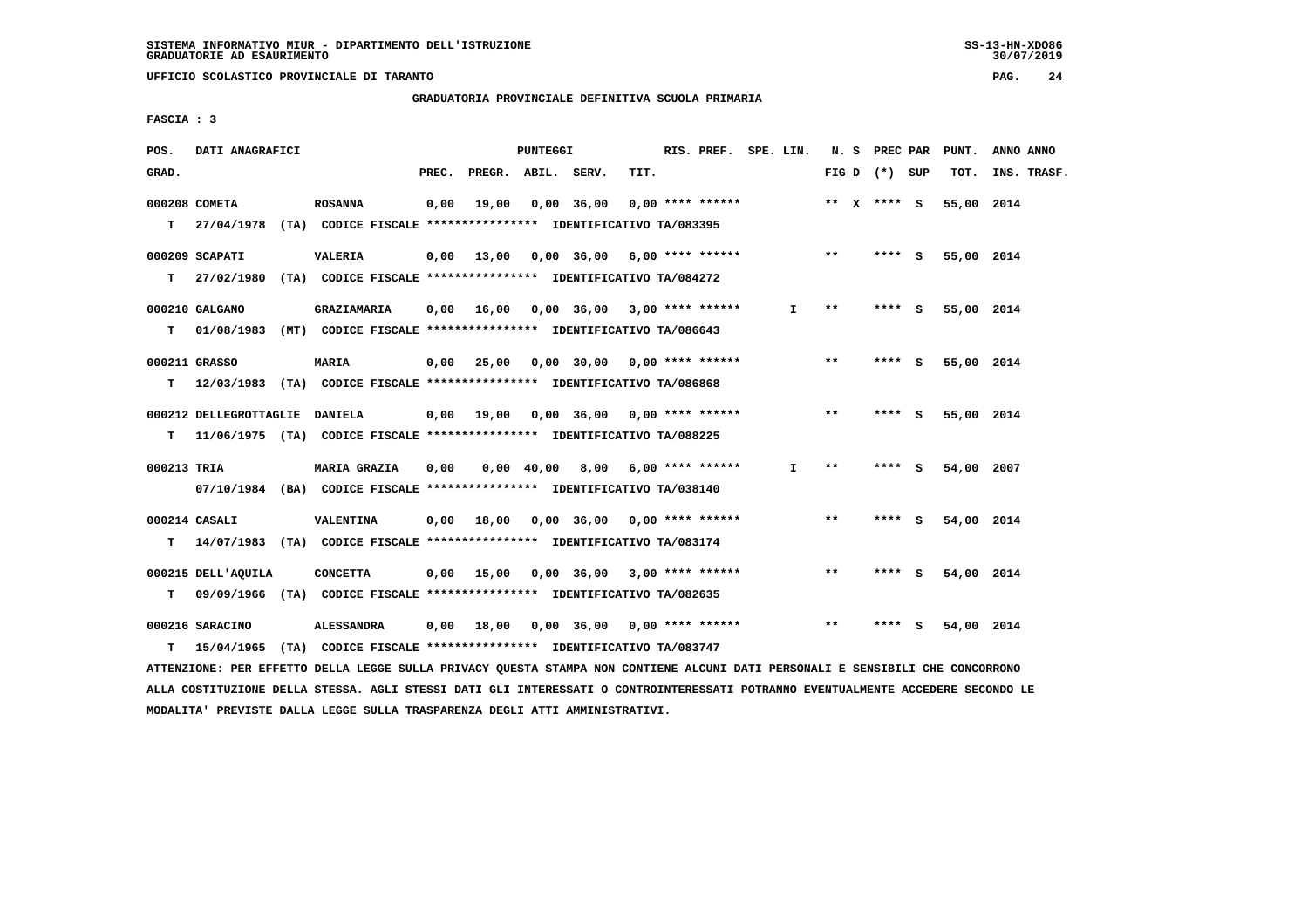SISTEMA INFORMATIVO MIUR - DIPARTIMENTO DELL'ISTRUZIONE
GRADUATORIE AD ESAURIMENTO

UFFICIO SCOLASTICO PROVINCIALE DI TARANTO

GRADUATORIA PROVINCIALE DEFINITIVA SCUOLA PRIMARIA

FASCIA : 3

| POS. GRAD. | DATI ANAGRAFICI | | PREC. | PREGR. | ABIL. | SERV. | TIT. | RIS. PREF. | SPE. LIN. | N. S FIG D | PREC PAR (*) SUP | PUNT. TOT. | ANNO ANNO INS. TRASF. |
|---|---|---|---|---|---|---|---|---|---|---|---|---|---|
| 000208 COMETA | ROSANNA | | 0,00 | 19,00 | 0,00 | 36,00 | 0,00 | **** ****** | | ** X | **** S | 55,00 | 2014 |
| T | 27/04/1978 (TA) CODICE FISCALE **************** IDENTIFICATIVO TA/083395 | | | | | | | | | | | | |
| 000209 SCAPATI | VALERIA | | 0,00 | 13,00 | 0,00 | 36,00 | 6,00 | **** ****** | | ** | **** S | 55,00 | 2014 |
| T | 27/02/1980 (TA) CODICE FISCALE **************** IDENTIFICATIVO TA/084272 | | | | | | | | | | | | |
| 000210 GALGANO | GRAZIAMARIA | | 0,00 | 16,00 | 0,00 | 36,00 | 3,00 | **** ****** | I | ** | **** S | 55,00 | 2014 |
| T | 01/08/1983 (MT) CODICE FISCALE **************** IDENTIFICATIVO TA/086643 | | | | | | | | | | | | |
| 000211 GRASSO | MARIA | | 0,00 | 25,00 | 0,00 | 30,00 | 0,00 | **** ****** | | ** | **** S | 55,00 | 2014 |
| T | 12/03/1983 (TA) CODICE FISCALE **************** IDENTIFICATIVO TA/086868 | | | | | | | | | | | | |
| 000212 DELLEGROTTAGLIE | DANIELA | | 0,00 | 19,00 | 0,00 | 36,00 | 0,00 | **** ****** | | ** | **** S | 55,00 | 2014 |
| T | 11/06/1975 (TA) CODICE FISCALE **************** IDENTIFICATIVO TA/088225 | | | | | | | | | | | | |
| 000213 TRIA | MARIA GRAZIA | | 0,00 | 0,00 | 40,00 | 8,00 | 6,00 | **** ****** | I | ** | **** S | 54,00 | 2007 |
| | 07/10/1984 (BA) CODICE FISCALE **************** IDENTIFICATIVO TA/038140 | | | | | | | | | | | | |
| 000214 CASALI | VALENTINA | | 0,00 | 18,00 | 0,00 | 36,00 | 0,00 | **** ****** | | ** | **** S | 54,00 | 2014 |
| T | 14/07/1983 (TA) CODICE FISCALE **************** IDENTIFICATIVO TA/083174 | | | | | | | | | | | | |
| 000215 DELL'AQUILA | CONCETTA | | 0,00 | 15,00 | 0,00 | 36,00 | 3,00 | **** ****** | | ** | **** S | 54,00 | 2014 |
| T | 09/09/1966 (TA) CODICE FISCALE **************** IDENTIFICATIVO TA/082635 | | | | | | | | | | | | |
| 000216 SARACINO | ALESSANDRA | | 0,00 | 18,00 | 0,00 | 36,00 | 0,00 | **** ****** | | ** | **** S | 54,00 | 2014 |
| T | 15/04/1965 (TA) CODICE FISCALE **************** IDENTIFICATIVO TA/083747 | | | | | | | | | | | | |

ATTENZIONE: PER EFFETTO DELLA LEGGE SULLA PRIVACY QUESTA STAMPA NON CONTIENE ALCUNI DATI PERSONALI E SENSIBILI CHE CONCORRONO ALLA COSTITUZIONE DELLA STESSA. AGLI STESSI DATI GLI INTERESSATI O CONTROINTERESSATI POTRANNO EVENTUALMENTE ACCEDERE SECONDO LE MODALITA' PREVISTE DALLA LEGGE SULLA TRASPARENZA DEGLI ATTI AMMINISTRATIVI.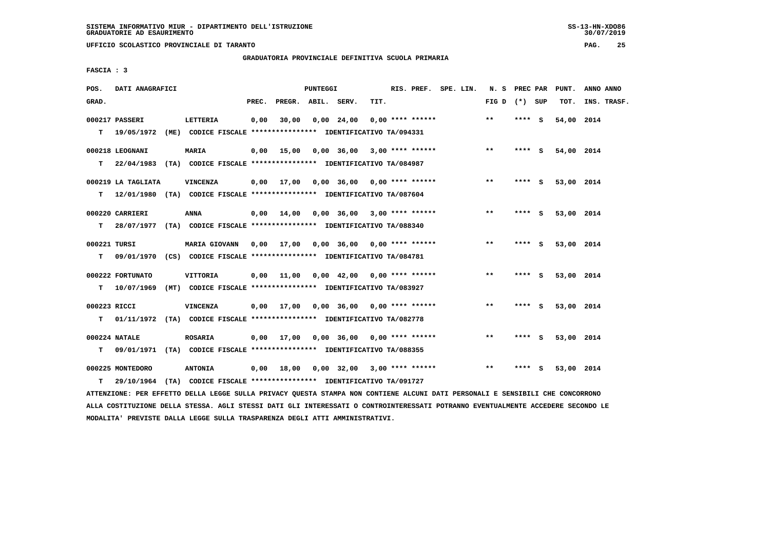SISTEMA INFORMATIVO MIUR - DIPARTIMENTO DELL'ISTRUZIONE
GRADUATORIE AD ESAURIMENTO

UFFICIO SCOLASTICO PROVINCIALE DI TARANTO

GRADUATORIA PROVINCIALE DEFINITIVA SCUOLA PRIMARIA

FASCIA : 3

| POS. GRAD. | DATI ANAGRAFICI | | PREC. | PREGR. | ABIL. | SERV. | TIT. | RIS. PREF. | SPE. LIN. | N. S FIG D | PREC PAR (*) | SUP | PUNT. TOT. | ANNO ANNO INS. TRASF. |
|---|---|---|---|---|---|---|---|---|---|---|---|---|---|---|
| 000217 | PASSERI | LETTERIA | 0,00 | 30,00 | 0,00 | 24,00 | 0,00 | **** ****** | | ** | **** | S | 54,00 | 2014 |
| T | 19/05/1972 (ME) CODICE FISCALE **************** IDENTIFICATIVO TA/094331 | | | | | | | | | | | | | |
| 000218 | LEOGNANI | MARIA | 0,00 | 15,00 | 0,00 | 36,00 | 3,00 | **** ****** | | ** | **** | S | 54,00 | 2014 |
| T | 22/04/1983 (TA) CODICE FISCALE **************** IDENTIFICATIVO TA/084987 | | | | | | | | | | | | | |
| 000219 | LA TAGLIATA | VINCENZA | 0,00 | 17,00 | 0,00 | 36,00 | 0,00 | **** ****** | | ** | **** | S | 53,00 | 2014 |
| T | 12/01/1980 (TA) CODICE FISCALE **************** IDENTIFICATIVO TA/087604 | | | | | | | | | | | | | |
| 000220 | CARRIERI | ANNA | 0,00 | 14,00 | 0,00 | 36,00 | 3,00 | **** ****** | | ** | **** | S | 53,00 | 2014 |
| T | 28/07/1977 (TA) CODICE FISCALE **************** IDENTIFICATIVO TA/088340 | | | | | | | | | | | | | |
| 000221 | TURSI | MARIA GIOVANN | 0,00 | 17,00 | 0,00 | 36,00 | 0,00 | **** ****** | | ** | **** | S | 53,00 | 2014 |
| T | 09/01/1970 (CS) CODICE FISCALE **************** IDENTIFICATIVO TA/084781 | | | | | | | | | | | | | |
| 000222 | FORTUNATO | VITTORIA | 0,00 | 11,00 | 0,00 | 42,00 | 0,00 | **** ****** | | ** | **** | S | 53,00 | 2014 |
| T | 10/07/1969 (MT) CODICE FISCALE **************** IDENTIFICATIVO TA/083927 | | | | | | | | | | | | | |
| 000223 | RICCI | VINCENZA | 0,00 | 17,00 | 0,00 | 36,00 | 0,00 | **** ****** | | ** | **** | S | 53,00 | 2014 |
| T | 01/11/1972 (TA) CODICE FISCALE **************** IDENTIFICATIVO TA/082778 | | | | | | | | | | | | | |
| 000224 | NATALE | ROSARIA | 0,00 | 17,00 | 0,00 | 36,00 | 0,00 | **** ****** | | ** | **** | S | 53,00 | 2014 |
| T | 09/01/1971 (TA) CODICE FISCALE **************** IDENTIFICATIVO TA/088355 | | | | | | | | | | | | | |
| 000225 | MONTEDORO | ANTONIA | 0,00 | 18,00 | 0,00 | 32,00 | 3,00 | **** ****** | | ** | **** | S | 53,00 | 2014 |
| T | 29/10/1964 (TA) CODICE FISCALE **************** IDENTIFICATIVO TA/091727 | | | | | | | | | | | | | |

ATTENZIONE: PER EFFETTO DELLA LEGGE SULLA PRIVACY QUESTA STAMPA NON CONTIENE ALCUNI DATI PERSONALI E SENSIBILI CHE CONCORRONO ALLA COSTITUZIONE DELLA STESSA. AGLI STESSI DATI GLI INTERESSATI O CONTROINTERESSATI POTRANNO EVENTUALMENTE ACCEDERE SECONDO LE MODALITA' PREVISTE DALLA LEGGE SULLA TRASPARENZA DEGLI ATTI AMMINISTRATIVI.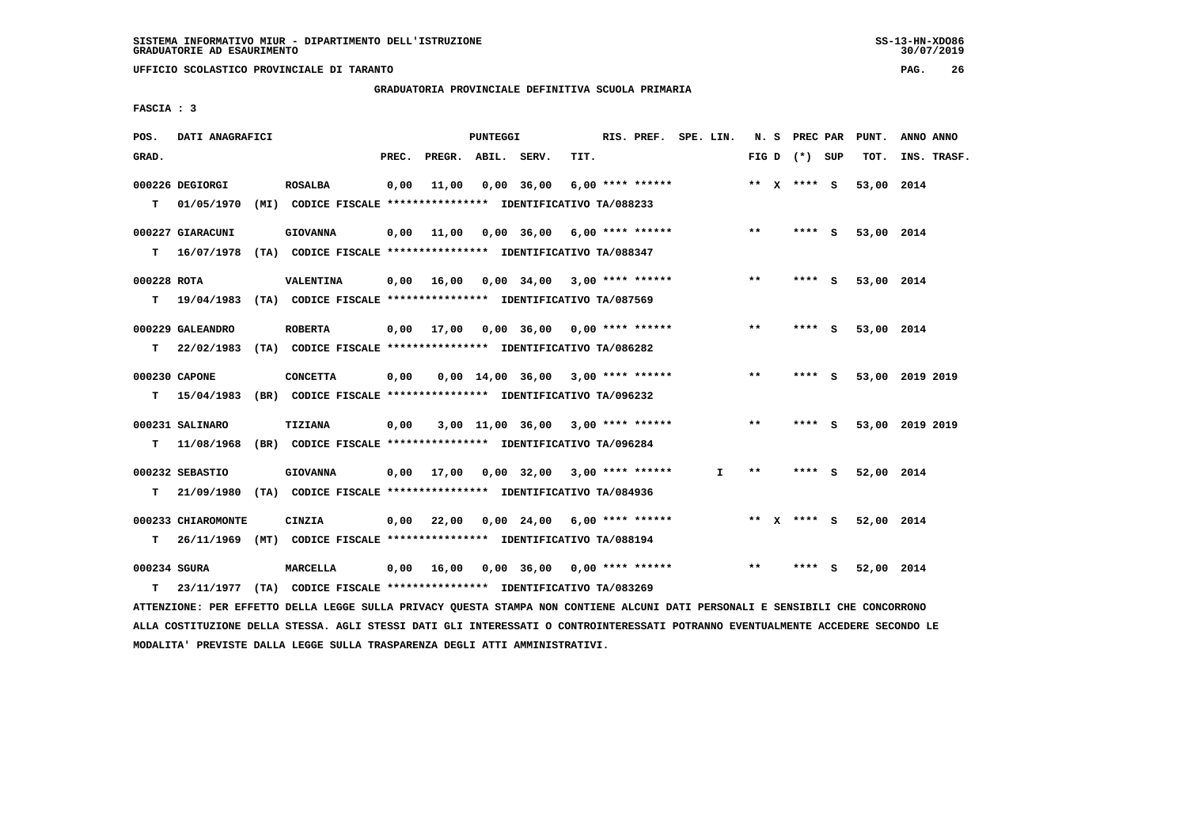SISTEMA INFORMATIVO MIUR - DIPARTIMENTO DELL'ISTRUZIONE
GRADUATORIE AD ESAURIMENTO

UFFICIO SCOLASTICO PROVINCIALE DI TARANTO

GRADUATORIA PROVINCIALE DEFINITIVA SCUOLA PRIMARIA

FASCIA : 3

| POS. GRAD. | DATI ANAGRAFICI | | PREC. | PREGR. | ABIL. | SERV. | TIT. | RIS. PREF. | SPE. LIN. | N. S FIG D | PREC PAR (*) SUP | PUNT. TOT. | ANNO ANNO INS. TRASF. |
|---|---|---|---|---|---|---|---|---|---|---|---|---|---|
| 000226 | DEGIORGI | ROSALBA | 0,00 | 11,00 | 0,00 | 36,00 | 6,00 | **** ****** | | ** X | **** S | 53,00 | 2014 |
| T | 01/05/1970 (MI) | CODICE FISCALE **************** IDENTIFICATIVO TA/088233 | | | | | | | | | | | |
| 000227 | GIARACUNI | GIOVANNA | 0,00 | 11,00 | 0,00 | 36,00 | 6,00 | **** ****** | | ** | **** S | 53,00 | 2014 |
| T | 16/07/1978 (TA) | CODICE FISCALE **************** IDENTIFICATIVO TA/088347 | | | | | | | | | | | |
| 000228 | ROTA | VALENTINA | 0,00 | 16,00 | 0,00 | 34,00 | 3,00 | **** ****** | | ** | **** S | 53,00 | 2014 |
| T | 19/04/1983 (TA) | CODICE FISCALE **************** IDENTIFICATIVO TA/087569 | | | | | | | | | | | |
| 000229 | GALEANDRO | ROBERTA | 0,00 | 17,00 | 0,00 | 36,00 | 0,00 | **** ****** | | ** | **** S | 53,00 | 2014 |
| T | 22/02/1983 (TA) | CODICE FISCALE **************** IDENTIFICATIVO TA/086282 | | | | | | | | | | | |
| 000230 | CAPONE | CONCETTA | 0,00 | 0,00 | 14,00 | 36,00 | 3,00 | **** ****** | | ** | **** S | 53,00 | 2019 2019 |
| T | 15/04/1983 (BR) | CODICE FISCALE **************** IDENTIFICATIVO TA/096232 | | | | | | | | | | | |
| 000231 | SALINARO | TIZIANA | 0,00 | 3,00 | 11,00 | 36,00 | 3,00 | **** ****** | | ** | **** S | 53,00 | 2019 2019 |
| T | 11/08/1968 (BR) | CODICE FISCALE **************** IDENTIFICATIVO TA/096284 | | | | | | | | | | | |
| 000232 | SEBASTIO | GIOVANNA | 0,00 | 17,00 | 0,00 | 32,00 | 3,00 | **** ****** | I | ** | **** S | 52,00 | 2014 |
| T | 21/09/1980 (TA) | CODICE FISCALE **************** IDENTIFICATIVO TA/084936 | | | | | | | | | | | |
| 000233 | CHIAROMONTE | CINZIA | 0,00 | 22,00 | 0,00 | 24,00 | 6,00 | **** ****** | | ** X | **** S | 52,00 | 2014 |
| T | 26/11/1969 (MT) | CODICE FISCALE **************** IDENTIFICATIVO TA/088194 | | | | | | | | | | | |
| 000234 | SGURA | MARCELLA | 0,00 | 16,00 | 0,00 | 36,00 | 0,00 | **** ****** | | ** | **** S | 52,00 | 2014 |
| T | 23/11/1977 (TA) | CODICE FISCALE **************** IDENTIFICATIVO TA/083269 | | | | | | | | | | | |

ATTENZIONE: PER EFFETTO DELLA LEGGE SULLA PRIVACY QUESTA STAMPA NON CONTIENE ALCUNI DATI PERSONALI E SENSIBILI CHE CONCORRONO ALLA COSTITUZIONE DELLA STESSA. AGLI STESSI DATI GLI INTERESSATI O CONTROINTERESSATI POTRANNO EVENTUALMENTE ACCEDERE SECONDO LE MODALITA' PREVISTE DALLA LEGGE SULLA TRASPARENZA DEGLI ATTI AMMINISTRATIVI.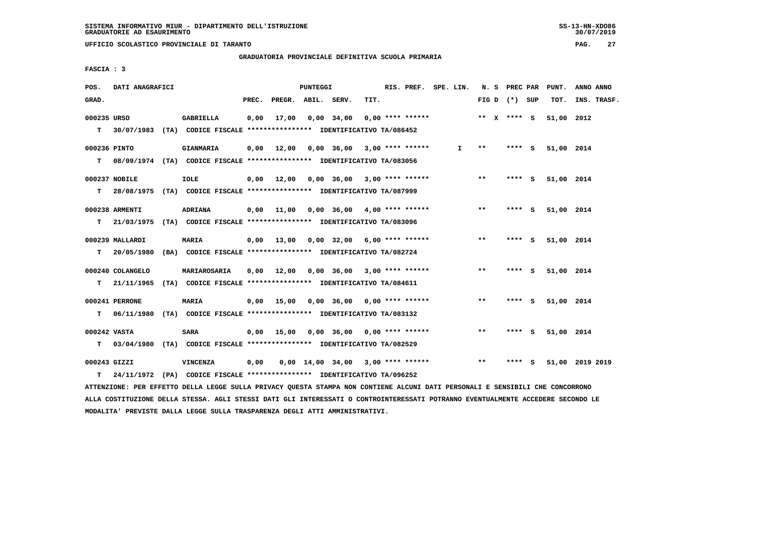SISTEMA INFORMATIVO MIUR - DIPARTIMENTO DELL'ISTRUZIONE
GRADUATORIE AD ESAURIMENTO

UFFICIO SCOLASTICO PROVINCIALE DI TARANTO

GRADUATORIA PROVINCIALE DEFINITIVA SCUOLA PRIMARIA

FASCIA : 3

| POS. GRAD. | DATI ANAGRAFICI | | PREC. | PREGR. | ABIL. | SERV. | TIT. | RIS. PREF. | SPE. LIN. | N. S FIG D | PREC PAR (*) | SUP | PUNT. TOT. | ANNO INS. | ANNO TRASF. |
|---|---|---|---|---|---|---|---|---|---|---|---|---|---|---|---|
| 000235 URSO | | GABRIELLA | 0,00 | 17,00 | 0,00 | 34,00 | 0,00 | **** ****** | | ** X | **** | S | 51,00 | 2012 | |
| T | 30/07/1983 (TA) CODICE FISCALE **************** IDENTIFICATIVO TA/086452 | | | | | | | | | | | | | | |
| 000236 PINTO | | GIANMARIA | 0,00 | 12,00 | 0,00 | 36,00 | 3,00 | **** ****** | I | ** | **** | S | 51,00 | 2014 | |
| T | 08/09/1974 (TA) CODICE FISCALE **************** IDENTIFICATIVO TA/083056 | | | | | | | | | | | | | | |
| 000237 NOBILE | | IOLE | 0,00 | 12,00 | 0,00 | 36,00 | 3,00 | **** ****** | | ** | **** | S | 51,00 | 2014 | |
| T | 28/08/1975 (TA) CODICE FISCALE **************** IDENTIFICATIVO TA/087999 | | | | | | | | | | | | | | |
| 000238 ARMENTI | | ADRIANA | 0,00 | 11,00 | 0,00 | 36,00 | 4,00 | **** ****** | | ** | **** | S | 51,00 | 2014 | |
| T | 21/03/1975 (TA) CODICE FISCALE **************** IDENTIFICATIVO TA/083096 | | | | | | | | | | | | | | |
| 000239 MALLARDI | | MARIA | 0,00 | 13,00 | 0,00 | 32,00 | 6,00 | **** ****** | | ** | **** | S | 51,00 | 2014 | |
| T | 20/05/1980 (BA) CODICE FISCALE **************** IDENTIFICATIVO TA/082724 | | | | | | | | | | | | | | |
| 000240 COLANGELO | | MARIAROSARIA | 0,00 | 12,00 | 0,00 | 36,00 | 3,00 | **** ****** | | ** | **** | S | 51,00 | 2014 | |
| T | 21/11/1965 (TA) CODICE FISCALE **************** IDENTIFICATIVO TA/084611 | | | | | | | | | | | | | | |
| 000241 PERRONE | | MARIA | 0,00 | 15,00 | 0,00 | 36,00 | 0,00 | **** ****** | | ** | **** | S | 51,00 | 2014 | |
| T | 06/11/1980 (TA) CODICE FISCALE **************** IDENTIFICATIVO TA/083132 | | | | | | | | | | | | | | |
| 000242 VASTA | | SARA | 0,00 | 15,00 | 0,00 | 36,00 | 0,00 | **** ****** | | ** | **** | S | 51,00 | 2014 | |
| T | 03/04/1980 (TA) CODICE FISCALE **************** IDENTIFICATIVO TA/082529 | | | | | | | | | | | | | | |
| 000243 GIZZI | | VINCENZA | 0,00 | 0,00 | 14,00 | 34,00 | 3,00 | **** ****** | | ** | **** | S | 51,00 | 2019 | 2019 |
| T | 24/11/1972 (PA) CODICE FISCALE **************** IDENTIFICATIVO TA/096252 | | | | | | | | | | | | | | |

ATTENZIONE: PER EFFETTO DELLA LEGGE SULLA PRIVACY QUESTA STAMPA NON CONTIENE ALCUNI DATI PERSONALI E SENSIBILI CHE CONCORRONO ALLA COSTITUZIONE DELLA STESSA. AGLI STESSI DATI GLI INTERESSATI O CONTROINTERESSATI POTRANNO EVENTUALMENTE ACCEDERE SECONDO LE MODALITA' PREVISTE DALLA LEGGE SULLA TRASPARENZA DEGLI ATTI AMMINISTRATIVI.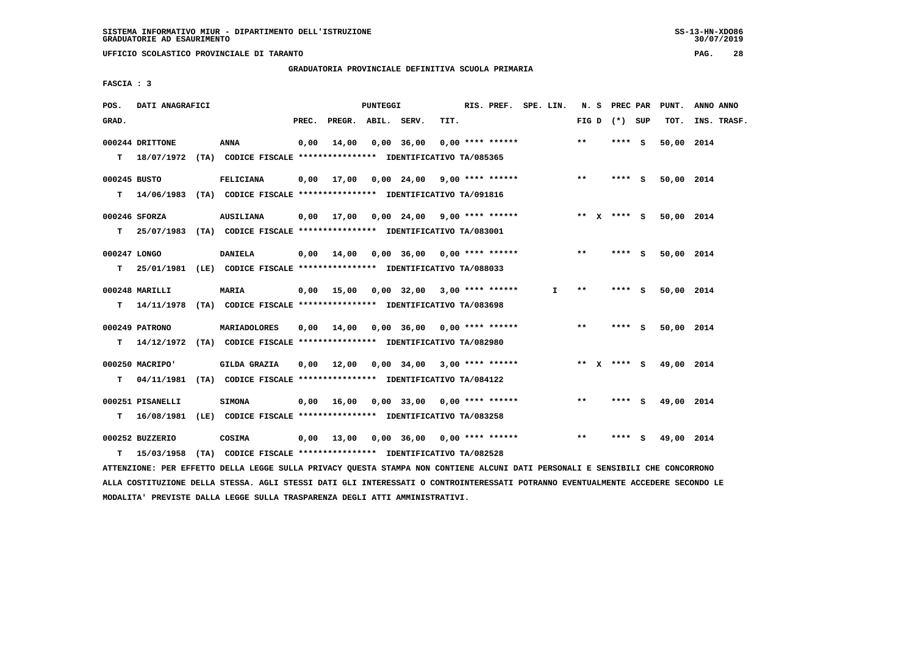SISTEMA INFORMATIVO MIUR - DIPARTIMENTO DELL'ISTRUZIONE
GRADUATORIE AD ESAURIMENTO

UFFICIO SCOLASTICO PROVINCIALE DI TARANTO

GRADUATORIA PROVINCIALE DEFINITIVA SCUOLA PRIMARIA

FASCIA : 3

| POS. GRAD. | DATI ANAGRAFICI | | PREC. | PREGR. | ABIL. | SERV. | TIT. | RIS. PREF. | SPE. LIN. | N. S FIG D | PREC PAR (*) | SUP | PUNT. TOT. | ANNO ANNO INS. TRASF. |
|---|---|---|---|---|---|---|---|---|---|---|---|---|---|---|
| 000244 | DRITTONE | ANNA | 0,00 | 14,00 | 0,00 | 36,00 | 0,00 | **** ****** | | ** | **** | S | 50,00 | 2014 |
| T | 18/07/1972 (TA) | CODICE FISCALE **************** IDENTIFICATIVO TA/085365 | | | | | | | | | | | | |
| 000245 | BUSTO | FELICIANA | 0,00 | 17,00 | 0,00 | 24,00 | 9,00 | **** ****** | | ** | **** | S | 50,00 | 2014 |
| T | 14/06/1983 (TA) | CODICE FISCALE **************** IDENTIFICATIVO TA/091816 | | | | | | | | | | | | |
| 000246 | SFORZA | AUSILIANA | 0,00 | 17,00 | 0,00 | 24,00 | 9,00 | **** ****** | | ** X | **** | S | 50,00 | 2014 |
| T | 25/07/1983 (TA) | CODICE FISCALE **************** IDENTIFICATIVO TA/083001 | | | | | | | | | | | | |
| 000247 | LONGO | DANIELA | 0,00 | 14,00 | 0,00 | 36,00 | 0,00 | **** ****** | | ** | **** | S | 50,00 | 2014 |
| T | 25/01/1981 (LE) | CODICE FISCALE **************** IDENTIFICATIVO TA/088033 | | | | | | | | | | | | |
| 000248 | MARILLI | MARIA | 0,00 | 15,00 | 0,00 | 32,00 | 3,00 | **** ****** | I | ** | **** | S | 50,00 | 2014 |
| T | 14/11/1978 (TA) | CODICE FISCALE **************** IDENTIFICATIVO TA/083698 | | | | | | | | | | | | |
| 000249 | PATRONO | MARIADOLORES | 0,00 | 14,00 | 0,00 | 36,00 | 0,00 | **** ****** | | ** | **** | S | 50,00 | 2014 |
| T | 14/12/1972 (TA) | CODICE FISCALE **************** IDENTIFICATIVO TA/082980 | | | | | | | | | | | | |
| 000250 | MACRIPO' | GILDA GRAZIA | 0,00 | 12,00 | 0,00 | 34,00 | 3,00 | **** ****** | | ** X | **** | S | 49,00 | 2014 |
| T | 04/11/1981 (TA) | CODICE FISCALE **************** IDENTIFICATIVO TA/084122 | | | | | | | | | | | | |
| 000251 | PISANELLI | SIMONA | 0,00 | 16,00 | 0,00 | 33,00 | 0,00 | **** ****** | | ** | **** | S | 49,00 | 2014 |
| T | 16/08/1981 (LE) | CODICE FISCALE **************** IDENTIFICATIVO TA/083258 | | | | | | | | | | | | |
| 000252 | BUZZERIO | COSIMA | 0,00 | 13,00 | 0,00 | 36,00 | 0,00 | **** ****** | | ** | **** | S | 49,00 | 2014 |
| T | 15/03/1958 (TA) | CODICE FISCALE **************** IDENTIFICATIVO TA/082528 | | | | | | | | | | | | |

ATTENZIONE: PER EFFETTO DELLA LEGGE SULLA PRIVACY QUESTA STAMPA NON CONTIENE ALCUNI DATI PERSONALI E SENSIBILI CHE CONCORRONO ALLA COSTITUZIONE DELLA STESSA. AGLI STESSI DATI GLI INTERESSATI O CONTROINTERESSATI POTRANNO EVENTUALMENTE ACCEDERE SECONDO LE MODALITA' PREVISTE DALLA LEGGE SULLA TRASPARENZA DEGLI ATTI AMMINISTRATIVI.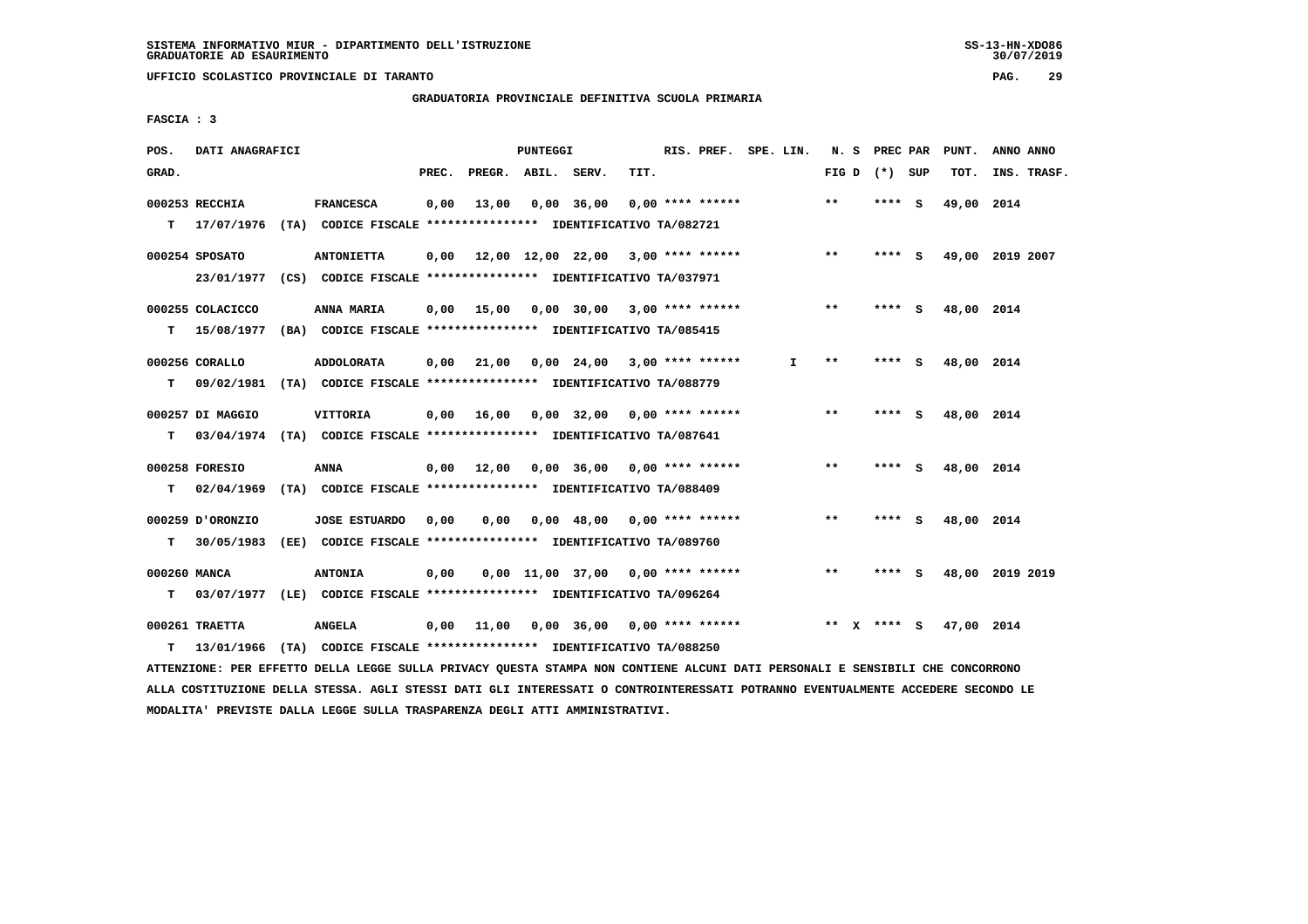SISTEMA INFORMATIVO MIUR - DIPARTIMENTO DELL'ISTRUZIONE
GRADUATORIE AD ESAURIMENTO

UFFICIO SCOLASTICO PROVINCIALE DI TARANTO

GRADUATORIA PROVINCIALE DEFINITIVA SCUOLA PRIMARIA

FASCIA : 3

| POS. GRAD. | DATI ANAGRAFICI | | PREC. | PREGR. | ABIL. | SERV. | TIT. | RIS. PREF. | SPE. LIN. | N. S FIG D | PREC PAR (*) SUP | PUNT. TOT. | ANNO ANNO INS. TRASF. |
|---|---|---|---|---|---|---|---|---|---|---|---|---|---|
| 000253 RECCHIA | FRANCESCA | | 0,00 | 13,00 | 0,00 | 36,00 | 0,00 | **** ****** | | ** | **** S | 49,00 | 2014 |
| T 17/07/1976 | (TA) CODICE FISCALE **************** | IDENTIFICATIVO TA/082721 | | | | | | | | | | | |
| 000254 SPOSATO | ANTONIETTA | | 0,00 | 12,00 | 12,00 | 22,00 | 3,00 | **** ****** | | ** | **** S | 49,00 | 2019 2007 |
| 23/01/1977 | (CS) CODICE FISCALE **************** | IDENTIFICATIVO TA/037971 | | | | | | | | | | | |
| 000255 COLACICCO | ANNA MARIA | | 0,00 | 15,00 | 0,00 | 30,00 | 3,00 | **** ****** | | ** | **** S | 48,00 | 2014 |
| T 15/08/1977 | (BA) CODICE FISCALE **************** | IDENTIFICATIVO TA/085415 | | | | | | | | | | | |
| 000256 CORALLO | ADDOLORATA | | 0,00 | 21,00 | 0,00 | 24,00 | 3,00 | **** ****** | I | ** | **** S | 48,00 | 2014 |
| T 09/02/1981 | (TA) CODICE FISCALE **************** | IDENTIFICATIVO TA/088779 | | | | | | | | | | | |
| 000257 DI MAGGIO | VITTORIA | | 0,00 | 16,00 | 0,00 | 32,00 | 0,00 | **** ****** | | ** | **** S | 48,00 | 2014 |
| T 03/04/1974 | (TA) CODICE FISCALE **************** | IDENTIFICATIVO TA/087641 | | | | | | | | | | | |
| 000258 FORESIO | ANNA | | 0,00 | 12,00 | 0,00 | 36,00 | 0,00 | **** ****** | | ** | **** S | 48,00 | 2014 |
| T 02/04/1969 | (TA) CODICE FISCALE **************** | IDENTIFICATIVO TA/088409 | | | | | | | | | | | |
| 000259 D'ORONZIO | JOSE ESTUARDO | | 0,00 | 0,00 | 0,00 | 48,00 | 0,00 | **** ****** | | ** | **** S | 48,00 | 2014 |
| T 30/05/1983 | (EE) CODICE FISCALE **************** | IDENTIFICATIVO TA/089760 | | | | | | | | | | | |
| 000260 MANCA | ANTONIA | | 0,00 | 0,00 | 11,00 | 37,00 | 0,00 | **** ****** | | ** | **** S | 48,00 | 2019 2019 |
| T 03/07/1977 | (LE) CODICE FISCALE **************** | IDENTIFICATIVO TA/096264 | | | | | | | | | | | |
| 000261 TRAETTA | ANGELA | | 0,00 | 11,00 | 0,00 | 36,00 | 0,00 | **** ****** | | ** X | **** S | 47,00 | 2014 |
| T 13/01/1966 | (TA) CODICE FISCALE **************** | IDENTIFICATIVO TA/088250 | | | | | | | | | | | |

ATTENZIONE: PER EFFETTO DELLA LEGGE SULLA PRIVACY QUESTA STAMPA NON CONTIENE ALCUNI DATI PERSONALI E SENSIBILI CHE CONCORRONO ALLA COSTITUZIONE DELLA STESSA. AGLI STESSI DATI GLI INTERESSATI O CONTROINTERESSATI POTRANNO EVENTUALMENTE ACCEDERE SECONDO LE MODALITA' PREVISTE DALLA LEGGE SULLA TRASPARENZA DEGLI ATTI AMMINISTRATIVI.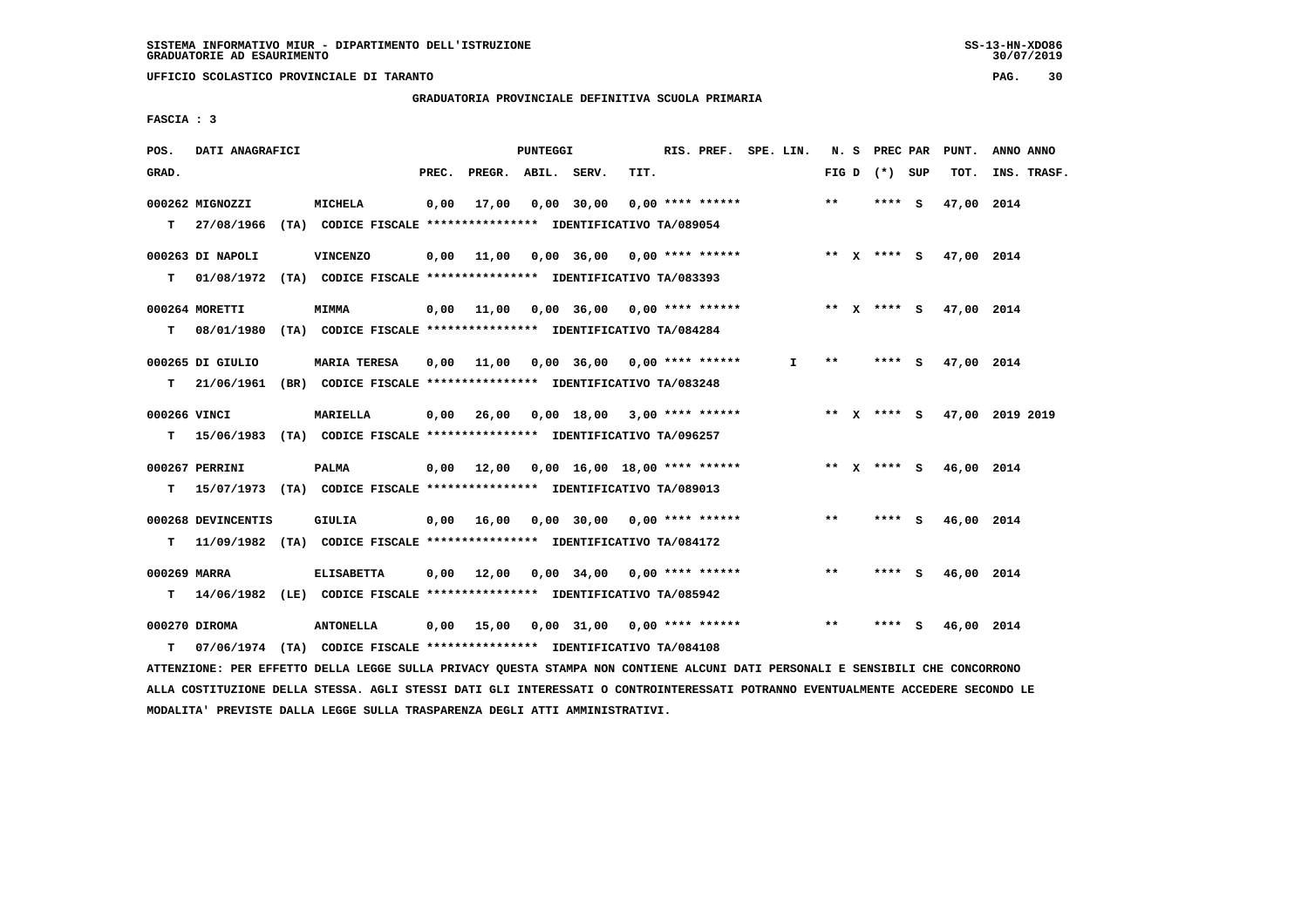SISTEMA INFORMATIVO MIUR - DIPARTIMENTO DELL'ISTRUZIONE
GRADUATORIE AD ESAURIMENTO

UFFICIO SCOLASTICO PROVINCIALE DI TARANTO

GRADUATORIA PROVINCIALE DEFINITIVA SCUOLA PRIMARIA

FASCIA : 3

| POS. GRAD. | DATI ANAGRAFICI | | PREC. | PREGR. | ABIL. | SERV. | TIT. | RIS. PREF. | SPE. LIN. | N. S FIG D | PREC PAR (*) SUP | PUNT. TOT. | ANNO ANNO INS. TRASF. |
|---|---|---|---|---|---|---|---|---|---|---|---|---|---|
| 000262 | MIGNOZZI | MICHELA | 0,00 | 17,00 | 0,00 | 30,00 | 0,00 | **** ****** | | ** | **** S | 47,00 | 2014 |
| T | 27/08/1966 (TA) CODICE FISCALE **************** IDENTIFICATIVO TA/089054 | | | | | | | | | | | | |
| 000263 | DI NAPOLI | VINCENZO | 0,00 | 11,00 | 0,00 | 36,00 | 0,00 | **** ****** | | ** X | **** S | 47,00 | 2014 |
| T | 01/08/1972 (TA) CODICE FISCALE **************** IDENTIFICATIVO TA/083393 | | | | | | | | | | | | |
| 000264 | MORETTI | MIMMA | 0,00 | 11,00 | 0,00 | 36,00 | 0,00 | **** ****** | | ** X | **** S | 47,00 | 2014 |
| T | 08/01/1980 (TA) CODICE FISCALE **************** IDENTIFICATIVO TA/084284 | | | | | | | | | | | | |
| 000265 | DI GIULIO | MARIA TERESA | 0,00 | 11,00 | 0,00 | 36,00 | 0,00 | **** ****** | I | ** | **** S | 47,00 | 2014 |
| T | 21/06/1961 (BR) CODICE FISCALE **************** IDENTIFICATIVO TA/083248 | | | | | | | | | | | | |
| 000266 | VINCI | MARIELLA | 0,00 | 26,00 | 0,00 | 18,00 | 3,00 | **** ****** | | ** X | **** S | 47,00 | 2019 2019 |
| T | 15/06/1983 (TA) CODICE FISCALE **************** IDENTIFICATIVO TA/096257 | | | | | | | | | | | | |
| 000267 | PERRINI | PALMA | 0,00 | 12,00 | 0,00 | 16,00 | 18,00 | **** ****** | | ** X | **** S | 46,00 | 2014 |
| T | 15/07/1973 (TA) CODICE FISCALE **************** IDENTIFICATIVO TA/089013 | | | | | | | | | | | | |
| 000268 | DEVINCENTIS | GIULIA | 0,00 | 16,00 | 0,00 | 30,00 | 0,00 | **** ****** | | ** | **** S | 46,00 | 2014 |
| T | 11/09/1982 (TA) CODICE FISCALE **************** IDENTIFICATIVO TA/084172 | | | | | | | | | | | | |
| 000269 | MARRA | ELISABETTA | 0,00 | 12,00 | 0,00 | 34,00 | 0,00 | **** ****** | | ** | **** S | 46,00 | 2014 |
| T | 14/06/1982 (LE) CODICE FISCALE **************** IDENTIFICATIVO TA/085942 | | | | | | | | | | | | |
| 000270 | DIROMA | ANTONELLA | 0,00 | 15,00 | 0,00 | 31,00 | 0,00 | **** ****** | | ** | **** S | 46,00 | 2014 |
| T | 07/06/1974 (TA) CODICE FISCALE **************** IDENTIFICATIVO TA/084108 | | | | | | | | | | | | |

ATTENZIONE: PER EFFETTO DELLA LEGGE SULLA PRIVACY QUESTA STAMPA NON CONTIENE ALCUNI DATI PERSONALI E SENSIBILI CHE CONCORRONO ALLA COSTITUZIONE DELLA STESSA. AGLI STESSI DATI GLI INTERESSATI O CONTROINTERESSATI POTRANNO EVENTUALMENTE ACCEDERE SECONDO LE MODALITA' PREVISTE DALLA LEGGE SULLA TRASPARENZA DEGLI ATTI AMMINISTRATIVI.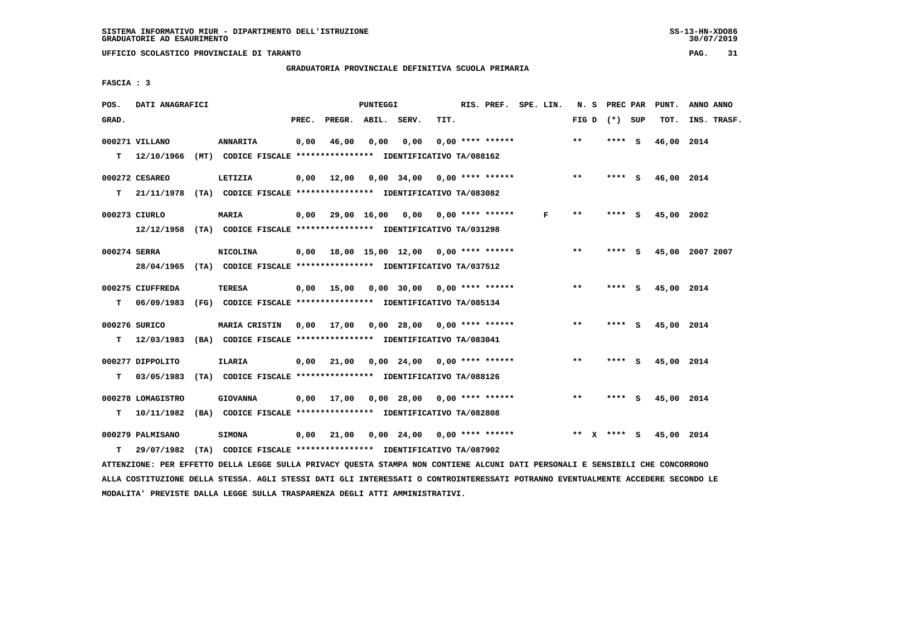SISTEMA INFORMATIVO MIUR - DIPARTIMENTO DELL'ISTRUZIONE
GRADUATORIE AD ESAURIMENTO

UFFICIO SCOLASTICO PROVINCIALE DI TARANTO

GRADUATORIA PROVINCIALE DEFINITIVA SCUOLA PRIMARIA

FASCIA : 3

| POS. GRAD. | DATI ANAGRAFICI | | PREC. | PREGR. | ABIL. | SERV. | TIT. | RIS. PREF. | SPE. LIN. | N. S FIG D | PREC PAR (*) SUP | PUNT. TOT. | ANNO ANNO INS. TRASF. |
|---|---|---|---|---|---|---|---|---|---|---|---|---|---|
| 000271 VILLANO | ANNARITA | | 0,00 | 46,00 | 0,00 | 0,00 | 0,00 | **** ****** | | ** | **** S | 46,00 | 2014 |
| T | 12/10/1966 (MT) | CODICE FISCALE **************** IDENTIFICATIVO TA/088162 | | | | | | | | | | | |
| 000272 CESAREO | LETIZIA | | 0,00 | 12,00 | 0,00 | 34,00 | 0,00 | **** ****** | | ** | **** S | 46,00 | 2014 |
| T | 21/11/1978 (TA) | CODICE FISCALE **************** IDENTIFICATIVO TA/083082 | | | | | | | | | | | |
| 000273 CIURLO | MARIA | | 0,00 | 29,00 | 16,00 | 0,00 | 0,00 | **** ****** | F | ** | **** S | 45,00 | 2002 |
| | 12/12/1958 (TA) | CODICE FISCALE **************** IDENTIFICATIVO TA/031298 | | | | | | | | | | | |
| 000274 SERRA | NICOLINA | | 0,00 | 18,00 | 15,00 | 12,00 | 0,00 | **** ****** | | ** | **** S | 45,00 | 2007 2007 |
| | 28/04/1965 (TA) | CODICE FISCALE **************** IDENTIFICATIVO TA/037512 | | | | | | | | | | | |
| 000275 CIUFFREDA | TERESA | | 0,00 | 15,00 | 0,00 | 30,00 | 0,00 | **** ****** | | ** | **** S | 45,00 | 2014 |
| T | 06/09/1983 (FG) | CODICE FISCALE **************** IDENTIFICATIVO TA/085134 | | | | | | | | | | | |
| 000276 SURICO | MARIA CRISTIN | | 0,00 | 17,00 | 0,00 | 28,00 | 0,00 | **** ****** | | ** | **** S | 45,00 | 2014 |
| T | 12/03/1983 (BA) | CODICE FISCALE **************** IDENTIFICATIVO TA/083041 | | | | | | | | | | | |
| 000277 DIPPOLITO | ILARIA | | 0,00 | 21,00 | 0,00 | 24,00 | 0,00 | **** ****** | | ** | **** S | 45,00 | 2014 |
| T | 03/05/1983 (TA) | CODICE FISCALE **************** IDENTIFICATIVO TA/088126 | | | | | | | | | | | |
| 000278 LOMAGISTRO | GIOVANNA | | 0,00 | 17,00 | 0,00 | 28,00 | 0,00 | **** ****** | | ** | **** S | 45,00 | 2014 |
| T | 10/11/1982 (BA) | CODICE FISCALE **************** IDENTIFICATIVO TA/082808 | | | | | | | | | | | |
| 000279 PALMISANO | SIMONA | | 0,00 | 21,00 | 0,00 | 24,00 | 0,00 | **** ****** | | ** X | **** S | 45,00 | 2014 |
| T | 29/07/1982 (TA) | CODICE FISCALE **************** IDENTIFICATIVO TA/087902 | | | | | | | | | | | |

ATTENZIONE: PER EFFETTO DELLA LEGGE SULLA PRIVACY QUESTA STAMPA NON CONTIENE ALCUNI DATI PERSONALI E SENSIBILI CHE CONCORRONO ALLA COSTITUZIONE DELLA STESSA. AGLI STESSI DATI GLI INTERESSATI O CONTROINTERESSATI POTRANNO EVENTUALMENTE ACCEDERE SECONDO LE MODALITA' PREVISTE DALLA LEGGE SULLA TRASPARENZA DEGLI ATTI AMMINISTRATIVI.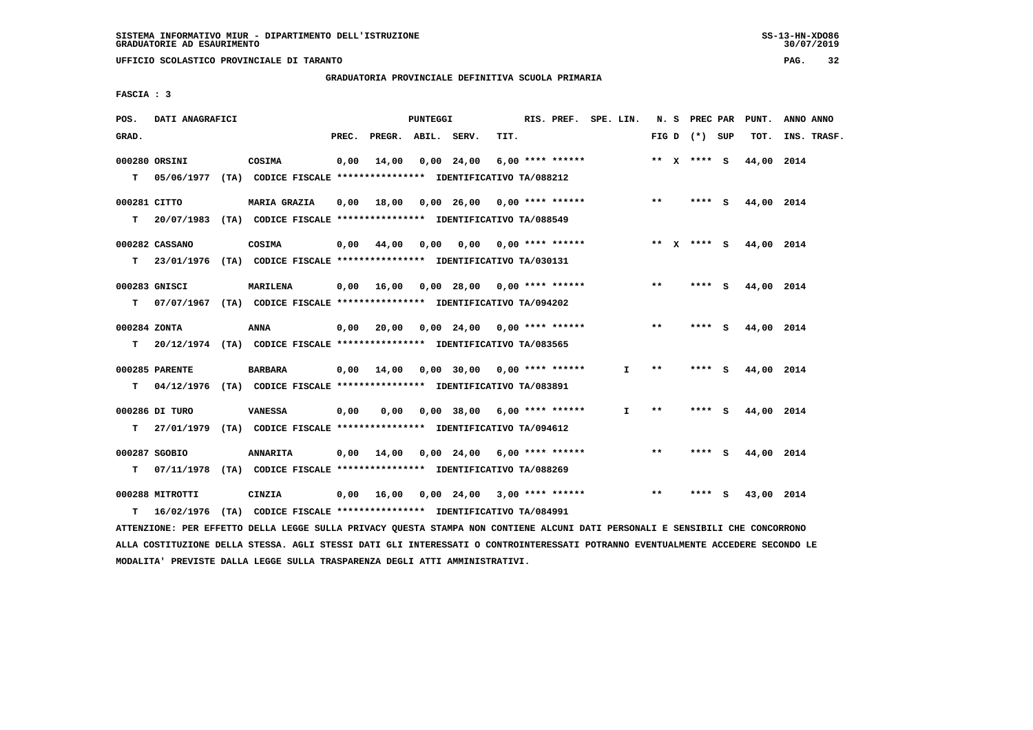SISTEMA INFORMATIVO MIUR - DIPARTIMENTO DELL'ISTRUZIONE
GRADUATORIE AD ESAURIMENTO

UFFICIO SCOLASTICO PROVINCIALE DI TARANTO

GRADUATORIA PROVINCIALE DEFINITIVA SCUOLA PRIMARIA

FASCIA : 3

| POS. GRAD. | DATI ANAGRAFICI | | PREC. | PREGR. | ABIL. | SERV. | TIT. | RIS. PREF. | SPE. LIN. | N. S FIG D | PREC PAR (*) SUP | | PUNT. TOT. | ANNO ANNO INS. TRASF. |
|---|---|---|---|---|---|---|---|---|---|---|---|---|---|---|
| 000280 ORSINI | COSIMA | | 0,00 | 14,00 | 0,00 | 24,00 | 6,00 | **** ****** | | ** X | **** | S | 44,00 | 2014 |
| T | 05/06/1977 (TA) CODICE FISCALE **************** IDENTIFICATIVO TA/088212 | | | | | | | | | | | | | |
| 000281 CITTO | MARIA GRAZIA | | 0,00 | 18,00 | 0,00 | 26,00 | 0,00 | **** ****** | | ** | **** | S | 44,00 | 2014 |
| T | 20/07/1983 (TA) CODICE FISCALE **************** IDENTIFICATIVO TA/088549 | | | | | | | | | | | | | |
| 000282 CASSANO | COSIMA | | 0,00 | 44,00 | 0,00 | 0,00 | 0,00 | **** ****** | | ** X | **** | S | 44,00 | 2014 |
| T | 23/01/1976 (TA) CODICE FISCALE **************** IDENTIFICATIVO TA/030131 | | | | | | | | | | | | | |
| 000283 GNISCI | MARILENA | | 0,00 | 16,00 | 0,00 | 28,00 | 0,00 | **** ****** | | ** | **** | S | 44,00 | 2014 |
| T | 07/07/1967 (TA) CODICE FISCALE **************** IDENTIFICATIVO TA/094202 | | | | | | | | | | | | | |
| 000284 ZONTA | ANNA | | 0,00 | 20,00 | 0,00 | 24,00 | 0,00 | **** ****** | | ** | **** | S | 44,00 | 2014 |
| T | 20/12/1974 (TA) CODICE FISCALE **************** IDENTIFICATIVO TA/083565 | | | | | | | | | | | | | |
| 000285 PARENTE | BARBARA | | 0,00 | 14,00 | 0,00 | 30,00 | 0,00 | **** ****** | I | ** | **** | S | 44,00 | 2014 |
| T | 04/12/1976 (TA) CODICE FISCALE **************** IDENTIFICATIVO TA/083891 | | | | | | | | | | | | | |
| 000286 DI TURO | VANESSA | | 0,00 | 0,00 | 0,00 | 38,00 | 6,00 | **** ****** | I | ** | **** | S | 44,00 | 2014 |
| T | 27/01/1979 (TA) CODICE FISCALE **************** IDENTIFICATIVO TA/094612 | | | | | | | | | | | | | |
| 000287 SGOBIO | ANNARITA | | 0,00 | 14,00 | 0,00 | 24,00 | 6,00 | **** ****** | | ** | **** | S | 44,00 | 2014 |
| T | 07/11/1978 (TA) CODICE FISCALE **************** IDENTIFICATIVO TA/088269 | | | | | | | | | | | | | |
| 000288 MITROTTI | CINZIA | | 0,00 | 16,00 | 0,00 | 24,00 | 3,00 | **** ****** | | ** | **** | S | 43,00 | 2014 |
| T | 16/02/1976 (TA) CODICE FISCALE **************** IDENTIFICATIVO TA/084991 | | | | | | | | | | | | | |

ATTENZIONE: PER EFFETTO DELLA LEGGE SULLA PRIVACY QUESTA STAMPA NON CONTIENE ALCUNI DATI PERSONALI E SENSIBILI CHE CONCORRONO ALLA COSTITUZIONE DELLA STESSA. AGLI STESSI DATI GLI INTERESSATI O CONTROINTERESSATI POTRANNO EVENTUALMENTE ACCEDERE SECONDO LE MODALITA' PREVISTE DALLA LEGGE SULLA TRASPARENZA DEGLI ATTI AMMINISTRATIVI.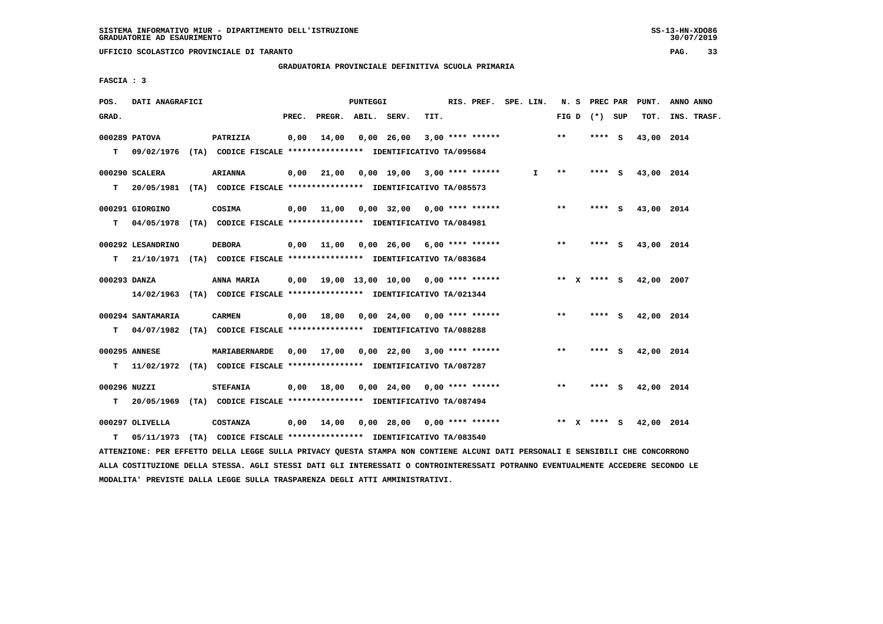SISTEMA INFORMATIVO MIUR - DIPARTIMENTO DELL'ISTRUZIONE
GRADUATORIE AD ESAURIMENTO

UFFICIO SCOLASTICO PROVINCIALE DI TARANTO

GRADUATORIA PROVINCIALE DEFINITIVA SCUOLA PRIMARIA

FASCIA : 3

| POS. GRAD. | DATI ANAGRAFICI | | PREC. | PREGR. | ABIL. | SERV. | TIT. | RIS. PREF. | SPE. LIN. | N. S FIG D | PREC PAR (*) SUP | PUNT. TOT. | ANNO ANNO INS. TRASF. |
|---|---|---|---|---|---|---|---|---|---|---|---|---|---|
| 000289 | PATOVA | PATRIZIA | 0,00 | 14,00 | 0,00 | 26,00 | 3,00 | **** ****** | | ** | **** S | 43,00 | 2014 |
| T | 09/02/1976 (TA) CODICE FISCALE **************** IDENTIFICATIVO TA/095684 | | | | | | | | | | | | |
| 000290 | SCALERA | ARIANNA | 0,00 | 21,00 | 0,00 | 19,00 | 3,00 | **** ****** | I | ** | **** S | 43,00 | 2014 |
| T | 20/05/1981 (TA) CODICE FISCALE **************** IDENTIFICATIVO TA/085573 | | | | | | | | | | | | |
| 000291 | GIORGINO | COSIMA | 0,00 | 11,00 | 0,00 | 32,00 | 0,00 | **** ****** | | ** | **** S | 43,00 | 2014 |
| T | 04/05/1978 (TA) CODICE FISCALE **************** IDENTIFICATIVO TA/084981 | | | | | | | | | | | | |
| 000292 | LESANDRINO | DEBORA | 0,00 | 11,00 | 0,00 | 26,00 | 6,00 | **** ****** | | ** | **** S | 43,00 | 2014 |
| T | 21/10/1971 (TA) CODICE FISCALE **************** IDENTIFICATIVO TA/083684 | | | | | | | | | | | | |
| 000293 | DANZA | ANNA MARIA | 0,00 | 19,00 | 13,00 | 10,00 | 0,00 | **** ****** | | ** X | **** S | 42,00 | 2007 |
| | 14/02/1963 (TA) CODICE FISCALE **************** IDENTIFICATIVO TA/021344 | | | | | | | | | | | | |
| 000294 | SANTAMARIA | CARMEN | 0,00 | 18,00 | 0,00 | 24,00 | 0,00 | **** ****** | | ** | **** S | 42,00 | 2014 |
| T | 04/07/1982 (TA) CODICE FISCALE **************** IDENTIFICATIVO TA/088288 | | | | | | | | | | | | |
| 000295 | ANNESE | MARIABERNARDE | 0,00 | 17,00 | 0,00 | 22,00 | 3,00 | **** ****** | | ** | **** S | 42,00 | 2014 |
| T | 11/02/1972 (TA) CODICE FISCALE **************** IDENTIFICATIVO TA/087287 | | | | | | | | | | | | |
| 000296 | NUZZI | STEFANIA | 0,00 | 18,00 | 0,00 | 24,00 | 0,00 | **** ****** | | ** | **** S | 42,00 | 2014 |
| T | 20/05/1969 (TA) CODICE FISCALE **************** IDENTIFICATIVO TA/087494 | | | | | | | | | | | | |
| 000297 | OLIVELLA | COSTANZA | 0,00 | 14,00 | 0,00 | 28,00 | 0,00 | **** ****** | | ** X | **** S | 42,00 | 2014 |
| T | 05/11/1973 (TA) CODICE FISCALE **************** IDENTIFICATIVO TA/083540 | | | | | | | | | | | | |

ATTENZIONE: PER EFFETTO DELLA LEGGE SULLA PRIVACY QUESTA STAMPA NON CONTIENE ALCUNI DATI PERSONALI E SENSIBILI CHE CONCORRONO ALLA COSTITUZIONE DELLA STESSA. AGLI STESSI DATI GLI INTERESSATI O CONTROINTERESSATI POTRANNO EVENTUALMENTE ACCEDERE SECONDO LE MODALITA' PREVISTE DALLA LEGGE SULLA TRASPARENZA DEGLI ATTI AMMINISTRATIVI.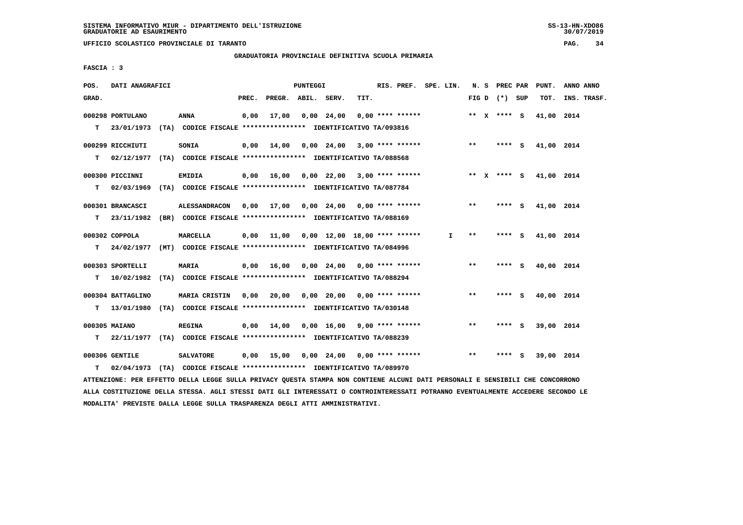SISTEMA INFORMATIVO MIUR - DIPARTIMENTO DELL'ISTRUZIONE
GRADUATORIE AD ESAURIMENTO

UFFICIO SCOLASTICO PROVINCIALE DI TARANTO

GRADUATORIA PROVINCIALE DEFINITIVA SCUOLA PRIMARIA

FASCIA : 3

| POS. GRAD. | DATI ANAGRAFICI | | PREC. | PREGR. | ABIL. | SERV. | TIT. | RIS. PREF. | SPE. LIN. | N. S FIG D | PREC PAR (*) SUP | PUNT. TOT. | ANNO ANNO INS. TRASF. |
|---|---|---|---|---|---|---|---|---|---|---|---|---|---|
| 000298 | PORTULANO | ANNA | 0,00 | 17,00 | 0,00 | 24,00 | 0,00 | **** ****** | | ** X | **** S | 41,00 | 2014 |
| T | 23/01/1973 (TA) CODICE FISCALE **************** IDENTIFICATIVO TA/093816 | | | | | | | | | | | | |
| 000299 | RICCHIUTI | SONIA | 0,00 | 14,00 | 0,00 | 24,00 | 3,00 | **** ****** | | ** | **** S | 41,00 | 2014 |
| T | 02/12/1977 (TA) CODICE FISCALE **************** IDENTIFICATIVO TA/088568 | | | | | | | | | | | | |
| 000300 | PICCINNI | EMIDIA | 0,00 | 16,00 | 0,00 | 22,00 | 3,00 | **** ****** | | ** X | **** S | 41,00 | 2014 |
| T | 02/03/1969 (TA) CODICE FISCALE **************** IDENTIFICATIVO TA/087784 | | | | | | | | | | | | |
| 000301 | BRANCASCI | ALESSANDRACON | 0,00 | 17,00 | 0,00 | 24,00 | 0,00 | **** ****** | | ** | **** S | 41,00 | 2014 |
| T | 23/11/1982 (BR) CODICE FISCALE **************** IDENTIFICATIVO TA/088169 | | | | | | | | | | | | |
| 000302 | COPPOLA | MARCELLA | 0,00 | 11,00 | 0,00 | 12,00 | 18,00 | **** ****** | I | ** | **** S | 41,00 | 2014 |
| T | 24/02/1977 (MT) CODICE FISCALE **************** IDENTIFICATIVO TA/084996 | | | | | | | | | | | | |
| 000303 | SPORTELLI | MARIA | 0,00 | 16,00 | 0,00 | 24,00 | 0,00 | **** ****** | | ** | **** S | 40,00 | 2014 |
| T | 10/02/1982 (TA) CODICE FISCALE **************** IDENTIFICATIVO TA/088294 | | | | | | | | | | | | |
| 000304 | BATTAGLINO | MARIA CRISTIN | 0,00 | 20,00 | 0,00 | 20,00 | 0,00 | **** ****** | | ** | **** S | 40,00 | 2014 |
| T | 13/01/1980 (TA) CODICE FISCALE **************** IDENTIFICATIVO TA/030148 | | | | | | | | | | | | |
| 000305 | MAIANO | REGINA | 0,00 | 14,00 | 0,00 | 16,00 | 9,00 | **** ****** | | ** | **** S | 39,00 | 2014 |
| T | 22/11/1977 (TA) CODICE FISCALE **************** IDENTIFICATIVO TA/088239 | | | | | | | | | | | | |
| 000306 | GENTILE | SALVATORE | 0,00 | 15,00 | 0,00 | 24,00 | 0,00 | **** ****** | | ** | **** S | 39,00 | 2014 |
| T | 02/04/1973 (TA) CODICE FISCALE **************** IDENTIFICATIVO TA/089970 | | | | | | | | | | | | |

ATTENZIONE: PER EFFETTO DELLA LEGGE SULLA PRIVACY QUESTA STAMPA NON CONTIENE ALCUNI DATI PERSONALI E SENSIBILI CHE CONCORRONO ALLA COSTITUZIONE DELLA STESSA. AGLI STESSI DATI GLI INTERESSATI O CONTROINTERESSATI POTRANNO EVENTUALMENTE ACCEDERE SECONDO LE MODALITA' PREVISTE DALLA LEGGE SULLA TRASPARENZA DEGLI ATTI AMMINISTRATIVI.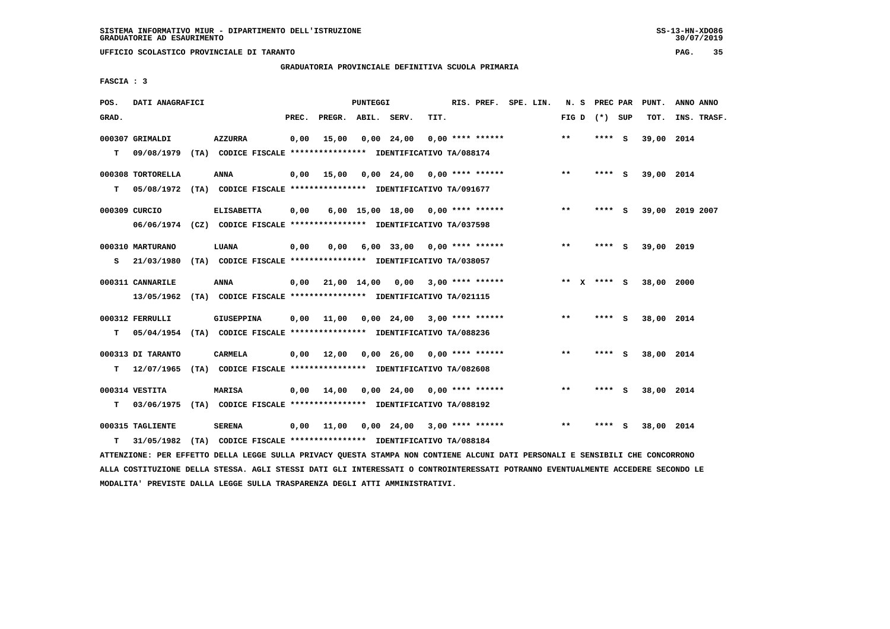SISTEMA INFORMATIVO MIUR - DIPARTIMENTO DELL'ISTRUZIONE
GRADUATORIE AD ESAURIMENTO

UFFICIO SCOLASTICO PROVINCIALE DI TARANTO

GRADUATORIA PROVINCIALE DEFINITIVA SCUOLA PRIMARIA

FASCIA : 3

| POS. GRAD. | DATI ANAGRAFICI | | PREC. | PREGR. | ABIL. | SERV. | TIT. | RIS. PREF. | SPE. LIN. | N. S FIG D | PREC PAR (*) | SUP | PUNT. TOT. | ANNO INS. | ANNO TRASF. |
|---|---|---|---|---|---|---|---|---|---|---|---|---|---|---|---|
| 000307 | GRIMALDI | AZZURRA | 0,00 | 15,00 | 0,00 | 24,00 | 0,00 | **** ****** | | ** | **** | S | 39,00 | 2014 | |
| T | 09/08/1979 (TA) CODICE FISCALE **************** IDENTIFICATIVO TA/088174 | | | | | | | | | | | | | | |
| 000308 | TORTORELLA | ANNA | 0,00 | 15,00 | 0,00 | 24,00 | 0,00 | **** ****** | | ** | **** | S | 39,00 | 2014 | |
| T | 05/08/1972 (TA) CODICE FISCALE **************** IDENTIFICATIVO TA/091677 | | | | | | | | | | | | | | |
| 000309 | CURCIO | ELISABETTA | 0,00 | 6,00 | 15,00 | 18,00 | 0,00 | **** ****** | | ** | **** | S | 39,00 | 2019 | 2007 |
| | 06/06/1974 (CZ) CODICE FISCALE **************** IDENTIFICATIVO TA/037598 | | | | | | | | | | | | | | |
| 000310 | MARTURANO | LUANA | 0,00 | 0,00 | 6,00 | 33,00 | 0,00 | **** ****** | | ** | **** | S | 39,00 | 2019 | |
| S | 21/03/1980 (TA) CODICE FISCALE **************** IDENTIFICATIVO TA/038057 | | | | | | | | | | | | | | |
| 000311 | CANNARILE | ANNA | 0,00 | 21,00 | 14,00 | 0,00 | 3,00 | **** ****** | | ** X | **** | S | 38,00 | 2000 | |
| | 13/05/1962 (TA) CODICE FISCALE **************** IDENTIFICATIVO TA/021115 | | | | | | | | | | | | | | |
| 000312 | FERRULLI | GIUSEPPINA | 0,00 | 11,00 | 0,00 | 24,00 | 3,00 | **** ****** | | ** | **** | S | 38,00 | 2014 | |
| T | 05/04/1954 (TA) CODICE FISCALE **************** IDENTIFICATIVO TA/088236 | | | | | | | | | | | | | | |
| 000313 | DI TARANTO | CARMELA | 0,00 | 12,00 | 0,00 | 26,00 | 0,00 | **** ****** | | ** | **** | S | 38,00 | 2014 | |
| T | 12/07/1965 (TA) CODICE FISCALE **************** IDENTIFICATIVO TA/082608 | | | | | | | | | | | | | | |
| 000314 | VESTITA | MARISA | 0,00 | 14,00 | 0,00 | 24,00 | 0,00 | **** ****** | | ** | **** | S | 38,00 | 2014 | |
| T | 03/06/1975 (TA) CODICE FISCALE **************** IDENTIFICATIVO TA/088192 | | | | | | | | | | | | | | |
| 000315 | TAGLIENTE | SERENA | 0,00 | 11,00 | 0,00 | 24,00 | 3,00 | **** ****** | | ** | **** | S | 38,00 | 2014 | |
| T | 31/05/1982 (TA) CODICE FISCALE **************** IDENTIFICATIVO TA/088184 | | | | | | | | | | | | | | |

ATTENZIONE: PER EFFETTO DELLA LEGGE SULLA PRIVACY QUESTA STAMPA NON CONTIENE ALCUNI DATI PERSONALI E SENSIBILI CHE CONCORRONO ALLA COSTITUZIONE DELLA STESSA. AGLI STESSI DATI GLI INTERESSATI O CONTROINTERESSATI POTRANNO EVENTUALMENTE ACCEDERE SECONDO LE MODALITA' PREVISTE DALLA LEGGE SULLA TRASPARENZA DEGLI ATTI AMMINISTRATIVI.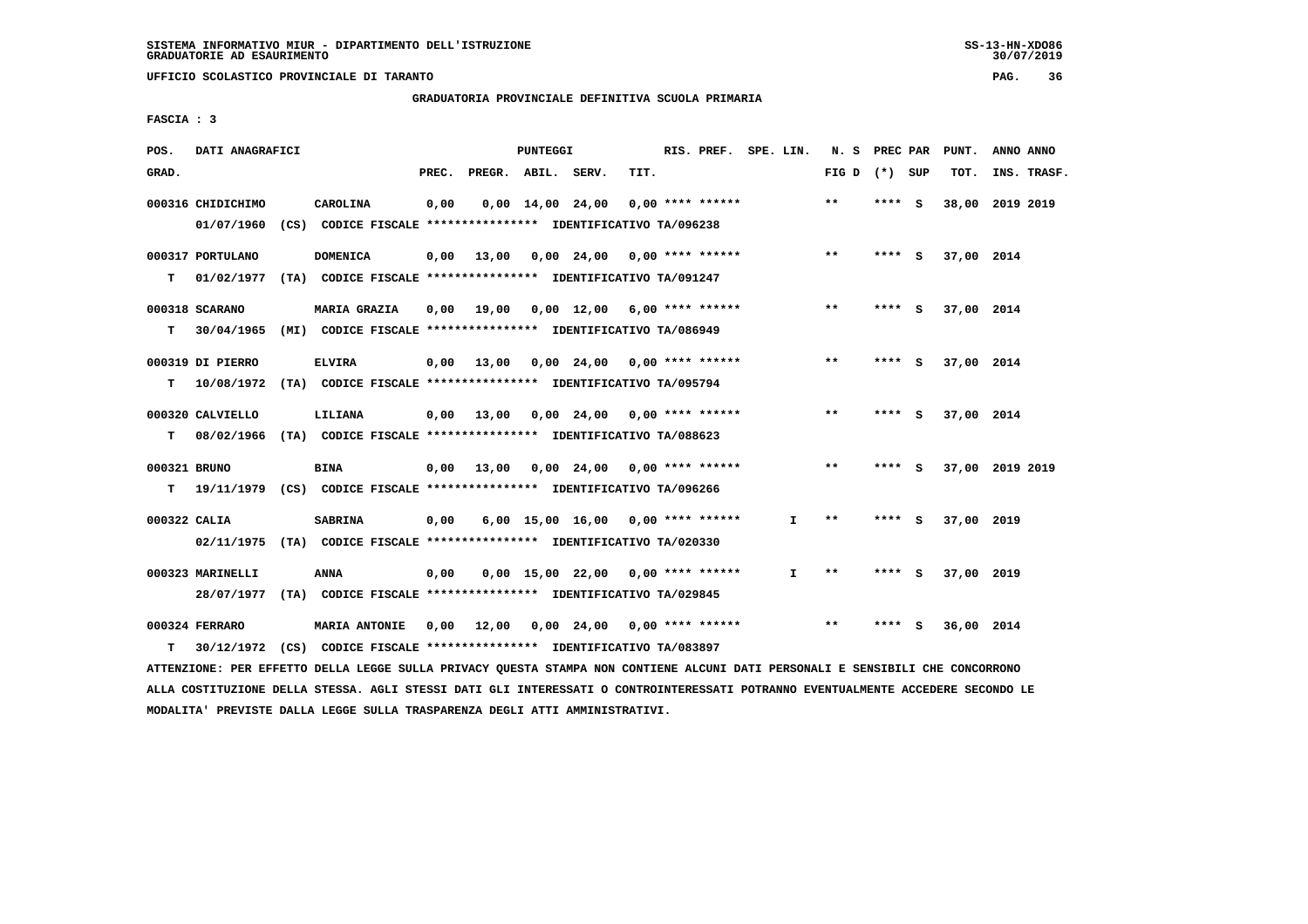SISTEMA INFORMATIVO MIUR - DIPARTIMENTO DELL'ISTRUZIONE
GRADUATORIE AD ESAURIMENTO

UFFICIO SCOLASTICO PROVINCIALE DI TARANTO

GRADUATORIA PROVINCIALE DEFINITIVA SCUOLA PRIMARIA

FASCIA : 3

| POS. GRAD. | DATI ANAGRAFICI | | PREC. | PREGR. | ABIL. | SERV. | TIT. | RIS. PREF. | SPE. LIN. | N. S FIG D | PREC PAR (*) SUP | PUNT. TOT. | ANNO ANNO INS. TRASF. |
|---|---|---|---|---|---|---|---|---|---|---|---|---|---|
| 000316 | CHIDICHIMO | CAROLINA | 0,00 | 0,00 | 14,00 | 24,00 | 0,00 | **** ****** | | ** | **** S | 38,00 | 2019 2019 |
| | 01/07/1960 (CS) CODICE FISCALE **************** IDENTIFICATIVO TA/096238 | | | | | | | | | | | | |
| 000317 | PORTULANO | DOMENICA | 0,00 | 13,00 | 0,00 | 24,00 | 0,00 | **** ****** | | ** | **** S | 37,00 | 2014 |
| T | 01/02/1977 (TA) CODICE FISCALE **************** IDENTIFICATIVO TA/091247 | | | | | | | | | | | | |
| 000318 | SCARANO | MARIA GRAZIA | 0,00 | 19,00 | 0,00 | 12,00 | 6,00 | **** ****** | | ** | **** S | 37,00 | 2014 |
| T | 30/04/1965 (MI) CODICE FISCALE **************** IDENTIFICATIVO TA/086949 | | | | | | | | | | | | |
| 000319 | DI PIERRO | ELVIRA | 0,00 | 13,00 | 0,00 | 24,00 | 0,00 | **** ****** | | ** | **** S | 37,00 | 2014 |
| T | 10/08/1972 (TA) CODICE FISCALE **************** IDENTIFICATIVO TA/095794 | | | | | | | | | | | | |
| 000320 | CALVIELLO | LILIANA | 0,00 | 13,00 | 0,00 | 24,00 | 0,00 | **** ****** | | ** | **** S | 37,00 | 2014 |
| T | 08/02/1966 (TA) CODICE FISCALE **************** IDENTIFICATIVO TA/088623 | | | | | | | | | | | | |
| 000321 | BRUNO | BINA | 0,00 | 13,00 | 0,00 | 24,00 | 0,00 | **** ****** | | ** | **** S | 37,00 | 2019 2019 |
| T | 19/11/1979 (CS) CODICE FISCALE **************** IDENTIFICATIVO TA/096266 | | | | | | | | | | | | |
| 000322 | CALIA | SABRINA | 0,00 | 6,00 | 15,00 | 16,00 | 0,00 | **** ****** | I | ** | **** S | 37,00 | 2019 |
| | 02/11/1975 (TA) CODICE FISCALE **************** IDENTIFICATIVO TA/020330 | | | | | | | | | | | | |
| 000323 | MARINELLI | ANNA | 0,00 | 0,00 | 15,00 | 22,00 | 0,00 | **** ****** | I | ** | **** S | 37,00 | 2019 |
| | 28/07/1977 (TA) CODICE FISCALE **************** IDENTIFICATIVO TA/029845 | | | | | | | | | | | | |
| 000324 | FERRARO | MARIA ANTONIE | 0,00 | 12,00 | 0,00 | 24,00 | 0,00 | **** ****** | | ** | **** S | 36,00 | 2014 |
| T | 30/12/1972 (CS) CODICE FISCALE **************** IDENTIFICATIVO TA/083897 | | | | | | | | | | | | |

ATTENZIONE: PER EFFETTO DELLA LEGGE SULLA PRIVACY QUESTA STAMPA NON CONTIENE ALCUNI DATI PERSONALI E SENSIBILI CHE CONCORRONO ALLA COSTITUZIONE DELLA STESSA. AGLI STESSI DATI GLI INTERESSATI O CONTROINTERESSATI POTRANNO EVENTUALMENTE ACCEDERE SECONDO LE MODALITA' PREVISTE DALLA LEGGE SULLA TRASPARENZA DEGLI ATTI AMMINISTRATIVI.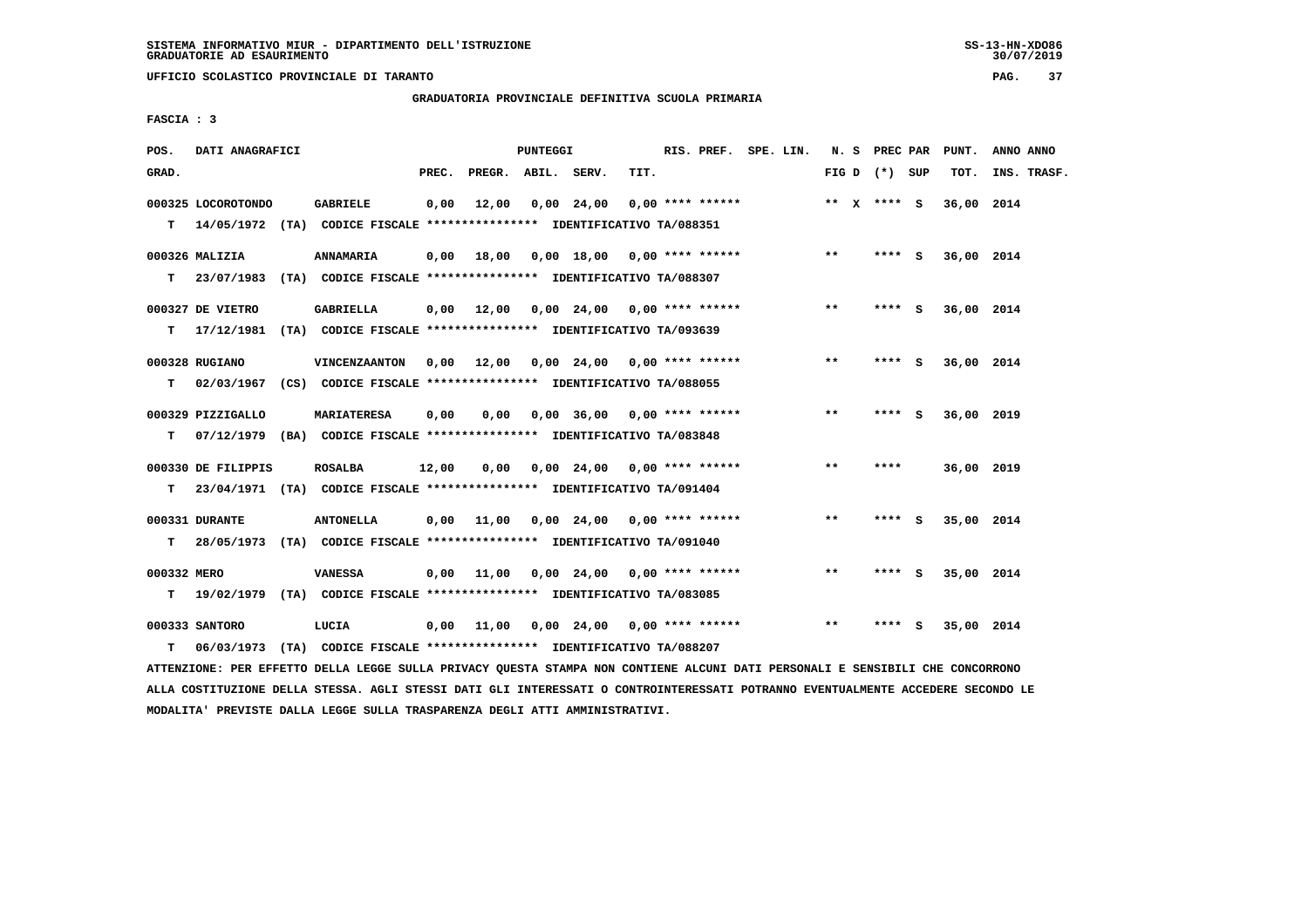SISTEMA INFORMATIVO MIUR - DIPARTIMENTO DELL'ISTRUZIONE
GRADUATORIE AD ESAURIMENTO

UFFICIO SCOLASTICO PROVINCIALE DI TARANTO

GRADUATORIA PROVINCIALE DEFINITIVA SCUOLA PRIMARIA

FASCIA : 3

| POS. GRAD. | DATI ANAGRAFICI | | PREC. | PREGR. | ABIL. | SERV. | TIT. | RIS. PREF. | SPE. LIN. | N. S FIG D | PREC PAR (*) | SUP | PUNT. TOT. | ANNO INS. | ANNO TRASF. |
|---|---|---|---|---|---|---|---|---|---|---|---|---|---|---|---|
| 000325 | LOCOROTONDO | GABRIELE | 0,00 | 12,00 | 0,00 | 24,00 | 0,00 | **** ****** | | ** X | **** | S | 36,00 | 2014 | |
| T | 14/05/1972 (TA) | CODICE FISCALE **************** IDENTIFICATIVO TA/088351 | | | | | | | | | | | | | |
| 000326 | MALIZIA | ANNAMARIA | 0,00 | 18,00 | 0,00 | 18,00 | 0,00 | **** ****** | | ** | **** | S | 36,00 | 2014 | |
| T | 23/07/1983 (TA) | CODICE FISCALE **************** IDENTIFICATIVO TA/088307 | | | | | | | | | | | | | |
| 000327 | DE VIETRO | GABRIELLA | 0,00 | 12,00 | 0,00 | 24,00 | 0,00 | **** ****** | | ** | **** | S | 36,00 | 2014 | |
| T | 17/12/1981 (TA) | CODICE FISCALE **************** IDENTIFICATIVO TA/093639 | | | | | | | | | | | | | |
| 000328 | RUGIANO | VINCENZAANTON | 0,00 | 12,00 | 0,00 | 24,00 | 0,00 | **** ****** | | ** | **** | S | 36,00 | 2014 | |
| T | 02/03/1967 (CS) | CODICE FISCALE **************** IDENTIFICATIVO TA/088055 | | | | | | | | | | | | | |
| 000329 | PIZZIGALLO | MARIATERESA | 0,00 | 0,00 | 0,00 | 36,00 | 0,00 | **** ****** | | ** | **** | S | 36,00 | 2019 | |
| T | 07/12/1979 (BA) | CODICE FISCALE **************** IDENTIFICATIVO TA/083848 | | | | | | | | | | | | | |
| 000330 | DE FILIPPIS | ROSALBA | 12,00 | 0,00 | 0,00 | 24,00 | 0,00 | **** ****** | | ** | **** | | 36,00 | 2019 | |
| T | 23/04/1971 (TA) | CODICE FISCALE **************** IDENTIFICATIVO TA/091404 | | | | | | | | | | | | | |
| 000331 | DURANTE | ANTONELLA | 0,00 | 11,00 | 0,00 | 24,00 | 0,00 | **** ****** | | ** | **** | S | 35,00 | 2014 | |
| T | 28/05/1973 (TA) | CODICE FISCALE **************** IDENTIFICATIVO TA/091040 | | | | | | | | | | | | | |
| 000332 | MERO | VANESSA | 0,00 | 11,00 | 0,00 | 24,00 | 0,00 | **** ****** | | ** | **** | S | 35,00 | 2014 | |
| T | 19/02/1979 (TA) | CODICE FISCALE **************** IDENTIFICATIVO TA/083085 | | | | | | | | | | | | | |
| 000333 | SANTORO | LUCIA | 0,00 | 11,00 | 0,00 | 24,00 | 0,00 | **** ****** | | ** | **** | S | 35,00 | 2014 | |
| T | 06/03/1973 (TA) | CODICE FISCALE **************** IDENTIFICATIVO TA/088207 | | | | | | | | | | | | | |

ATTENZIONE: PER EFFETTO DELLA LEGGE SULLA PRIVACY QUESTA STAMPA NON CONTIENE ALCUNI DATI PERSONALI E SENSIBILI CHE CONCORRONO ALLA COSTITUZIONE DELLA STESSA. AGLI STESSI DATI GLI INTERESSATI O CONTROINTERESSATI POTRANNO EVENTUALMENTE ACCEDERE SECONDO LE MODALITA' PREVISTE DALLA LEGGE SULLA TRASPARENZA DEGLI ATTI AMMINISTRATIVI.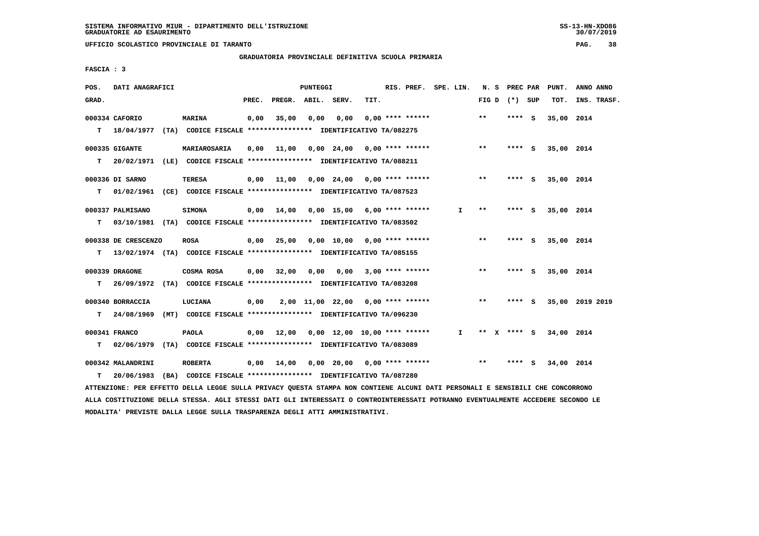SISTEMA INFORMATIVO MIUR - DIPARTIMENTO DELL'ISTRUZIONE
GRADUATORIE AD ESAURIMENTO

UFFICIO SCOLASTICO PROVINCIALE DI TARANTO

GRADUATORIA PROVINCIALE DEFINITIVA SCUOLA PRIMARIA

FASCIA : 3

| POS. GRAD. | DATI ANAGRAFICI | | PREC. | PREGR. | ABIL. | SERV. | TIT. | RIS. PREF. | SPE. LIN. | N. S FIG D | PREC PAR (*) SUP | PUNT. TOT. | ANNO ANNO INS. TRASF. |
|---|---|---|---|---|---|---|---|---|---|---|---|---|---|
| 000334 CAFORIO | MARINA | | 0,00 | 35,00 | 0,00 | 0,00 | 0,00 | **** ****** | | ** | **** S | 35,00 | 2014 |
| T 18/04/1977 (TA) | CODICE FISCALE **************** | IDENTIFICATIVO TA/082275 | | | | | | | | | | | |
| 000335 GIGANTE | MARIAROSARIA | | 0,00 | 11,00 | 0,00 | 24,00 | 0,00 | **** ****** | | ** | **** S | 35,00 | 2014 |
| T 20/02/1971 (LE) | CODICE FISCALE **************** | IDENTIFICATIVO TA/088211 | | | | | | | | | | | |
| 000336 DI SARNO | TERESA | | 0,00 | 11,00 | 0,00 | 24,00 | 0,00 | **** ****** | | ** | **** S | 35,00 | 2014 |
| T 01/02/1961 (CE) | CODICE FISCALE **************** | IDENTIFICATIVO TA/087523 | | | | | | | | | | | |
| 000337 PALMISANO | SIMONA | | 0,00 | 14,00 | 0,00 | 15,00 | 6,00 | **** ****** | I | ** | **** S | 35,00 | 2014 |
| T 03/10/1981 (TA) | CODICE FISCALE **************** | IDENTIFICATIVO TA/083502 | | | | | | | | | | | |
| 000338 DE CRESCENZO | ROSA | | 0,00 | 25,00 | 0,00 | 10,00 | 0,00 | **** ****** | | ** | **** S | 35,00 | 2014 |
| T 13/02/1974 (TA) | CODICE FISCALE **************** | IDENTIFICATIVO TA/085155 | | | | | | | | | | | |
| 000339 DRAGONE | COSMA ROSA | | 0,00 | 32,00 | 0,00 | 0,00 | 3,00 | **** ****** | | ** | **** S | 35,00 | 2014 |
| T 26/09/1972 (TA) | CODICE FISCALE **************** | IDENTIFICATIVO TA/083208 | | | | | | | | | | | |
| 000340 BORRACCIA | LUCIANA | | 0,00 | 2,00 | 11,00 | 22,00 | 0,00 | **** ****** | | ** | **** S | 35,00 | 2019 2019 |
| T 24/08/1969 (MT) | CODICE FISCALE **************** | IDENTIFICATIVO TA/096230 | | | | | | | | | | | |
| 000341 FRANCO | PAOLA | | 0,00 | 12,00 | 0,00 | 12,00 | 10,00 | **** ****** | I | ** X | **** S | 34,00 | 2014 |
| T 02/06/1979 (TA) | CODICE FISCALE **************** | IDENTIFICATIVO TA/083089 | | | | | | | | | | | |
| 000342 MALANDRINI | ROBERTA | | 0,00 | 14,00 | 0,00 | 20,00 | 0,00 | **** ****** | | ** | **** S | 34,00 | 2014 |
| T 20/06/1983 (BA) | CODICE FISCALE **************** | IDENTIFICATIVO TA/087280 | | | | | | | | | | | |

ATTENZIONE: PER EFFETTO DELLA LEGGE SULLA PRIVACY QUESTA STAMPA NON CONTIENE ALCUNI DATI PERSONALI E SENSIBILI CHE CONCORRONO ALLA COSTITUZIONE DELLA STESSA. AGLI STESSI DATI GLI INTERESSATI O CONTROINTERESSATI POTRANNO EVENTUALMENTE ACCEDERE SECONDO LE MODALITA' PREVISTE DALLA LEGGE SULLA TRASPARENZA DEGLI ATTI AMMINISTRATIVI.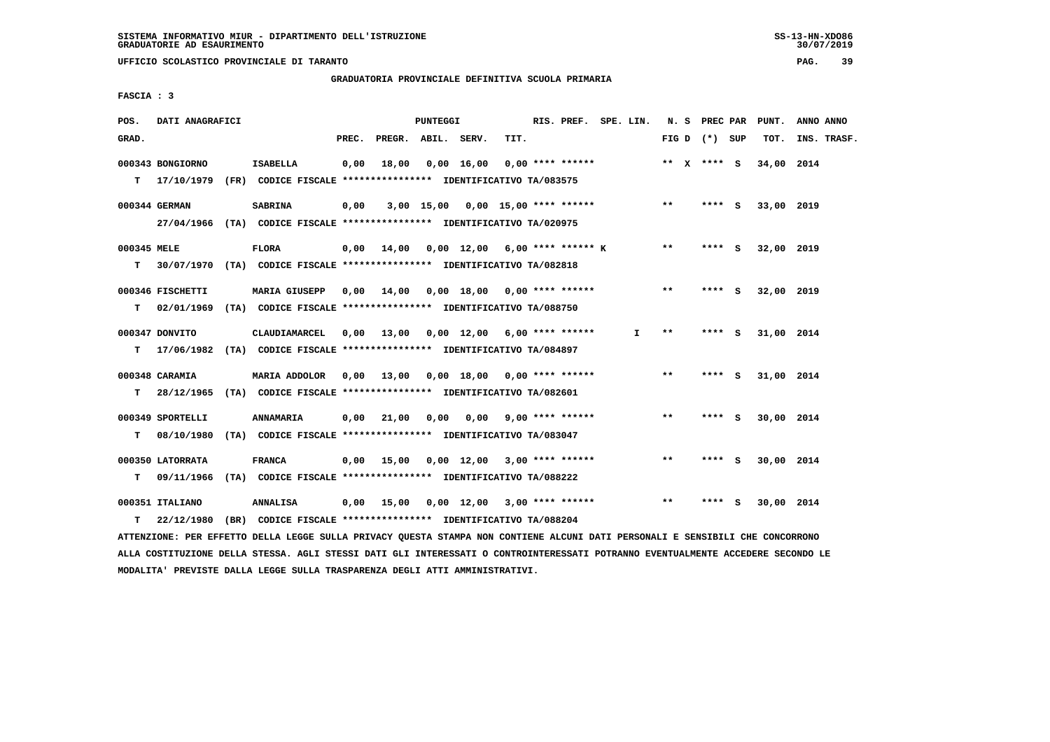SISTEMA INFORMATIVO MIUR - DIPARTIMENTO DELL'ISTRUZIONE
GRADUATORIE AD ESAURIMENTO

UFFICIO SCOLASTICO PROVINCIALE DI TARANTO

GRADUATORIA PROVINCIALE DEFINITIVA SCUOLA PRIMARIA

FASCIA : 3

| POS. GRAD. | DATI ANAGRAFICI | | PREC. | PREGR. | ABIL. | SERV. | TIT. | RIS. PREF. | SPE. LIN. | N. S FIG D | PREC PAR (*) SUP | PUNT. TOT. | ANNO INS. | ANNO TRASF. |
|---|---|---|---|---|---|---|---|---|---|---|---|---|---|---|
| 000343 | BONGIORNO | ISABELLA | 0,00 | 18,00 | 0,00 | 16,00 | 0,00 | **** ****** | | ** X | **** S | 34,00 | 2014 | |
| T | 17/10/1979 (FR) | CODICE FISCALE **************** IDENTIFICATIVO TA/083575 | | | | | | | | | | | | |
| 000344 | GERMAN | SABRINA | 0,00 | 3,00 | 15,00 | 0,00 | 15,00 | **** ****** | | ** | **** S | 33,00 | 2019 | |
| | 27/04/1966 (TA) | CODICE FISCALE **************** IDENTIFICATIVO TA/020975 | | | | | | | | | | | | |
| 000345 | MELE | FLORA | 0,00 | 14,00 | 0,00 | 12,00 | 6,00 | **** ****** K | | ** | **** S | 32,00 | 2019 | |
| T | 30/07/1970 (TA) | CODICE FISCALE **************** IDENTIFICATIVO TA/082818 | | | | | | | | | | | | |
| 000346 | FISCHETTI | MARIA GIUSEPP | 0,00 | 14,00 | 0,00 | 18,00 | 0,00 | **** ****** | | ** | **** S | 32,00 | 2019 | |
| T | 02/01/1969 (TA) | CODICE FISCALE **************** IDENTIFICATIVO TA/088750 | | | | | | | | | | | | |
| 000347 | DONVITO | CLAUDIAMARCEL | 0,00 | 13,00 | 0,00 | 12,00 | 6,00 | **** ****** | I | ** | **** S | 31,00 | 2014 | |
| T | 17/06/1982 (TA) | CODICE FISCALE **************** IDENTIFICATIVO TA/084897 | | | | | | | | | | | | |
| 000348 | CARAMIA | MARIA ADDOLOR | 0,00 | 13,00 | 0,00 | 18,00 | 0,00 | **** ****** | | ** | **** S | 31,00 | 2014 | |
| T | 28/12/1965 (TA) | CODICE FISCALE **************** IDENTIFICATIVO TA/082601 | | | | | | | | | | | | |
| 000349 | SPORTELLI | ANNAMARIA | 0,00 | 21,00 | 0,00 | 0,00 | 9,00 | **** ****** | | ** | **** S | 30,00 | 2014 | |
| T | 08/10/1980 (TA) | CODICE FISCALE **************** IDENTIFICATIVO TA/083047 | | | | | | | | | | | | |
| 000350 | LATORRATA | FRANCA | 0,00 | 15,00 | 0,00 | 12,00 | 3,00 | **** ****** | | ** | **** S | 30,00 | 2014 | |
| T | 09/11/1966 (TA) | CODICE FISCALE **************** IDENTIFICATIVO TA/088222 | | | | | | | | | | | | |
| 000351 | ITALIANO | ANNALISA | 0,00 | 15,00 | 0,00 | 12,00 | 3,00 | **** ****** | | ** | **** S | 30,00 | 2014 | |
| T | 22/12/1980 (BR) | CODICE FISCALE **************** IDENTIFICATIVO TA/088204 | | | | | | | | | | | | |

ATTENZIONE: PER EFFETTO DELLA LEGGE SULLA PRIVACY QUESTA STAMPA NON CONTIENE ALCUNI DATI PERSONALI E SENSIBILI CHE CONCORRONO ALLA COSTITUZIONE DELLA STESSA. AGLI STESSI DATI GLI INTERESSATI O CONTROINTERESSATI POTRANNO EVENTUALMENTE ACCEDERE SECONDO LE MODALITA' PREVISTE DALLA LEGGE SULLA TRASPARENZA DEGLI ATTI AMMINISTRATIVI.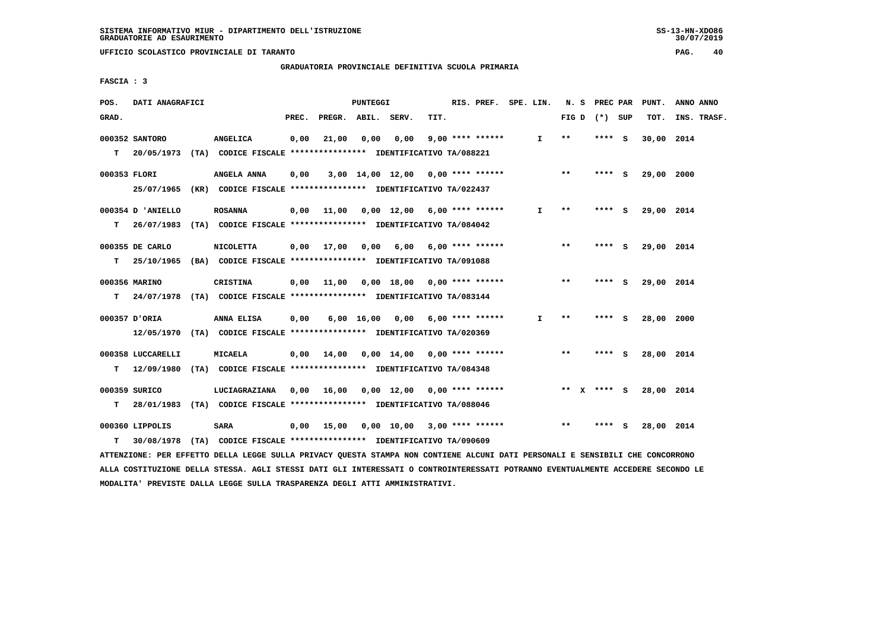SISTEMA INFORMATIVO MIUR - DIPARTIMENTO DELL'ISTRUZIONE
GRADUATORIE AD ESAURIMENTO

UFFICIO SCOLASTICO PROVINCIALE DI TARANTO

GRADUATORIA PROVINCIALE DEFINITIVA SCUOLA PRIMARIA

FASCIA : 3

| POS. GRAD. | DATI ANAGRAFICI | | PREC. | PREGR. | ABIL. | SERV. | TIT. | RIS. PREF. | SPE. LIN. | N. S FIG D | PREC PAR (*) SUP | PUNT. TOT. | ANNO ANNO INS. TRASF. |
|---|---|---|---|---|---|---|---|---|---|---|---|---|---|
| 000352 | SANTORO | ANGELICA | 0,00 | 21,00 | 0,00 | 0,00 | 9,00 | **** ****** | I | ** | **** S | 30,00 | 2014 |
| T | 20/05/1973 (TA) CODICE FISCALE **************** IDENTIFICATIVO TA/088221 | | | | | | | | | | | | |
| 000353 | FLORI | ANGELA ANNA | 0,00 | 3,00 | 14,00 | 12,00 | 0,00 | **** ****** | | ** | **** S | 29,00 | 2000 |
| | 25/07/1965 (KR) CODICE FISCALE **************** IDENTIFICATIVO TA/022437 | | | | | | | | | | | | |
| 000354 | D 'ANIELLO | ROSANNA | 0,00 | 11,00 | 0,00 | 12,00 | 6,00 | **** ****** | I | ** | **** S | 29,00 | 2014 |
| T | 26/07/1983 (TA) CODICE FISCALE **************** IDENTIFICATIVO TA/084042 | | | | | | | | | | | | |
| 000355 | DE CARLO | NICOLETTA | 0,00 | 17,00 | 0,00 | 6,00 | 6,00 | **** ****** | | ** | **** S | 29,00 | 2014 |
| T | 25/10/1965 (BA) CODICE FISCALE **************** IDENTIFICATIVO TA/091088 | | | | | | | | | | | | |
| 000356 | MARINO | CRISTINA | 0,00 | 11,00 | 0,00 | 18,00 | 0,00 | **** ****** | | ** | **** S | 29,00 | 2014 |
| T | 24/07/1978 (TA) CODICE FISCALE **************** IDENTIFICATIVO TA/083144 | | | | | | | | | | | | |
| 000357 | D'ORIA | ANNA ELISA | 0,00 | 6,00 | 16,00 | 0,00 | 6,00 | **** ****** | I | ** | **** S | 28,00 | 2000 |
| | 12/05/1970 (TA) CODICE FISCALE **************** IDENTIFICATIVO TA/020369 | | | | | | | | | | | | |
| 000358 | LUCCARELLI | MICAELA | 0,00 | 14,00 | 0,00 | 14,00 | 0,00 | **** ****** | | ** | **** S | 28,00 | 2014 |
| T | 12/09/1980 (TA) CODICE FISCALE **************** IDENTIFICATIVO TA/084348 | | | | | | | | | | | | |
| 000359 | SURICO | LUCIAGRAZIANA | 0,00 | 16,00 | 0,00 | 12,00 | 0,00 | **** ****** | | ** X | **** S | 28,00 | 2014 |
| T | 28/01/1983 (TA) CODICE FISCALE **************** IDENTIFICATIVO TA/088046 | | | | | | | | | | | | |
| 000360 | LIPPOLIS | SARA | 0,00 | 15,00 | 0,00 | 10,00 | 3,00 | **** ****** | | ** | **** S | 28,00 | 2014 |
| T | 30/08/1978 (TA) CODICE FISCALE **************** IDENTIFICATIVO TA/090609 | | | | | | | | | | | | |

ATTENZIONE: PER EFFETTO DELLA LEGGE SULLA PRIVACY QUESTA STAMPA NON CONTIENE ALCUNI DATI PERSONALI E SENSIBILI CHE CONCORRONO ALLA COSTITUZIONE DELLA STESSA. AGLI STESSI DATI GLI INTERESSATI O CONTROINTERESSATI POTRANNO EVENTUALMENTE ACCEDERE SECONDO LE MODALITA' PREVISTE DALLA LEGGE SULLA TRASPARENZA DEGLI ATTI AMMINISTRATIVI.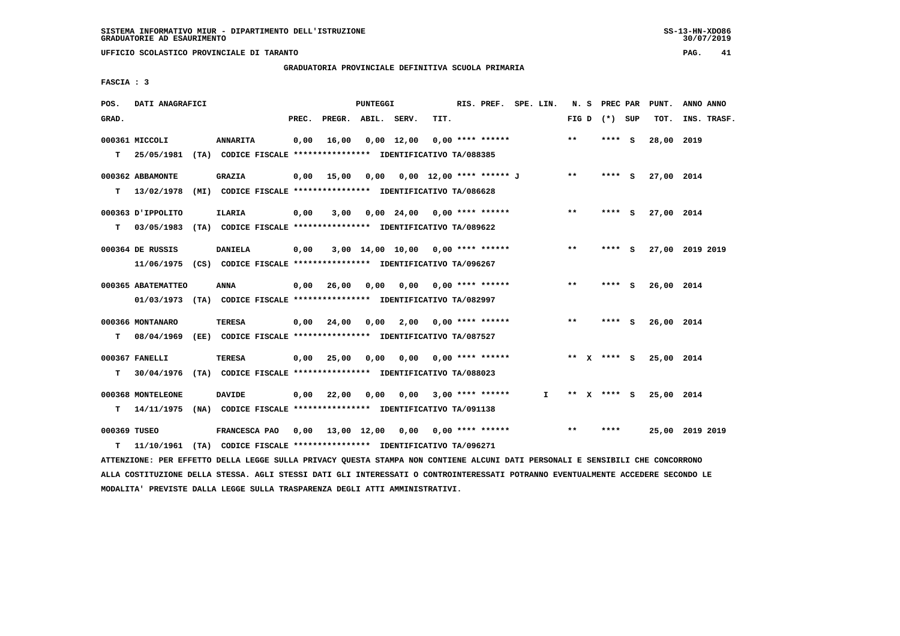SISTEMA INFORMATIVO MIUR - DIPARTIMENTO DELL'ISTRUZIONE
GRADUATORIE AD ESAURIMENTO

UFFICIO SCOLASTICO PROVINCIALE DI TARANTO

GRADUATORIA PROVINCIALE DEFINITIVA SCUOLA PRIMARIA

FASCIA : 3

| POS. GRAD. | DATI ANAGRAFICI | | PREC. | PREGR. | ABIL. | SERV. | TIT. | RIS. PREF. | SPE. LIN. | N. S FIG D | PREC PAR (*) SUP | PUNT. TOT. | ANNO ANNO INS. TRASF. |
|---|---|---|---|---|---|---|---|---|---|---|---|---|---|
| 000361 MICCOLI | ANNARITA | | 0,00 | 16,00 | 0,00 | 12,00 | 0,00 | **** ****** | | ** | **** S | 28,00 | 2019 |
| T | 25/05/1981 (TA) CODICE FISCALE **************** IDENTIFICATIVO TA/088385 | | | | | | | | | | | | |
| 000362 ABBAMONTE | GRAZIA | | 0,00 | 15,00 | 0,00 | 0,00 | 12,00 | **** ****** J | | ** | **** S | 27,00 | 2014 |
| T | 13/02/1978 (MI) CODICE FISCALE **************** IDENTIFICATIVO TA/086628 | | | | | | | | | | | | |
| 000363 D'IPPOLITO | ILARIA | | 0,00 | 3,00 | 0,00 | 24,00 | 0,00 | **** ****** | | ** | **** S | 27,00 | 2014 |
| T | 03/05/1983 (TA) CODICE FISCALE **************** IDENTIFICATIVO TA/089622 | | | | | | | | | | | | |
| 000364 DE RUSSIS | DANIELA | | 0,00 | 3,00 | 14,00 | 10,00 | 0,00 | **** ****** | | ** | **** S | 27,00 | 2019 2019 |
| | 11/06/1975 (CS) CODICE FISCALE **************** IDENTIFICATIVO TA/096267 | | | | | | | | | | | | |
| 000365 ABATEMATTEO | ANNA | | 0,00 | 26,00 | 0,00 | 0,00 | 0,00 | **** ****** | | ** | **** S | 26,00 | 2014 |
| | 01/03/1973 (TA) CODICE FISCALE **************** IDENTIFICATIVO TA/082997 | | | | | | | | | | | | |
| 000366 MONTANARO | TERESA | | 0,00 | 24,00 | 0,00 | 2,00 | 0,00 | **** ****** | | ** | **** S | 26,00 | 2014 |
| T | 08/04/1969 (EE) CODICE FISCALE **************** IDENTIFICATIVO TA/087527 | | | | | | | | | | | | |
| 000367 FANELLI | TERESA | | 0,00 | 25,00 | 0,00 | 0,00 | 0,00 | **** ****** | | ** X | **** S | 25,00 | 2014 |
| T | 30/04/1976 (TA) CODICE FISCALE **************** IDENTIFICATIVO TA/088023 | | | | | | | | | | | | |
| 000368 MONTELEONE | DAVIDE | | 0,00 | 22,00 | 0,00 | 0,00 | 3,00 | **** ****** | I | ** X | **** S | 25,00 | 2014 |
| T | 14/11/1975 (NA) CODICE FISCALE **************** IDENTIFICATIVO TA/091138 | | | | | | | | | | | | |
| 000369 TUSEO | FRANCESCA PAO | | 0,00 | 13,00 | 12,00 | 0,00 | 0,00 | **** ****** | | ** | **** | 25,00 | 2019 2019 |
| T | 11/10/1961 (TA) CODICE FISCALE **************** IDENTIFICATIVO TA/096271 | | | | | | | | | | | | |

ATTENZIONE: PER EFFETTO DELLA LEGGE SULLA PRIVACY QUESTA STAMPA NON CONTIENE ALCUNI DATI PERSONALI E SENSIBILI CHE CONCORRONO ALLA COSTITUZIONE DELLA STESSA. AGLI STESSI DATI GLI INTERESSATI O CONTROINTERESSATI POTRANNO EVENTUALMENTE ACCEDERE SECONDO LE MODALITA' PREVISTE DALLA LEGGE SULLA TRASPARENZA DEGLI ATTI AMMINISTRATIVI.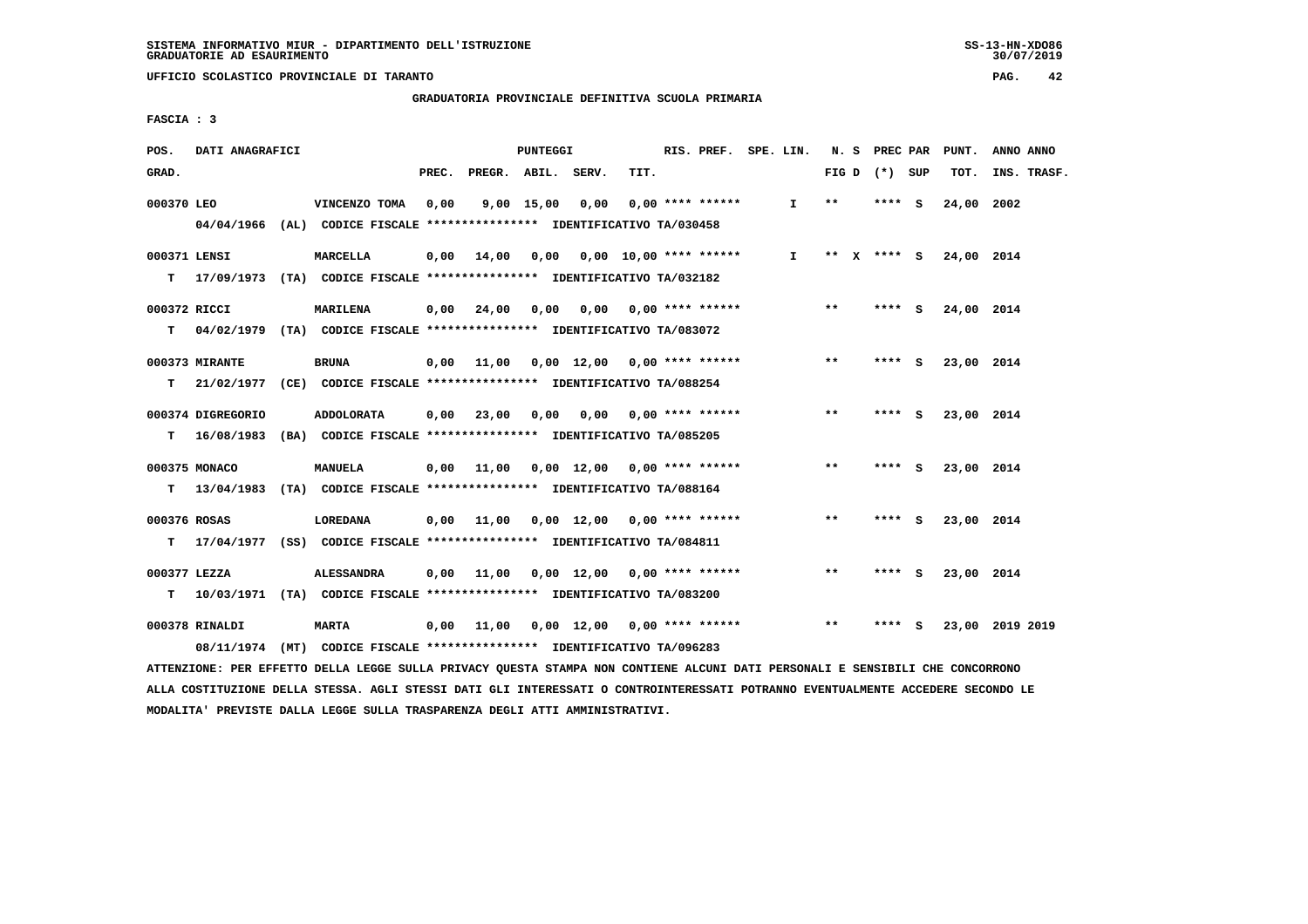SISTEMA INFORMATIVO MIUR - DIPARTIMENTO DELL'ISTRUZIONE
GRADUATORIE AD ESAURIMENTO

UFFICIO SCOLASTICO PROVINCIALE DI TARANTO

GRADUATORIA PROVINCIALE DEFINITIVA SCUOLA PRIMARIA

FASCIA : 3

| POS. GRAD. | DATI ANAGRAFICI | | PREC. | PREGR. | ABIL. | SERV. | TIT. | RIS. PREF. | SPE. LIN. | N. S FIG D | PREC PAR (*) | SUP | PUNT. TOT. | ANNO ANNO INS. TRASF. |
|---|---|---|---|---|---|---|---|---|---|---|---|---|---|---|
| 000370 LEO | | VINCENZO TOMA | 0,00 | 9,00 | 15,00 | 0,00 | 0,00 | **** ****** | I | ** | **** | S | 24,00 | 2002 |
| | 04/04/1966 (AL) CODICE FISCALE **************** IDENTIFICATIVO TA/030458 | | | | | | | | | | | | | |
| 000371 LENSI | | MARCELLA | 0,00 | 14,00 | 0,00 | 0,00 | 10,00 | **** ****** | I | ** X | **** | S | 24,00 | 2014 |
| T | 17/09/1973 (TA) CODICE FISCALE **************** IDENTIFICATIVO TA/032182 | | | | | | | | | | | | | |
| 000372 RICCI | | MARILENA | 0,00 | 24,00 | 0,00 | 0,00 | 0,00 | **** ****** | | ** | **** | S | 24,00 | 2014 |
| T | 04/02/1979 (TA) CODICE FISCALE **************** IDENTIFICATIVO TA/083072 | | | | | | | | | | | | | |
| 000373 MIRANTE | | BRUNA | 0,00 | 11,00 | 0,00 | 12,00 | 0,00 | **** ****** | | ** | **** | S | 23,00 | 2014 |
| T | 21/02/1977 (CE) CODICE FISCALE **************** IDENTIFICATIVO TA/088254 | | | | | | | | | | | | | |
| 000374 DIGREGORIO | | ADDOLORATA | 0,00 | 23,00 | 0,00 | 0,00 | 0,00 | **** ****** | | ** | **** | S | 23,00 | 2014 |
| T | 16/08/1983 (BA) CODICE FISCALE **************** IDENTIFICATIVO TA/085205 | | | | | | | | | | | | | |
| 000375 MONACO | | MANUELA | 0,00 | 11,00 | 0,00 | 12,00 | 0,00 | **** ****** | | ** | **** | S | 23,00 | 2014 |
| T | 13/04/1983 (TA) CODICE FISCALE **************** IDENTIFICATIVO TA/088164 | | | | | | | | | | | | | |
| 000376 ROSAS | | LOREDANA | 0,00 | 11,00 | 0,00 | 12,00 | 0,00 | **** ****** | | ** | **** | S | 23,00 | 2014 |
| T | 17/04/1977 (SS) CODICE FISCALE **************** IDENTIFICATIVO TA/084811 | | | | | | | | | | | | | |
| 000377 LEZZA | | ALESSANDRA | 0,00 | 11,00 | 0,00 | 12,00 | 0,00 | **** ****** | | ** | **** | S | 23,00 | 2014 |
| T | 10/03/1971 (TA) CODICE FISCALE **************** IDENTIFICATIVO TA/083200 | | | | | | | | | | | | | |
| 000378 RINALDI | | MARTA | 0,00 | 11,00 | 0,00 | 12,00 | 0,00 | **** ****** | | ** | **** | S | 23,00 | 2019 2019 |
| | 08/11/1974 (MT) CODICE FISCALE **************** IDENTIFICATIVO TA/096283 | | | | | | | | | | | | | |

ATTENZIONE: PER EFFETTO DELLA LEGGE SULLA PRIVACY QUESTA STAMPA NON CONTIENE ALCUNI DATI PERSONALI E SENSIBILI CHE CONCORRONO ALLA COSTITUZIONE DELLA STESSA. AGLI STESSI DATI GLI INTERESSATI O CONTROINTERESSATI POTRANNO EVENTUALMENTE ACCEDERE SECONDO LE MODALITA' PREVISTE DALLA LEGGE SULLA TRASPARENZA DEGLI ATTI AMMINISTRATIVI.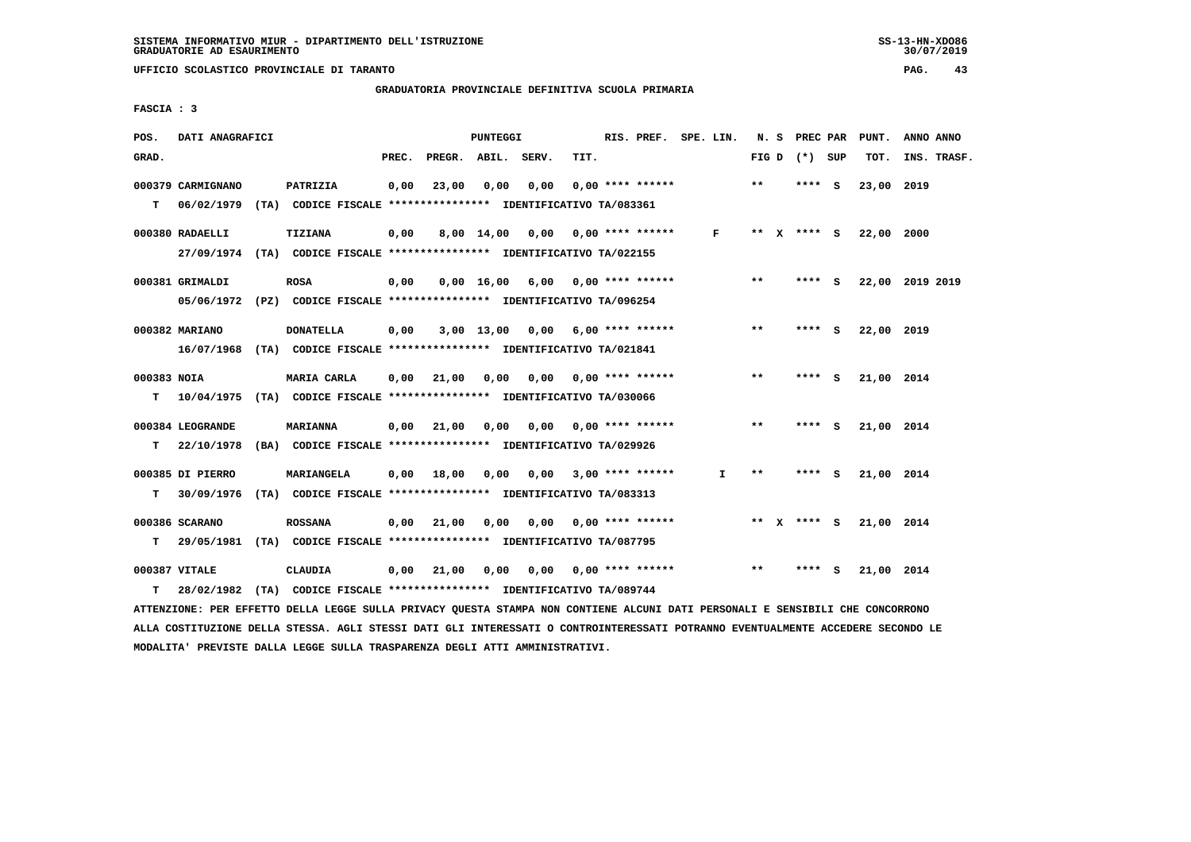SISTEMA INFORMATIVO MIUR - DIPARTIMENTO DELL'ISTRUZIONE
GRADUATORIE AD ESAURIMENTO

UFFICIO SCOLASTICO PROVINCIALE DI TARANTO

GRADUATORIA PROVINCIALE DEFINITIVA SCUOLA PRIMARIA

FASCIA : 3

| POS. GRAD. | DATI ANAGRAFICI | | PREC. | PREGR. | ABIL. | SERV. | TIT. | RIS. PREF. | SPE. LIN. | N. S FIG D | PREC PAR (*) SUP | PUNT. TOT. | ANNO INS. | ANNO TRASF. |
|---|---|---|---|---|---|---|---|---|---|---|---|---|---|---|
| 000379 | CARMIGNANO | PATRIZIA | 0,00 | 23,00 | 0,00 | 0,00 | 0,00 | **** ****** | | ** | **** S | 23,00 | 2019 | |
| T | 06/02/1979 (TA) | CODICE FISCALE **************** IDENTIFICATIVO TA/083361 | | | | | | | | | | | | |
| 000380 | RADAELLI | TIZIANA | 0,00 | 8,00 | 14,00 | 0,00 | 0,00 | **** ****** | F | ** X | **** S | 22,00 | 2000 | |
| | 27/09/1974 (TA) | CODICE FISCALE **************** IDENTIFICATIVO TA/022155 | | | | | | | | | | | | |
| 000381 | GRIMALDI | ROSA | 0,00 | 0,00 | 16,00 | 6,00 | 0,00 | **** ****** | | ** | **** S | 22,00 | 2019 | 2019 |
| | 05/06/1972 (PZ) | CODICE FISCALE **************** IDENTIFICATIVO TA/096254 | | | | | | | | | | | | |
| 000382 | MARIANO | DONATELLA | 0,00 | 3,00 | 13,00 | 0,00 | 6,00 | **** ****** | | ** | **** S | 22,00 | 2019 | |
| | 16/07/1968 (TA) | CODICE FISCALE **************** IDENTIFICATIVO TA/021841 | | | | | | | | | | | | |
| 000383 | NOIA | MARIA CARLA | 0,00 | 21,00 | 0,00 | 0,00 | 0,00 | **** ****** | | ** | **** S | 21,00 | 2014 | |
| T | 10/04/1975 (TA) | CODICE FISCALE **************** IDENTIFICATIVO TA/030066 | | | | | | | | | | | | |
| 000384 | LEOGRANDE | MARIANNA | 0,00 | 21,00 | 0,00 | 0,00 | 0,00 | **** ****** | | ** | **** S | 21,00 | 2014 | |
| T | 22/10/1978 (BA) | CODICE FISCALE **************** IDENTIFICATIVO TA/029926 | | | | | | | | | | | | |
| 000385 | DI PIERRO | MARIANGELA | 0,00 | 18,00 | 0,00 | 0,00 | 3,00 | **** ****** | I | ** | **** S | 21,00 | 2014 | |
| T | 30/09/1976 (TA) | CODICE FISCALE **************** IDENTIFICATIVO TA/083313 | | | | | | | | | | | | |
| 000386 | SCARANO | ROSSANA | 0,00 | 21,00 | 0,00 | 0,00 | 0,00 | **** ****** | | ** X | **** S | 21,00 | 2014 | |
| T | 29/05/1981 (TA) | CODICE FISCALE **************** IDENTIFICATIVO TA/087795 | | | | | | | | | | | | |
| 000387 | VITALE | CLAUDIA | 0,00 | 21,00 | 0,00 | 0,00 | 0,00 | **** ****** | | ** | **** S | 21,00 | 2014 | |
| T | 28/02/1982 (TA) | CODICE FISCALE **************** IDENTIFICATIVO TA/089744 | | | | | | | | | | | | |

ATTENZIONE: PER EFFETTO DELLA LEGGE SULLA PRIVACY QUESTA STAMPA NON CONTIENE ALCUNI DATI PERSONALI E SENSIBILI CHE CONCORRONO ALLA COSTITUZIONE DELLA STESSA. AGLI STESSI DATI GLI INTERESSATI O CONTROINTERESSATI POTRANNO EVENTUALMENTE ACCEDERE SECONDO LE MODALITA' PREVISTE DALLA LEGGE SULLA TRASPARENZA DEGLI ATTI AMMINISTRATIVI.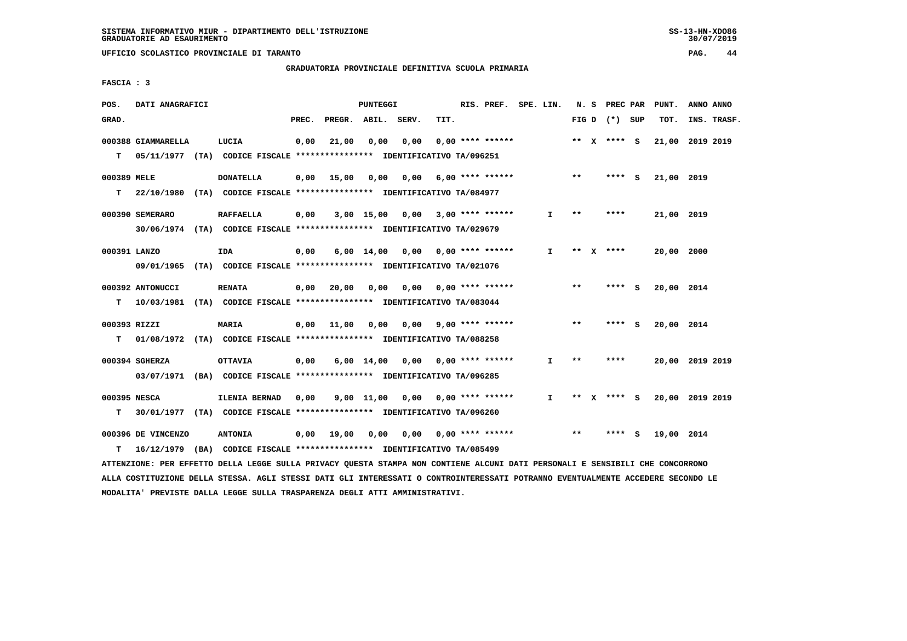SISTEMA INFORMATIVO MIUR - DIPARTIMENTO DELL'ISTRUZIONE
GRADUATORIE AD ESAURIMENTO

UFFICIO SCOLASTICO PROVINCIALE DI TARANTO

GRADUATORIA PROVINCIALE DEFINITIVA SCUOLA PRIMARIA

FASCIA : 3

| POS. GRAD. | DATI ANAGRAFICI | | PREC. | PREGR. | ABIL. | SERV. | TIT. | RIS. PREF. | SPE. LIN. | N. S FIG D | PREC PAR (*) SUP | PUNT. TOT. | ANNO ANNO INS. TRASF. |
|---|---|---|---|---|---|---|---|---|---|---|---|---|---|
| 000388 | GIAMMARELLA | LUCIA | 0,00 | 21,00 | 0,00 | 0,00 | 0,00 | **** ****** | | ** X | **** S | 21,00 | 2019 2019 |
| T | 05/11/1977 (TA) CODICE FISCALE **************** IDENTIFICATIVO TA/096251 | | | | | | | | | | | | |
| 000389 | MELE | DONATELLA | 0,00 | 15,00 | 0,00 | 0,00 | 6,00 | **** ****** | | ** | **** S | 21,00 | 2019 |
| T | 22/10/1980 (TA) CODICE FISCALE **************** IDENTIFICATIVO TA/084977 | | | | | | | | | | | | |
| 000390 | SEMERARO | RAFFAELLA | 0,00 | 3,00 | 15,00 | 0,00 | 3,00 | **** ****** | I | ** | **** | 21,00 | 2019 |
| | 30/06/1974 (TA) CODICE FISCALE **************** IDENTIFICATIVO TA/029679 | | | | | | | | | | | | |
| 000391 | LANZO | IDA | 0,00 | 6,00 | 14,00 | 0,00 | 0,00 | **** ****** | I | ** X | **** | 20,00 | 2000 |
| | 09/01/1965 (TA) CODICE FISCALE **************** IDENTIFICATIVO TA/021076 | | | | | | | | | | | | |
| 000392 | ANTONUCCI | RENATA | 0,00 | 20,00 | 0,00 | 0,00 | 0,00 | **** ****** | | ** | **** S | 20,00 | 2014 |
| T | 10/03/1981 (TA) CODICE FISCALE **************** IDENTIFICATIVO TA/083044 | | | | | | | | | | | | |
| 000393 | RIZZI | MARIA | 0,00 | 11,00 | 0,00 | 0,00 | 9,00 | **** ****** | | ** | **** S | 20,00 | 2014 |
| T | 01/08/1972 (TA) CODICE FISCALE **************** IDENTIFICATIVO TA/088258 | | | | | | | | | | | | |
| 000394 | SGHERZA | OTTAVIA | 0,00 | 6,00 | 14,00 | 0,00 | 0,00 | **** ****** | I | ** | **** | 20,00 | 2019 2019 |
| | 03/07/1971 (BA) CODICE FISCALE **************** IDENTIFICATIVO TA/096285 | | | | | | | | | | | | |
| 000395 | NESCA | ILENIA BERNAD | 0,00 | 9,00 | 11,00 | 0,00 | 0,00 | **** ****** | I | ** X | **** S | 20,00 | 2019 2019 |
| T | 30/01/1977 (TA) CODICE FISCALE **************** IDENTIFICATIVO TA/096260 | | | | | | | | | | | | |
| 000396 | DE VINCENZO | ANTONIA | 0,00 | 19,00 | 0,00 | 0,00 | 0,00 | **** ****** | | ** | **** S | 19,00 | 2014 |
| T | 16/12/1979 (BA) CODICE FISCALE **************** IDENTIFICATIVO TA/085499 | | | | | | | | | | | | |

ATTENZIONE: PER EFFETTO DELLA LEGGE SULLA PRIVACY QUESTA STAMPA NON CONTIENE ALCUNI DATI PERSONALI E SENSIBILI CHE CONCORRONO ALLA COSTITUZIONE DELLA STESSA. AGLI STESSI DATI GLI INTERESSATI O CONTROINTERESSATI POTRANNO EVENTUALMENTE ACCEDERE SECONDO LE MODALITA' PREVISTE DALLA LEGGE SULLA TRASPARENZA DEGLI ATTI AMMINISTRATIVI.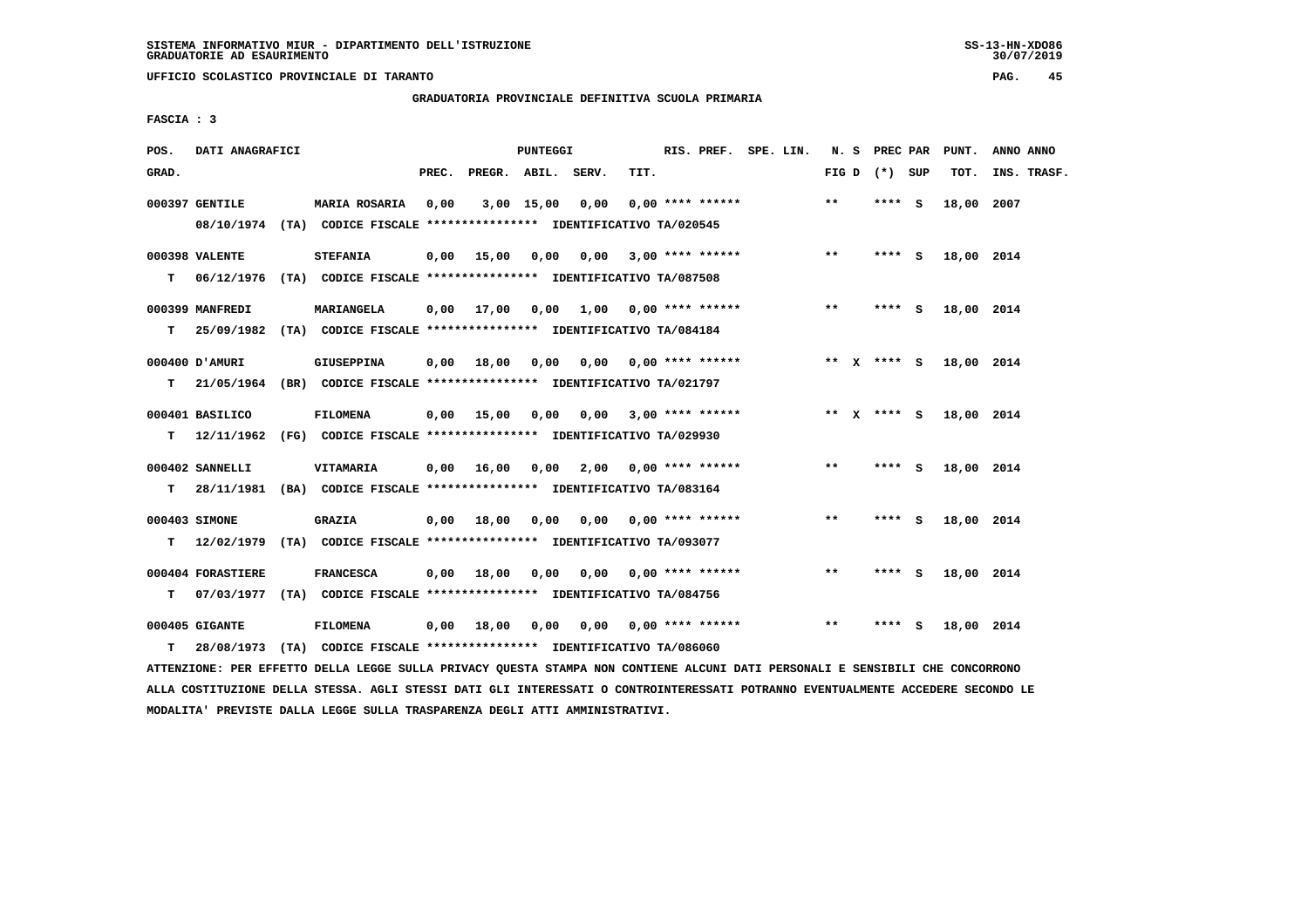SISTEMA INFORMATIVO MIUR - DIPARTIMENTO DELL'ISTRUZIONE
GRADUATORIE AD ESAURIMENTO

UFFICIO SCOLASTICO PROVINCIALE DI TARANTO

GRADUATORIA PROVINCIALE DEFINITIVA SCUOLA PRIMARIA

FASCIA : 3

| POS. GRAD. | DATI ANAGRAFICI | | PREC. | PREGR. | ABIL. | SERV. | TIT. | RIS. PREF. | SPE. LIN. | N. S FIG D | PREC PAR (*) SUP | PUNT. TOT. | ANNO ANNO INS. TRASF. |
|---|---|---|---|---|---|---|---|---|---|---|---|---|---|
| 000397 | GENTILE | MARIA ROSARIA | 0,00 | 3,00 | 15,00 | 0,00 | 0,00 | **** ****** | | ** | **** S | 18,00 | 2007 |
| | 08/10/1974 (TA) CODICE FISCALE **************** IDENTIFICATIVO TA/020545 | | | | | | | | | | | | |
| 000398 | VALENTE | STEFANIA | 0,00 | 15,00 | 0,00 | 0,00 | 3,00 | **** ****** | | ** | **** S | 18,00 | 2014 |
| T | 06/12/1976 (TA) CODICE FISCALE **************** IDENTIFICATIVO TA/087508 | | | | | | | | | | | | |
| 000399 | MANFREDI | MARIANGELA | 0,00 | 17,00 | 0,00 | 1,00 | 0,00 | **** ****** | | ** | **** S | 18,00 | 2014 |
| T | 25/09/1982 (TA) CODICE FISCALE **************** IDENTIFICATIVO TA/084184 | | | | | | | | | | | | |
| 000400 | D'AMURI | GIUSEPPINA | 0,00 | 18,00 | 0,00 | 0,00 | 0,00 | **** ****** | | ** X | **** S | 18,00 | 2014 |
| T | 21/05/1964 (BR) CODICE FISCALE **************** IDENTIFICATIVO TA/021797 | | | | | | | | | | | | |
| 000401 | BASILICO | FILOMENA | 0,00 | 15,00 | 0,00 | 0,00 | 3,00 | **** ****** | | ** X | **** S | 18,00 | 2014 |
| T | 12/11/1962 (FG) CODICE FISCALE **************** IDENTIFICATIVO TA/029930 | | | | | | | | | | | | |
| 000402 | SANNELLI | VITAMARIA | 0,00 | 16,00 | 0,00 | 2,00 | 0,00 | **** ****** | | ** | **** S | 18,00 | 2014 |
| T | 28/11/1981 (BA) CODICE FISCALE **************** IDENTIFICATIVO TA/083164 | | | | | | | | | | | | |
| 000403 | SIMONE | GRAZIA | 0,00 | 18,00 | 0,00 | 0,00 | 0,00 | **** ****** | | ** | **** S | 18,00 | 2014 |
| T | 12/02/1979 (TA) CODICE FISCALE **************** IDENTIFICATIVO TA/093077 | | | | | | | | | | | | |
| 000404 | FORASTIERE | FRANCESCA | 0,00 | 18,00 | 0,00 | 0,00 | 0,00 | **** ****** | | ** | **** S | 18,00 | 2014 |
| T | 07/03/1977 (TA) CODICE FISCALE **************** IDENTIFICATIVO TA/084756 | | | | | | | | | | | | |
| 000405 | GIGANTE | FILOMENA | 0,00 | 18,00 | 0,00 | 0,00 | 0,00 | **** ****** | | ** | **** S | 18,00 | 2014 |
| T | 28/08/1973 (TA) CODICE FISCALE **************** IDENTIFICATIVO TA/086060 | | | | | | | | | | | | |

ATTENZIONE: PER EFFETTO DELLA LEGGE SULLA PRIVACY QUESTA STAMPA NON CONTIENE ALCUNI DATI PERSONALI E SENSIBILI CHE CONCORRONO ALLA COSTITUZIONE DELLA STESSA. AGLI STESSI DATI GLI INTERESSATI O CONTROINTERESSATI POTRANNO EVENTUALMENTE ACCEDERE SECONDO LE MODALITA' PREVISTE DALLA LEGGE SULLA TRASPARENZA DEGLI ATTI AMMINISTRATIVI.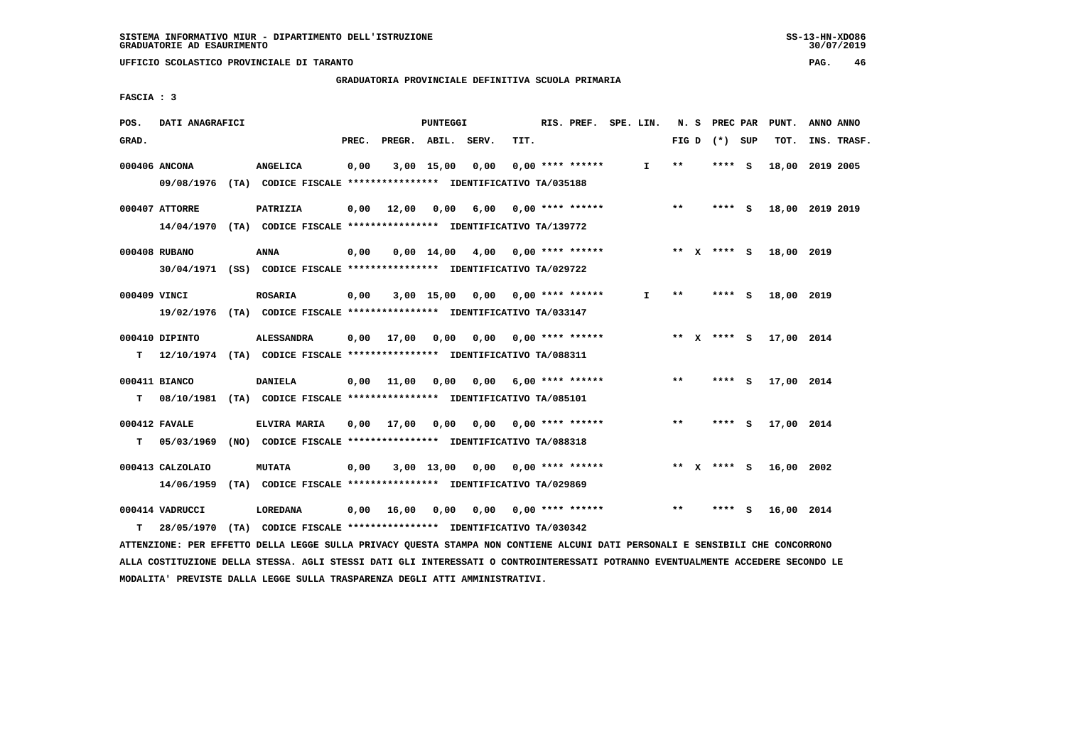SISTEMA INFORMATIVO MIUR - DIPARTIMENTO DELL'ISTRUZIONE
GRADUATORIE AD ESAURIMENTO

UFFICIO SCOLASTICO PROVINCIALE DI TARANTO

GRADUATORIA PROVINCIALE DEFINITIVA SCUOLA PRIMARIA

FASCIA : 3

| POS. GRAD. | DATI ANAGRAFICI | | PREC. | PREGR. | ABIL. | SERV. | TIT. | RIS. PREF. | SPE. LIN. | N. S FIG D | PREC PAR (*) SUP | PUNT. TOT. | ANNO ANNO INS. TRASF. |
|---|---|---|---|---|---|---|---|---|---|---|---|---|---|
| 000406 | ANCONA | ANGELICA | 0,00 | 3,00 | 15,00 | 0,00 | 0,00 | **** ****** | I | ** | **** S | 18,00 | 2019 2005 |
| | 09/08/1976 (TA) CODICE FISCALE **************** IDENTIFICATIVO TA/035188 | | | | | | | | | | | | |
| 000407 | ATTORRE | PATRIZIA | 0,00 | 12,00 | 0,00 | 6,00 | 0,00 | **** ****** | | ** | **** S | 18,00 | 2019 2019 |
| | 14/04/1970 (TA) CODICE FISCALE **************** IDENTIFICATIVO TA/139772 | | | | | | | | | | | | |
| 000408 | RUBANO | ANNA | 0,00 | 0,00 | 14,00 | 4,00 | 0,00 | **** ****** | | ** X | **** S | 18,00 | 2019 |
| | 30/04/1971 (SS) CODICE FISCALE **************** IDENTIFICATIVO TA/029722 | | | | | | | | | | | | |
| 000409 | VINCI | ROSARIA | 0,00 | 3,00 | 15,00 | 0,00 | 0,00 | **** ****** | I | ** | **** S | 18,00 | 2019 |
| | 19/02/1976 (TA) CODICE FISCALE **************** IDENTIFICATIVO TA/033147 | | | | | | | | | | | | |
| 000410 | DIPINTO | ALESSANDRA | 0,00 | 17,00 | 0,00 | 0,00 | 0,00 | **** ****** | | ** X | **** S | 17,00 | 2014 |
| T | 12/10/1974 (TA) CODICE FISCALE **************** IDENTIFICATIVO TA/088311 | | | | | | | | | | | | |
| 000411 | BIANCO | DANIELA | 0,00 | 11,00 | 0,00 | 0,00 | 6,00 | **** ****** | | ** | **** S | 17,00 | 2014 |
| T | 08/10/1981 (TA) CODICE FISCALE **************** IDENTIFICATIVO TA/085101 | | | | | | | | | | | | |
| 000412 | FAVALE | ELVIRA MARIA | 0,00 | 17,00 | 0,00 | 0,00 | 0,00 | **** ****** | | ** | **** S | 17,00 | 2014 |
| T | 05/03/1969 (NO) CODICE FISCALE **************** IDENTIFICATIVO TA/088318 | | | | | | | | | | | | |
| 000413 | CALZOLAIO | MUTATA | 0,00 | 3,00 | 13,00 | 0,00 | 0,00 | **** ****** | | ** X | **** S | 16,00 | 2002 |
| | 14/06/1959 (TA) CODICE FISCALE **************** IDENTIFICATIVO TA/029869 | | | | | | | | | | | | |
| 000414 | VADRUCCI | LOREDANA | 0,00 | 16,00 | 0,00 | 0,00 | 0,00 | **** ****** | | ** | **** S | 16,00 | 2014 |
| T | 28/05/1970 (TA) CODICE FISCALE **************** IDENTIFICATIVO TA/030342 | | | | | | | | | | | | |

ATTENZIONE: PER EFFETTO DELLA LEGGE SULLA PRIVACY QUESTA STAMPA NON CONTIENE ALCUNI DATI PERSONALI E SENSIBILI CHE CONCORRONO ALLA COSTITUZIONE DELLA STESSA. AGLI STESSI DATI GLI INTERESSATI O CONTROINTERESSATI POTRANNO EVENTUALMENTE ACCEDERE SECONDO LE MODALITA' PREVISTE DALLA LEGGE SULLA TRASPARENZA DEGLI ATTI AMMINISTRATIVI.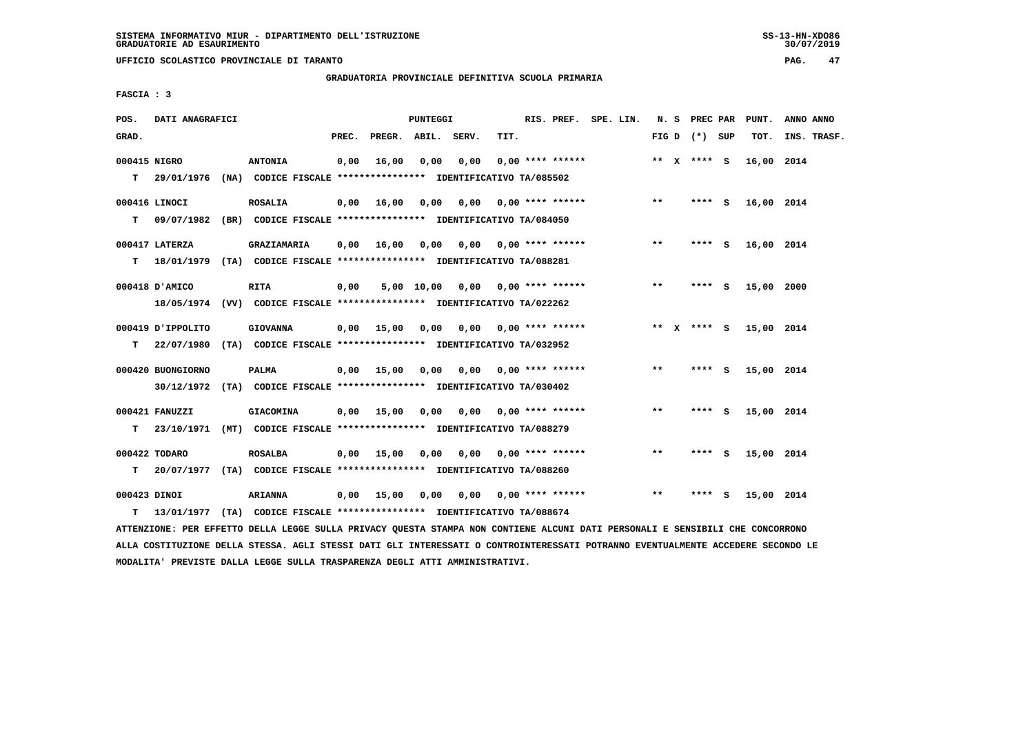SISTEMA INFORMATIVO MIUR - DIPARTIMENTO DELL'ISTRUZIONE
GRADUATORIE AD ESAURIMENTO

UFFICIO SCOLASTICO PROVINCIALE DI TARANTO

GRADUATORIA PROVINCIALE DEFINITIVA SCUOLA PRIMARIA

FASCIA : 3

| POS. GRAD. | DATI ANAGRAFICI | | PREC. | PREGR. | ABIL. | SERV. | TIT. | RIS. PREF. | SPE. LIN. | N. S FIG D | PREC PAR (*) SUP | PUNT. TOT. | ANNO INS. | ANNO TRASF. |
|---|---|---|---|---|---|---|---|---|---|---|---|---|---|---|
| 000415 | NIGRO | ANTONIA | 0,00 | 16,00 | 0,00 | 0,00 | 0,00 | **** ****** | | ** X | **** S | 16,00 | 2014 | |
| T | 29/01/1976 (NA) | CODICE FISCALE **************** IDENTIFICATIVO TA/085502 | | | | | | | | | | | | |
| 000416 | LINOCI | ROSALIA | 0,00 | 16,00 | 0,00 | 0,00 | 0,00 | **** ****** | | ** | **** S | 16,00 | 2014 | |
| T | 09/07/1982 (BR) | CODICE FISCALE **************** IDENTIFICATIVO TA/084050 | | | | | | | | | | | | |
| 000417 | LATERZA | GRAZIAMARIA | 0,00 | 16,00 | 0,00 | 0,00 | 0,00 | **** ****** | | ** | **** S | 16,00 | 2014 | |
| T | 18/01/1979 (TA) | CODICE FISCALE **************** IDENTIFICATIVO TA/088281 | | | | | | | | | | | | |
| 000418 | D'AMICO | RITA | 0,00 | 5,00 | 10,00 | 0,00 | 0,00 | **** ****** | | ** | **** S | 15,00 | 2000 | |
| | 18/05/1974 (VV) | CODICE FISCALE **************** IDENTIFICATIVO TA/022262 | | | | | | | | | | | | |
| 000419 | D'IPPOLITO | GIOVANNA | 0,00 | 15,00 | 0,00 | 0,00 | 0,00 | **** ****** | | ** X | **** S | 15,00 | 2014 | |
| T | 22/07/1980 (TA) | CODICE FISCALE **************** IDENTIFICATIVO TA/032952 | | | | | | | | | | | | |
| 000420 | BUONGIORNO | PALMA | 0,00 | 15,00 | 0,00 | 0,00 | 0,00 | **** ****** | | ** | **** S | 15,00 | 2014 | |
| | 30/12/1972 (TA) | CODICE FISCALE **************** IDENTIFICATIVO TA/030402 | | | | | | | | | | | | |
| 000421 | FANUZZI | GIACOMINA | 0,00 | 15,00 | 0,00 | 0,00 | 0,00 | **** ****** | | ** | **** S | 15,00 | 2014 | |
| T | 23/10/1971 (MT) | CODICE FISCALE **************** IDENTIFICATIVO TA/088279 | | | | | | | | | | | | |
| 000422 | TODARO | ROSALBA | 0,00 | 15,00 | 0,00 | 0,00 | 0,00 | **** ****** | | ** | **** S | 15,00 | 2014 | |
| T | 20/07/1977 (TA) | CODICE FISCALE **************** IDENTIFICATIVO TA/088260 | | | | | | | | | | | | |
| 000423 | DINOI | ARIANNA | 0,00 | 15,00 | 0,00 | 0,00 | 0,00 | **** ****** | | ** | **** S | 15,00 | 2014 | |
| T | 13/01/1977 (TA) | CODICE FISCALE **************** IDENTIFICATIVO TA/088674 | | | | | | | | | | | | |

ATTENZIONE: PER EFFETTO DELLA LEGGE SULLA PRIVACY QUESTA STAMPA NON CONTIENE ALCUNI DATI PERSONALI E SENSIBILI CHE CONCORRONO ALLA COSTITUZIONE DELLA STESSA. AGLI STESSI DATI GLI INTERESSATI O CONTROINTERESSATI POTRANNO EVENTUALMENTE ACCEDERE SECONDO LE MODALITA' PREVISTE DALLA LEGGE SULLA TRASPARENZA DEGLI ATTI AMMINISTRATIVI.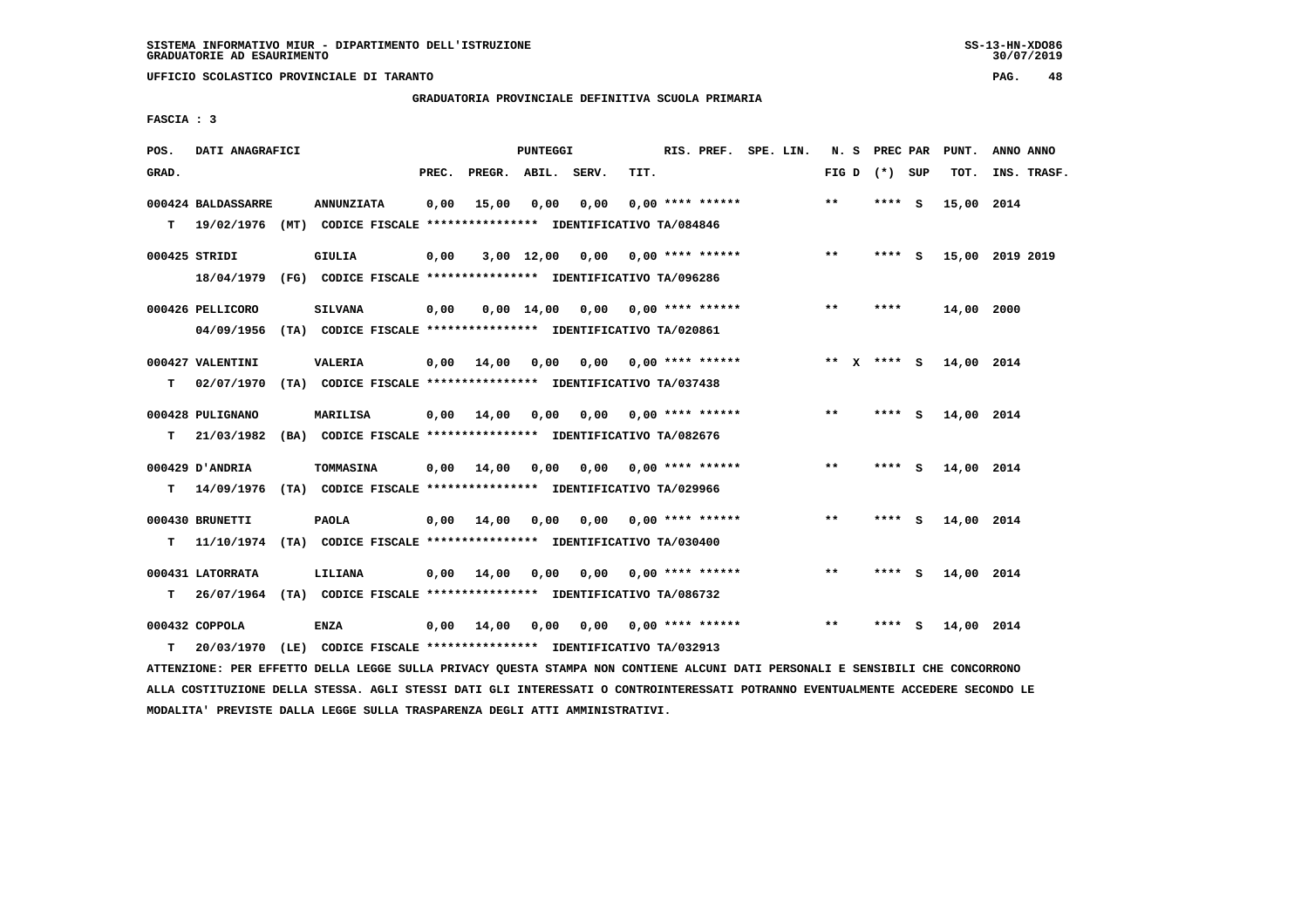SISTEMA INFORMATIVO MIUR - DIPARTIMENTO DELL'ISTRUZIONE
GRADUATORIE AD ESAURIMENTO

UFFICIO SCOLASTICO PROVINCIALE DI TARANTO

GRADUATORIA PROVINCIALE DEFINITIVA SCUOLA PRIMARIA

FASCIA : 3

| POS. GRAD. | DATI ANAGRAFICI | | PREC. | PREGR. | ABIL. | SERV. | TIT. | RIS. PREF. | SPE. LIN. | N. S FIG D | PREC PAR (*) SUP | PUNT. TOT. | ANNO ANNO INS. TRASF. |
|---|---|---|---|---|---|---|---|---|---|---|---|---|---|
| 000424 | BALDASSARRE | ANNUNZIATA | 0,00 | 15,00 | 0,00 | 0,00 | 0,00 | **** ****** | | ** | **** S | 15,00 | 2014 |
| T | 19/02/1976 (MT) CODICE FISCALE **************** IDENTIFICATIVO TA/084846 | | | | | | | | | | | | |
| 000425 | STRIDI | GIULIA | 0,00 | 3,00 | 12,00 | 0,00 | 0,00 | **** ****** | | ** | **** S | 15,00 | 2019 2019 |
| | 18/04/1979 (FG) CODICE FISCALE **************** IDENTIFICATIVO TA/096286 | | | | | | | | | | | | |
| 000426 | PELLICORO | SILVANA | 0,00 | 0,00 | 14,00 | 0,00 | 0,00 | **** ****** | | ** | **** | 14,00 | 2000 |
| | 04/09/1956 (TA) CODICE FISCALE **************** IDENTIFICATIVO TA/020861 | | | | | | | | | | | | |
| 000427 | VALENTINI | VALERIA | 0,00 | 14,00 | 0,00 | 0,00 | 0,00 | **** ****** | | ** X | **** S | 14,00 | 2014 |
| T | 02/07/1970 (TA) CODICE FISCALE **************** IDENTIFICATIVO TA/037438 | | | | | | | | | | | | |
| 000428 | PULIGNANO | MARILISA | 0,00 | 14,00 | 0,00 | 0,00 | 0,00 | **** ****** | | ** | **** S | 14,00 | 2014 |
| T | 21/03/1982 (BA) CODICE FISCALE **************** IDENTIFICATIVO TA/082676 | | | | | | | | | | | | |
| 000429 | D'ANDRIA | TOMMASINA | 0,00 | 14,00 | 0,00 | 0,00 | 0,00 | **** ****** | | ** | **** S | 14,00 | 2014 |
| T | 14/09/1976 (TA) CODICE FISCALE **************** IDENTIFICATIVO TA/029966 | | | | | | | | | | | | |
| 000430 | BRUNETTI | PAOLA | 0,00 | 14,00 | 0,00 | 0,00 | 0,00 | **** ****** | | ** | **** S | 14,00 | 2014 |
| T | 11/10/1974 (TA) CODICE FISCALE **************** IDENTIFICATIVO TA/030400 | | | | | | | | | | | | |
| 000431 | LATORRATA | LILIANA | 0,00 | 14,00 | 0,00 | 0,00 | 0,00 | **** ****** | | ** | **** S | 14,00 | 2014 |
| T | 26/07/1964 (TA) CODICE FISCALE **************** IDENTIFICATIVO TA/086732 | | | | | | | | | | | | |
| 000432 | COPPOLA | ENZA | 0,00 | 14,00 | 0,00 | 0,00 | 0,00 | **** ****** | | ** | **** S | 14,00 | 2014 |
| T | 20/03/1970 (LE) CODICE FISCALE **************** IDENTIFICATIVO TA/032913 | | | | | | | | | | | | |

ATTENZIONE: PER EFFETTO DELLA LEGGE SULLA PRIVACY QUESTA STAMPA NON CONTIENE ALCUNI DATI PERSONALI E SENSIBILI CHE CONCORRONO ALLA COSTITUZIONE DELLA STESSA. AGLI STESSI DATI GLI INTERESSATI O CONTROINTERESSATI POTRANNO EVENTUALMENTE ACCEDERE SECONDO LE MODALITA' PREVISTE DALLA LEGGE SULLA TRASPARENZA DEGLI ATTI AMMINISTRATIVI.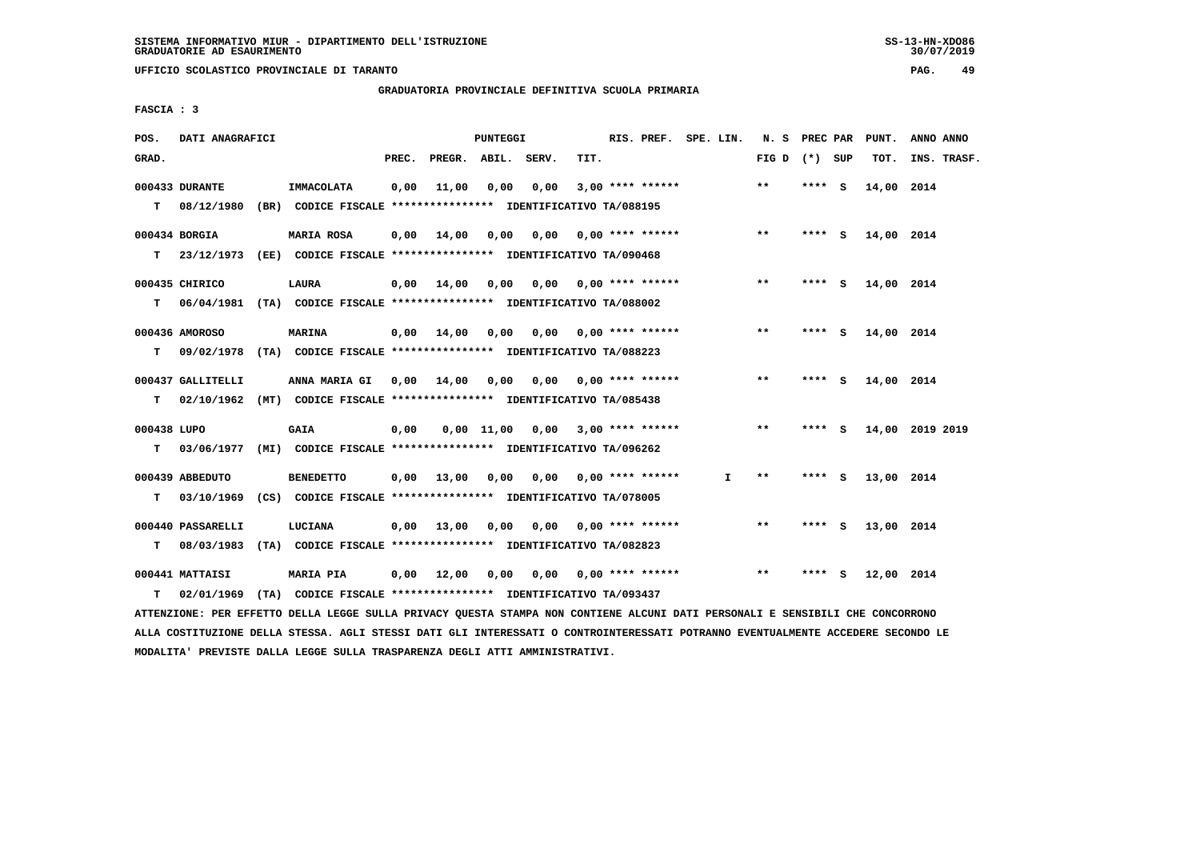SISTEMA INFORMATIVO MIUR - DIPARTIMENTO DELL'ISTRUZIONE
GRADUATORIE AD ESAURIMENTO

UFFICIO SCOLASTICO PROVINCIALE DI TARANTO

GRADUATORIA PROVINCIALE DEFINITIVA SCUOLA PRIMARIA

FASCIA : 3

| POS. GRAD. | DATI ANAGRAFICI | | PREC. | PREGR. | ABIL. | SERV. | TIT. | RIS. PREF. | SPE. LIN. | N. S FIG D | PREC PAR (*) | SUP | PUNT. TOT. | ANNO ANNO INS. TRASF. |
|---|---|---|---|---|---|---|---|---|---|---|---|---|---|---|
| 000433 | DURANTE | IMMACOLATA | 0,00 | 11,00 | 0,00 | 0,00 | 3,00 | **** ****** | | ** | **** | S | 14,00 | 2014 |
| T | 08/12/1980 (BR) | CODICE FISCALE **************** IDENTIFICATIVO TA/088195 | | | | | | | | | | | | |
| 000434 | BORGIA | MARIA ROSA | 0,00 | 14,00 | 0,00 | 0,00 | 0,00 | **** ****** | | ** | **** | S | 14,00 | 2014 |
| T | 23/12/1973 (EE) | CODICE FISCALE **************** IDENTIFICATIVO TA/090468 | | | | | | | | | | | | |
| 000435 | CHIRICO | LAURA | 0,00 | 14,00 | 0,00 | 0,00 | 0,00 | **** ****** | | ** | **** | S | 14,00 | 2014 |
| T | 06/04/1981 (TA) | CODICE FISCALE **************** IDENTIFICATIVO TA/088002 | | | | | | | | | | | | |
| 000436 | AMOROSO | MARINA | 0,00 | 14,00 | 0,00 | 0,00 | 0,00 | **** ****** | | ** | **** | S | 14,00 | 2014 |
| T | 09/02/1978 (TA) | CODICE FISCALE **************** IDENTIFICATIVO TA/088223 | | | | | | | | | | | | |
| 000437 | GALLITELLI | ANNA MARIA GI | 0,00 | 14,00 | 0,00 | 0,00 | 0,00 | **** ****** | | ** | **** | S | 14,00 | 2014 |
| T | 02/10/1962 (MT) | CODICE FISCALE **************** IDENTIFICATIVO TA/085438 | | | | | | | | | | | | |
| 000438 | LUPO | GAIA | 0,00 | 0,00 | 11,00 | 0,00 | 3,00 | **** ****** | | ** | **** | S | 14,00 | 2019 2019 |
| T | 03/06/1977 (MI) | CODICE FISCALE **************** IDENTIFICATIVO TA/096262 | | | | | | | | | | | | |
| 000439 | ABBEDUTO | BENEDETTO | 0,00 | 13,00 | 0,00 | 0,00 | 0,00 | **** ****** | I | ** | **** | S | 13,00 | 2014 |
| T | 03/10/1969 (CS) | CODICE FISCALE **************** IDENTIFICATIVO TA/078005 | | | | | | | | | | | | |
| 000440 | PASSARELLI | LUCIANA | 0,00 | 13,00 | 0,00 | 0,00 | 0,00 | **** ****** | | ** | **** | S | 13,00 | 2014 |
| T | 08/03/1983 (TA) | CODICE FISCALE **************** IDENTIFICATIVO TA/082823 | | | | | | | | | | | | |
| 000441 | MATTAISI | MARIA PIA | 0,00 | 12,00 | 0,00 | 0,00 | 0,00 | **** ****** | | ** | **** | S | 12,00 | 2014 |
| T | 02/01/1969 (TA) | CODICE FISCALE **************** IDENTIFICATIVO TA/093437 | | | | | | | | | | | | |

ATTENZIONE: PER EFFETTO DELLA LEGGE SULLA PRIVACY QUESTA STAMPA NON CONTIENE ALCUNI DATI PERSONALI E SENSIBILI CHE CONCORRONO ALLA COSTITUZIONE DELLA STESSA. AGLI STESSI DATI GLI INTERESSATI O CONTROINTERESSATI POTRANNO EVENTUALMENTE ACCEDERE SECONDO LE MODALITA' PREVISTE DALLA LEGGE SULLA TRASPARENZA DEGLI ATTI AMMINISTRATIVI.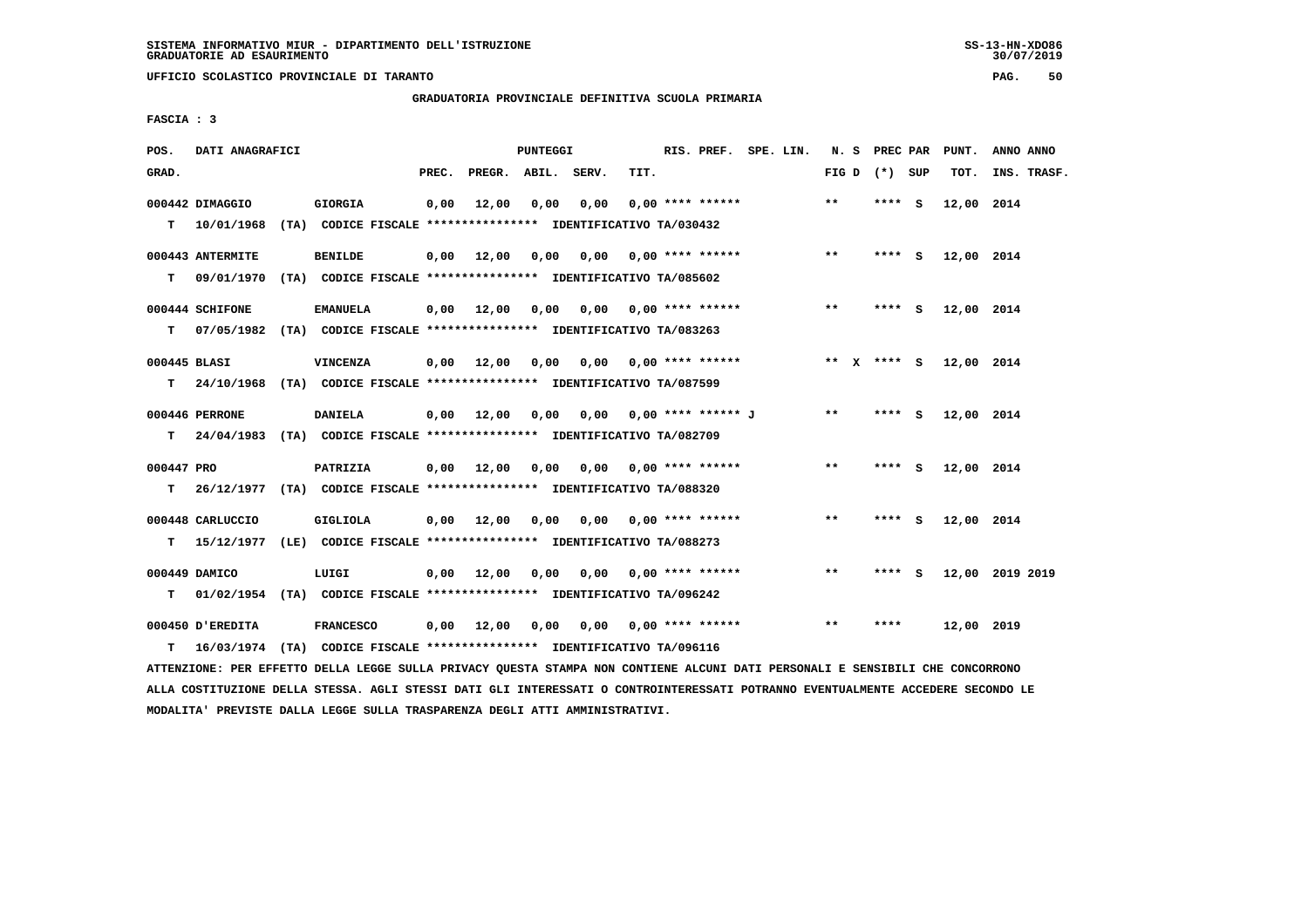SISTEMA INFORMATIVO MIUR - DIPARTIMENTO DELL'ISTRUZIONE
GRADUATORIE AD ESAURIMENTO

UFFICIO SCOLASTICO PROVINCIALE DI TARANTO

GRADUATORIA PROVINCIALE DEFINITIVA SCUOLA PRIMARIA

FASCIA : 3

| POS. GRAD. | DATI ANAGRAFICI | | PREC. | PREGR. | ABIL. | SERV. | TIT. | RIS. PREF. | SPE. LIN. | N. S FIG D | PREC PAR (*) SUP | PUNT. TOT. | ANNO ANNO INS. TRASF. |
|---|---|---|---|---|---|---|---|---|---|---|---|---|---|
| 000442 | DIMAGGIO | GIORGIA | 0,00 | 12,00 | 0,00 | 0,00 | 0,00 | **** ****** | | ** | **** S | 12,00 | 2014 |
| T | 10/01/1968 (TA) CODICE FISCALE **************** IDENTIFICATIVO TA/030432 | | | | | | | | | | | | |
| 000443 | ANTERMITE | BENILDE | 0,00 | 12,00 | 0,00 | 0,00 | 0,00 | **** ****** | | ** | **** S | 12,00 | 2014 |
| T | 09/01/1970 (TA) CODICE FISCALE **************** IDENTIFICATIVO TA/085602 | | | | | | | | | | | | |
| 000444 | SCHIFONE | EMANUELA | 0,00 | 12,00 | 0,00 | 0,00 | 0,00 | **** ****** | | ** | **** S | 12,00 | 2014 |
| T | 07/05/1982 (TA) CODICE FISCALE **************** IDENTIFICATIVO TA/083263 | | | | | | | | | | | | |
| 000445 | BLASI | VINCENZA | 0,00 | 12,00 | 0,00 | 0,00 | 0,00 | **** ****** | | ** X | **** S | 12,00 | 2014 |
| T | 24/10/1968 (TA) CODICE FISCALE **************** IDENTIFICATIVO TA/087599 | | | | | | | | | | | | |
| 000446 | PERRONE | DANIELA | 0,00 | 12,00 | 0,00 | 0,00 | 0,00 | **** ****** J | | ** | **** S | 12,00 | 2014 |
| T | 24/04/1983 (TA) CODICE FISCALE **************** IDENTIFICATIVO TA/082709 | | | | | | | | | | | | |
| 000447 | PRO | PATRIZIA | 0,00 | 12,00 | 0,00 | 0,00 | 0,00 | **** ****** | | ** | **** S | 12,00 | 2014 |
| T | 26/12/1977 (TA) CODICE FISCALE **************** IDENTIFICATIVO TA/088320 | | | | | | | | | | | | |
| 000448 | CARLUCCIO | GIGLIOLA | 0,00 | 12,00 | 0,00 | 0,00 | 0,00 | **** ****** | | ** | **** S | 12,00 | 2014 |
| T | 15/12/1977 (LE) CODICE FISCALE **************** IDENTIFICATIVO TA/088273 | | | | | | | | | | | | |
| 000449 | DAMICO | LUIGI | 0,00 | 12,00 | 0,00 | 0,00 | 0,00 | **** ****** | | ** | **** S | 12,00 | 2019 2019 |
| T | 01/02/1954 (TA) CODICE FISCALE **************** IDENTIFICATIVO TA/096242 | | | | | | | | | | | | |
| 000450 | D'EREDITA | FRANCESCO | 0,00 | 12,00 | 0,00 | 0,00 | 0,00 | **** ****** | | ** | **** | 12,00 | 2019 |
| T | 16/03/1974 (TA) CODICE FISCALE **************** IDENTIFICATIVO TA/096116 | | | | | | | | | | | | |

ATTENZIONE: PER EFFETTO DELLA LEGGE SULLA PRIVACY QUESTA STAMPA NON CONTIENE ALCUNI DATI PERSONALI E SENSIBILI CHE CONCORRONO ALLA COSTITUZIONE DELLA STESSA. AGLI STESSI DATI GLI INTERESSATI O CONTROINTERESSATI POTRANNO EVENTUALMENTE ACCEDERE SECONDO LE MODALITA' PREVISTE DALLA LEGGE SULLA TRASPARENZA DEGLI ATTI AMMINISTRATIVI.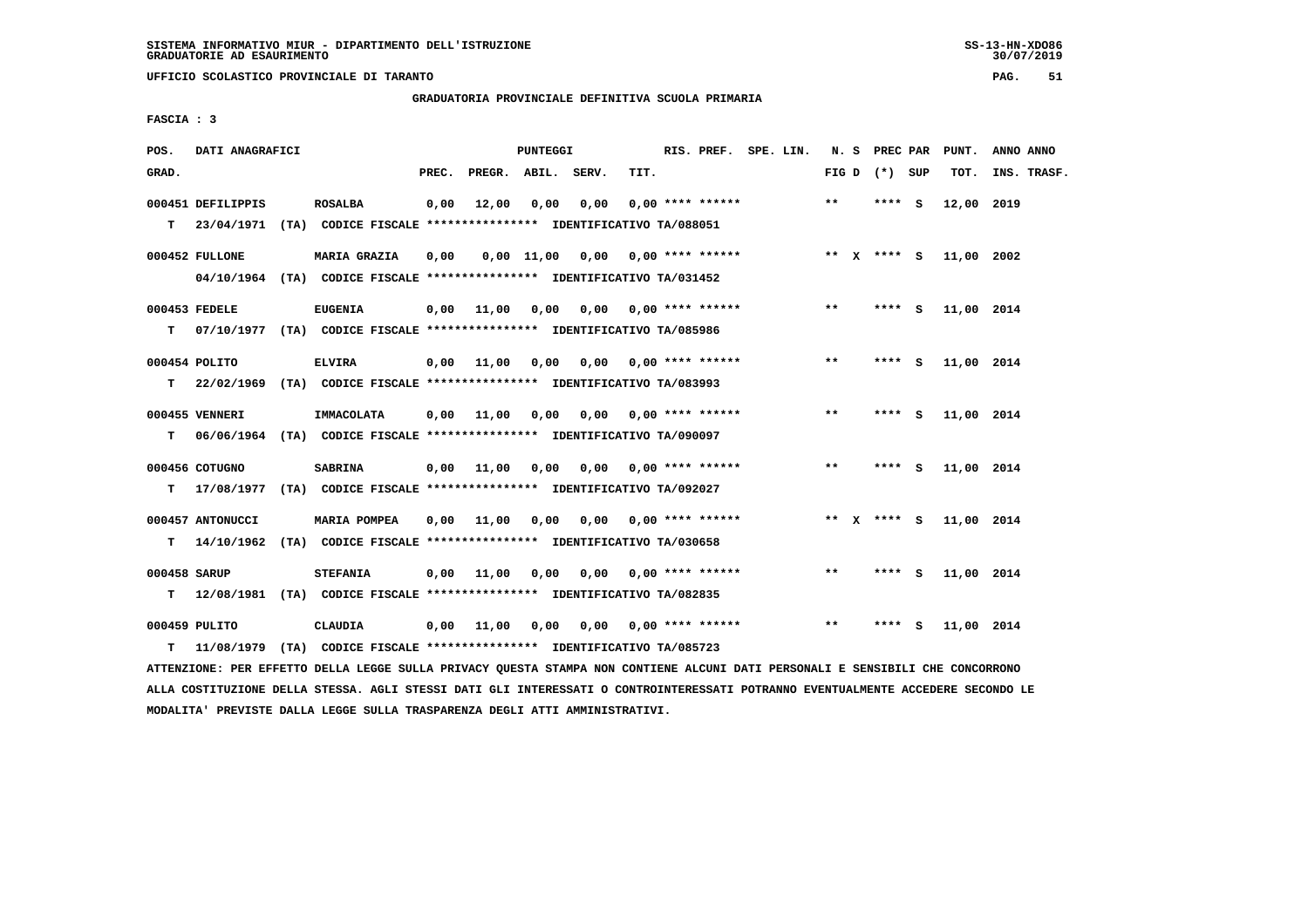SISTEMA INFORMATIVO MIUR - DIPARTIMENTO DELL'ISTRUZIONE
GRADUATORIE AD ESAURIMENTO

UFFICIO SCOLASTICO PROVINCIALE DI TARANTO

GRADUATORIA PROVINCIALE DEFINITIVA SCUOLA PRIMARIA

FASCIA : 3

| POS. GRAD. | DATI ANAGRAFICI | | PREC. | PREGR. | ABIL. | SERV. | TIT. | RIS. PREF. | SPE. LIN. | N. S FIG D | PREC PAR (*) SUP | PUNT. TOT. | ANNO ANNO INS. TRASF. |
|---|---|---|---|---|---|---|---|---|---|---|---|---|---|
| 000451 | DEFILIPPIS | ROSALBA | 0,00 | 12,00 | 0,00 | 0,00 | 0,00 | **** ****** | | ** | **** S | 12,00 | 2019 |
| T | 23/04/1971 (TA) CODICE FISCALE **************** IDENTIFICATIVO TA/088051 | | | | | | | | | | | | |
| 000452 | FULLONE | MARIA GRAZIA | 0,00 | 0,00 | 11,00 | 0,00 | 0,00 | **** ****** | | ** X | **** S | 11,00 | 2002 |
| | 04/10/1964 (TA) CODICE FISCALE **************** IDENTIFICATIVO TA/031452 | | | | | | | | | | | | |
| 000453 | FEDELE | EUGENIA | 0,00 | 11,00 | 0,00 | 0,00 | 0,00 | **** ****** | | ** | **** S | 11,00 | 2014 |
| T | 07/10/1977 (TA) CODICE FISCALE **************** IDENTIFICATIVO TA/085986 | | | | | | | | | | | | |
| 000454 | POLITO | ELVIRA | 0,00 | 11,00 | 0,00 | 0,00 | 0,00 | **** ****** | | ** | **** S | 11,00 | 2014 |
| T | 22/02/1969 (TA) CODICE FISCALE **************** IDENTIFICATIVO TA/083993 | | | | | | | | | | | | |
| 000455 | VENNERI | IMMACOLATA | 0,00 | 11,00 | 0,00 | 0,00 | 0,00 | **** ****** | | ** | **** S | 11,00 | 2014 |
| T | 06/06/1964 (TA) CODICE FISCALE **************** IDENTIFICATIVO TA/090097 | | | | | | | | | | | | |
| 000456 | COTUGNO | SABRINA | 0,00 | 11,00 | 0,00 | 0,00 | 0,00 | **** ****** | | ** | **** S | 11,00 | 2014 |
| T | 17/08/1977 (TA) CODICE FISCALE **************** IDENTIFICATIVO TA/092027 | | | | | | | | | | | | |
| 000457 | ANTONUCCI | MARIA POMPEA | 0,00 | 11,00 | 0,00 | 0,00 | 0,00 | **** ****** | | ** X | **** S | 11,00 | 2014 |
| T | 14/10/1962 (TA) CODICE FISCALE **************** IDENTIFICATIVO TA/030658 | | | | | | | | | | | | |
| 000458 | SARUP | STEFANIA | 0,00 | 11,00 | 0,00 | 0,00 | 0,00 | **** ****** | | ** | **** S | 11,00 | 2014 |
| T | 12/08/1981 (TA) CODICE FISCALE **************** IDENTIFICATIVO TA/082835 | | | | | | | | | | | | |
| 000459 | PULITO | CLAUDIA | 0,00 | 11,00 | 0,00 | 0,00 | 0,00 | **** ****** | | ** | **** S | 11,00 | 2014 |
| T | 11/08/1979 (TA) CODICE FISCALE **************** IDENTIFICATIVO TA/085723 | | | | | | | | | | | | |

ATTENZIONE: PER EFFETTO DELLA LEGGE SULLA PRIVACY QUESTA STAMPA NON CONTIENE ALCUNI DATI PERSONALI E SENSIBILI CHE CONCORRONO ALLA COSTITUZIONE DELLA STESSA. AGLI STESSI DATI GLI INTERESSATI O CONTROINTERESSATI POTRANNO EVENTUALMENTE ACCEDERE SECONDO LE MODALITA' PREVISTE DALLA LEGGE SULLA TRASPARENZA DEGLI ATTI AMMINISTRATIVI.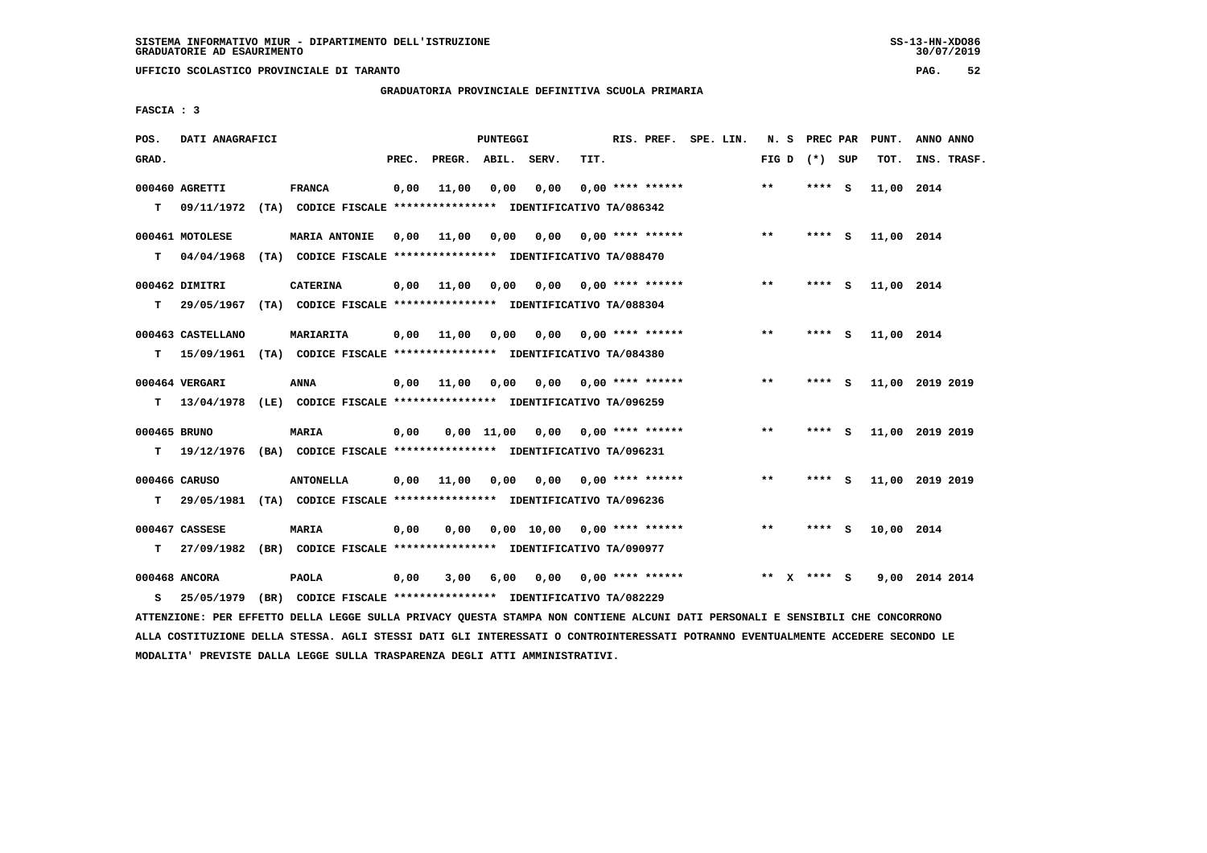SISTEMA INFORMATIVO MIUR - DIPARTIMENTO DELL'ISTRUZIONE
GRADUATORIE AD ESAURIMENTO

UFFICIO SCOLASTICO PROVINCIALE DI TARANTO

GRADUATORIA PROVINCIALE DEFINITIVA SCUOLA PRIMARIA

FASCIA : 3

| POS. GRAD. | DATI ANAGRAFICI | | PREC. | PREGR. | ABIL. | SERV. | TIT. | RIS. PREF. | SPE. LIN. | N. S FIG D | PREC PAR (*) | SUP | PUNT. TOT. | ANNO ANNO INS. TRASF. |
|---|---|---|---|---|---|---|---|---|---|---|---|---|---|---|
| 000460 | AGRETTI | FRANCA | 0,00 | 11,00 | 0,00 | 0,00 | 0,00 | **** ****** | | ** | **** | S | 11,00 | 2014 |
| T | 09/11/1972 (TA) CODICE FISCALE **************** IDENTIFICATIVO TA/086342 | | | | | | | | | | | | | |
| 000461 | MOTOLESE | MARIA ANTONIE | 0,00 | 11,00 | 0,00 | 0,00 | 0,00 | **** ****** | | ** | **** | S | 11,00 | 2014 |
| T | 04/04/1968 (TA) CODICE FISCALE **************** IDENTIFICATIVO TA/088470 | | | | | | | | | | | | | |
| 000462 | DIMITRI | CATERINA | 0,00 | 11,00 | 0,00 | 0,00 | 0,00 | **** ****** | | ** | **** | S | 11,00 | 2014 |
| T | 29/05/1967 (TA) CODICE FISCALE **************** IDENTIFICATIVO TA/088304 | | | | | | | | | | | | | |
| 000463 | CASTELLANO | MARIARITA | 0,00 | 11,00 | 0,00 | 0,00 | 0,00 | **** ****** | | ** | **** | S | 11,00 | 2014 |
| T | 15/09/1961 (TA) CODICE FISCALE **************** IDENTIFICATIVO TA/084380 | | | | | | | | | | | | | |
| 000464 | VERGARI | ANNA | 0,00 | 11,00 | 0,00 | 0,00 | 0,00 | **** ****** | | ** | **** | S | 11,00 | 2019 2019 |
| T | 13/04/1978 (LE) CODICE FISCALE **************** IDENTIFICATIVO TA/096259 | | | | | | | | | | | | | |
| 000465 | BRUNO | MARIA | 0,00 | 0,00 | 11,00 | 0,00 | 0,00 | **** ****** | | ** | **** | S | 11,00 | 2019 2019 |
| T | 19/12/1976 (BA) CODICE FISCALE **************** IDENTIFICATIVO TA/096231 | | | | | | | | | | | | | |
| 000466 | CARUSO | ANTONELLA | 0,00 | 11,00 | 0,00 | 0,00 | 0,00 | **** ****** | | ** | **** | S | 11,00 | 2019 2019 |
| T | 29/05/1981 (TA) CODICE FISCALE **************** IDENTIFICATIVO TA/096236 | | | | | | | | | | | | | |
| 000467 | CASSESE | MARIA | 0,00 | 0,00 | 0,00 | 10,00 | 0,00 | **** ****** | | ** | **** | S | 10,00 | 2014 |
| T | 27/09/1982 (BR) CODICE FISCALE **************** IDENTIFICATIVO TA/090977 | | | | | | | | | | | | | |
| 000468 | ANCORA | PAOLA | 0,00 | 3,00 | 6,00 | 0,00 | 0,00 | **** ****** | | ** X | **** | S | 9,00 | 2014 2014 |
| S | 25/05/1979 (BR) CODICE FISCALE **************** IDENTIFICATIVO TA/082229 | | | | | | | | | | | | | |

ATTENZIONE: PER EFFETTO DELLA LEGGE SULLA PRIVACY QUESTA STAMPA NON CONTIENE ALCUNI DATI PERSONALI E SENSIBILI CHE CONCORRONO ALLA COSTITUZIONE DELLA STESSA. AGLI STESSI DATI GLI INTERESSATI O CONTROINTERESSATI POTRANNO EVENTUALMENTE ACCEDERE SECONDO LE MODALITA' PREVISTE DALLA LEGGE SULLA TRASPARENZA DEGLI ATTI AMMINISTRATIVI.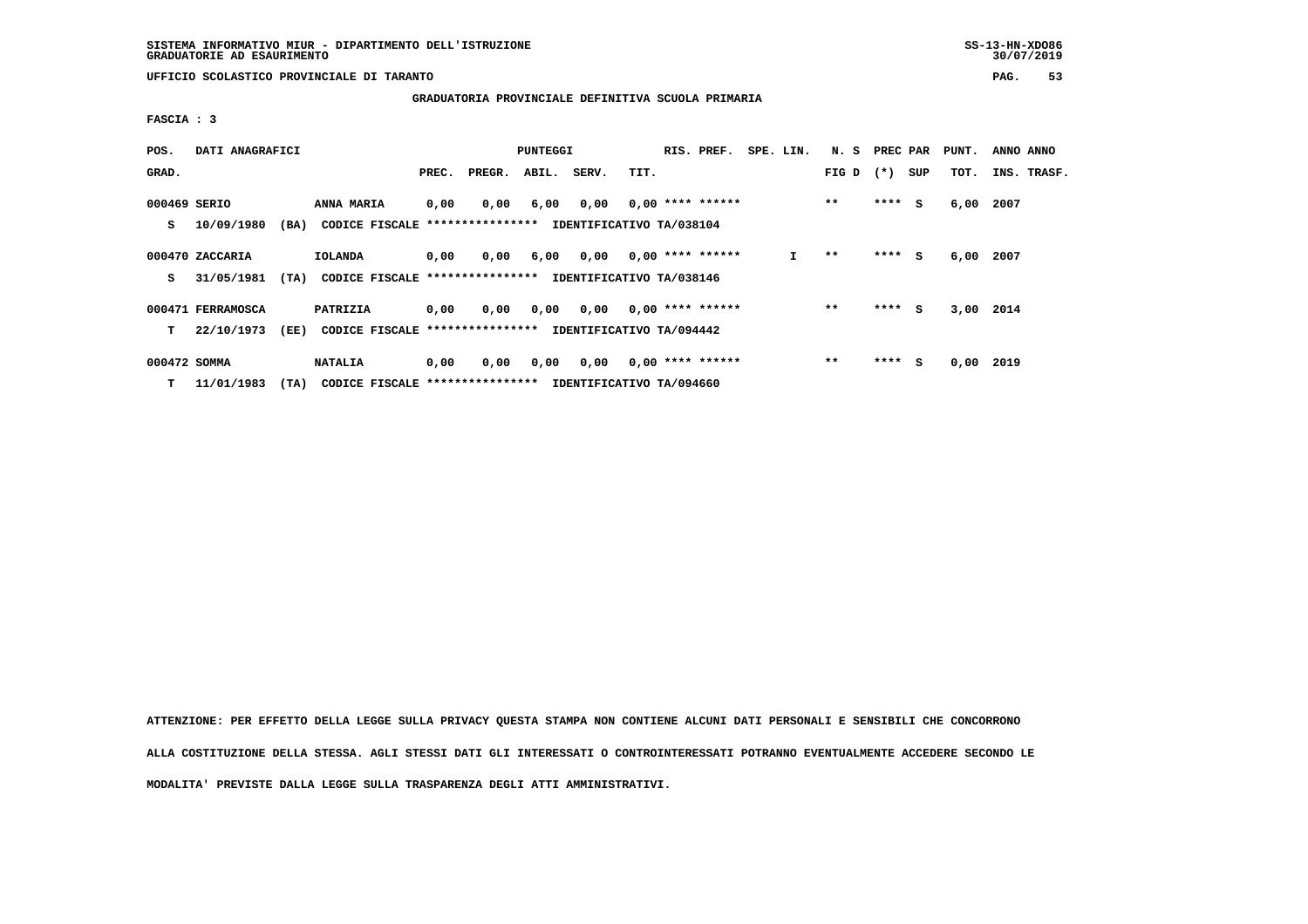SISTEMA INFORMATIVO MIUR - DIPARTIMENTO DELL'ISTRUZIONE
GRADUATORIE AD ESAURIMENTO

UFFICIO SCOLASTICO PROVINCIALE DI TARANTO

GRADUATORIA PROVINCIALE DEFINITIVA SCUOLA PRIMARIA

FASCIA : 3

| POS. GRAD. | DATI ANAGRAFICI | | PUNTEGGI PREC. | PREGR. | ABIL. | SERV. | TIT. | RIS. PREF. | SPE. LIN. | N. S FIG D | PREC PAR (*) | SUP | PUNT. TOT. | ANNO ANNO INS. TRASF. |
|---|---|---|---|---|---|---|---|---|---|---|---|---|---|---|
| 000469 | SERIO | ANNA MARIA | 0,00 | 0,00 | 6,00 | 0,00 | 0,00 | **** ****** | | ** | **** | S | 6,00 | 2007 |
| S | 10/09/1980 (BA) | CODICE FISCALE **************** IDENTIFICATIVO TA/038104 | | | | | | | | | | | | |
| 000470 | ZACCARIA | IOLANDA | 0,00 | 0,00 | 6,00 | 0,00 | 0,00 | **** ****** | I | ** | **** | S | 6,00 | 2007 |
| S | 31/05/1981 (TA) | CODICE FISCALE **************** IDENTIFICATIVO TA/038146 | | | | | | | | | | | | |
| 000471 | FERRAMOSCA | PATRIZIA | 0,00 | 0,00 | 0,00 | 0,00 | 0,00 | **** ****** | | ** | **** | S | 3,00 | 2014 |
| T | 22/10/1973 (EE) | CODICE FISCALE **************** IDENTIFICATIVO TA/094442 | | | | | | | | | | | | |
| 000472 | SOMMA | NATALIA | 0,00 | 0,00 | 0,00 | 0,00 | 0,00 | **** ****** | | ** | **** | S | 0,00 | 2019 |
| T | 11/01/1983 (TA) | CODICE FISCALE **************** IDENTIFICATIVO TA/094660 | | | | | | | | | | | | |

ATTENZIONE: PER EFFETTO DELLA LEGGE SULLA PRIVACY QUESTA STAMPA NON CONTIENE ALCUNI DATI PERSONALI E SENSIBILI CHE CONCORRONO ALLA COSTITUZIONE DELLA STESSA. AGLI STESSI DATI GLI INTERESSATI O CONTROINTERESSATI POTRANNO EVENTUALMENTE ACCEDERE SECONDO LE MODALITA' PREVISTE DALLA LEGGE SULLA TRASPARENZA DEGLI ATTI AMMINISTRATIVI.